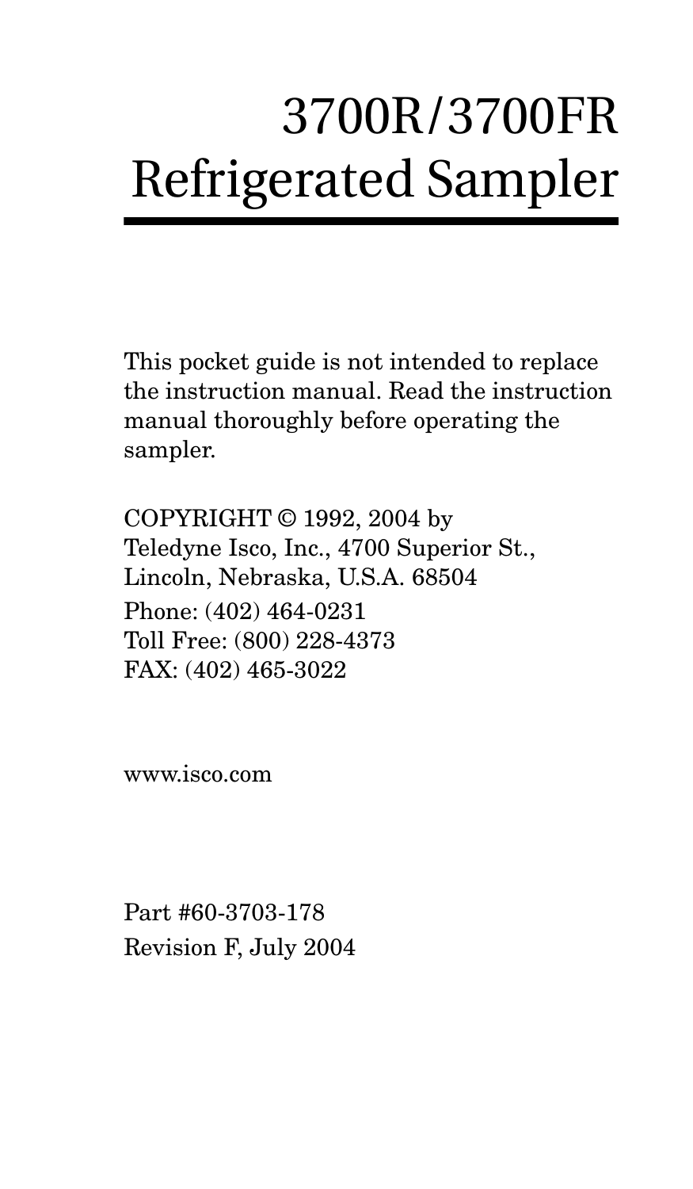# 3700R/3700FR Refrigerated Sampler

This pocket guide is not intended to replace the instruction manual. Read the instruction manual thoroughly before operating the sampler.

COPYRIGHT © 1992, 2004 by
Teledyne Isco, Inc., 4700 Superior St.,
Lincoln, Nebraska, U.S.A. 68504
Phone: (402) 464-0231
Toll Free: (800) 228-4373
FAX: (402) 465-3022

www.isco.com

Part #60-3703-178
Revision F, July 2004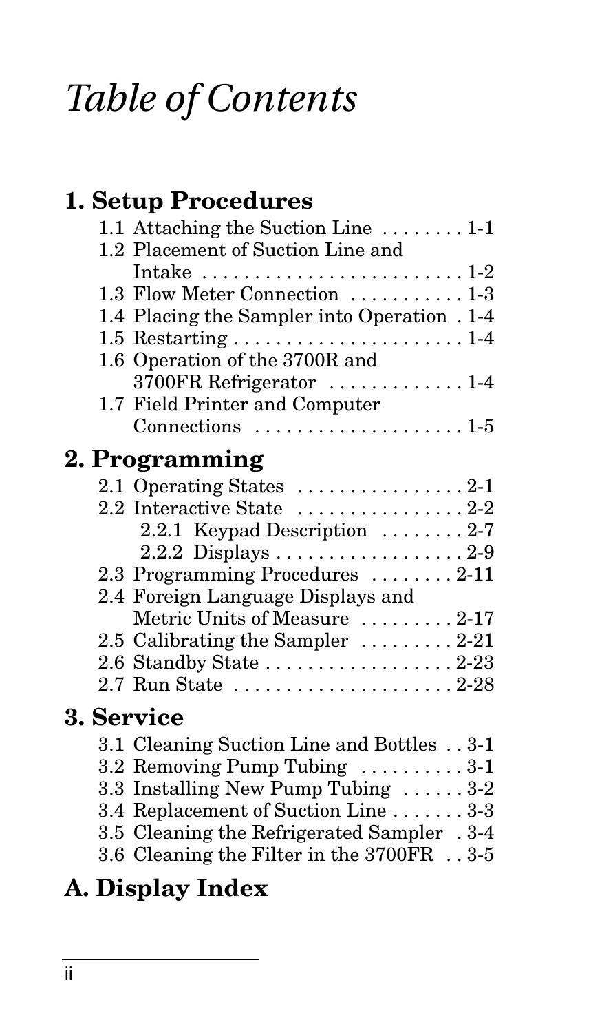# Table of Contents

## 1. Setup Procedures

- 1.1 Attaching the Suction Line . . . . . . . . 1-1
- 1.2 Placement of Suction Line and Intake . . . . . . . . . . . . . . . . . . . . . . . . . 1-2
- 1.3 Flow Meter Connection . . . . . . . . . . . 1-3
- 1.4 Placing the Sampler into Operation . 1-4
- 1.5 Restarting . . . . . . . . . . . . . . . . . . . . . . 1-4
- 1.6 Operation of the 3700R and 3700FR Refrigerator . . . . . . . . . . . . . 1-4
- 1.7 Field Printer and Computer Connections . . . . . . . . . . . . . . . . . . . . 1-5

## 2. Programming

- 2.1 Operating States . . . . . . . . . . . . . . . . 2-1
- 2.2 Interactive State . . . . . . . . . . . . . . . . 2-2
  - 2.2.1 Keypad Description . . . . . . . . 2-7
  - 2.2.2 Displays . . . . . . . . . . . . . . . . . . 2-9
- 2.3 Programming Procedures . . . . . . . . 2-11
- 2.4 Foreign Language Displays and Metric Units of Measure . . . . . . . . . 2-17
- 2.5 Calibrating the Sampler . . . . . . . . . 2-21
- 2.6 Standby State . . . . . . . . . . . . . . . . . . 2-23
- 2.7 Run State . . . . . . . . . . . . . . . . . . . . . 2-28

## 3. Service

- 3.1 Cleaning Suction Line and Bottles . . 3-1
- 3.2 Removing Pump Tubing . . . . . . . . . . 3-1
- 3.3 Installing New Pump Tubing . . . . . . 3-2
- 3.4 Replacement of Suction Line . . . . . . . 3-3
- 3.5 Cleaning the Refrigerated Sampler . 3-4
- 3.6 Cleaning the Filter in the 3700FR . . 3-5

## A. Display Index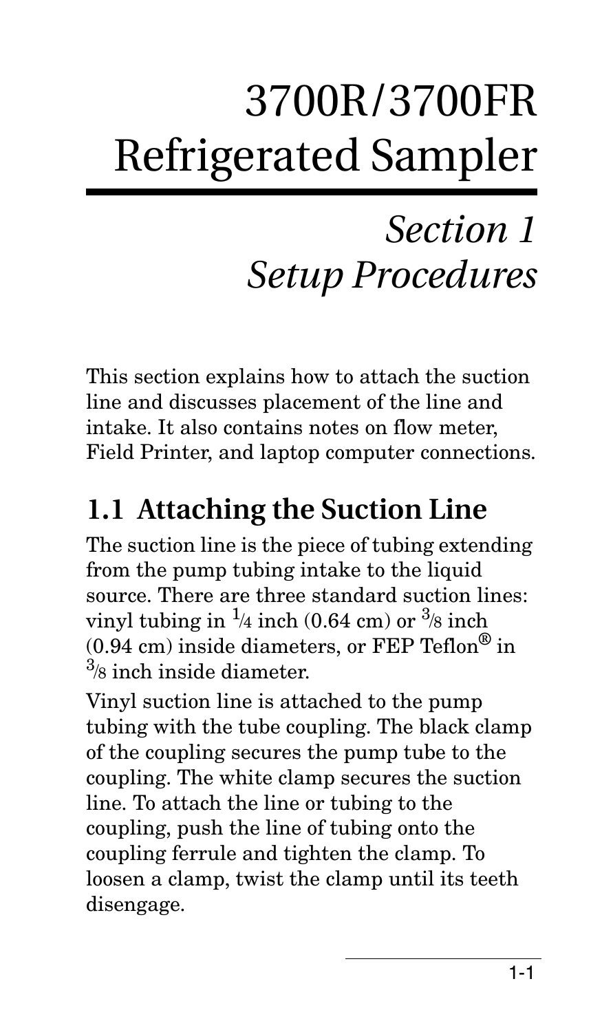# 3700R/3700FR Refrigerated Sampler

## *Section 1 Setup Procedures*

This section explains how to attach the suction line and discusses placement of the line and intake. It also contains notes on flow meter, Field Printer, and laptop computer connections.

## 1.1 Attaching the Suction Line

The suction line is the piece of tubing extending from the pump tubing intake to the liquid source. There are three standard suction lines: vinyl tubing in 1/4 inch (0.64 cm) or 3/8 inch (0.94 cm) inside diameters, or FEP Teflon® in 3/8 inch inside diameter.

Vinyl suction line is attached to the pump tubing with the tube coupling. The black clamp of the coupling secures the pump tube to the coupling. The white clamp secures the suction line. To attach the line or tubing to the coupling, push the line of tubing onto the coupling ferrule and tighten the clamp. To loosen a clamp, twist the clamp until its teeth disengage.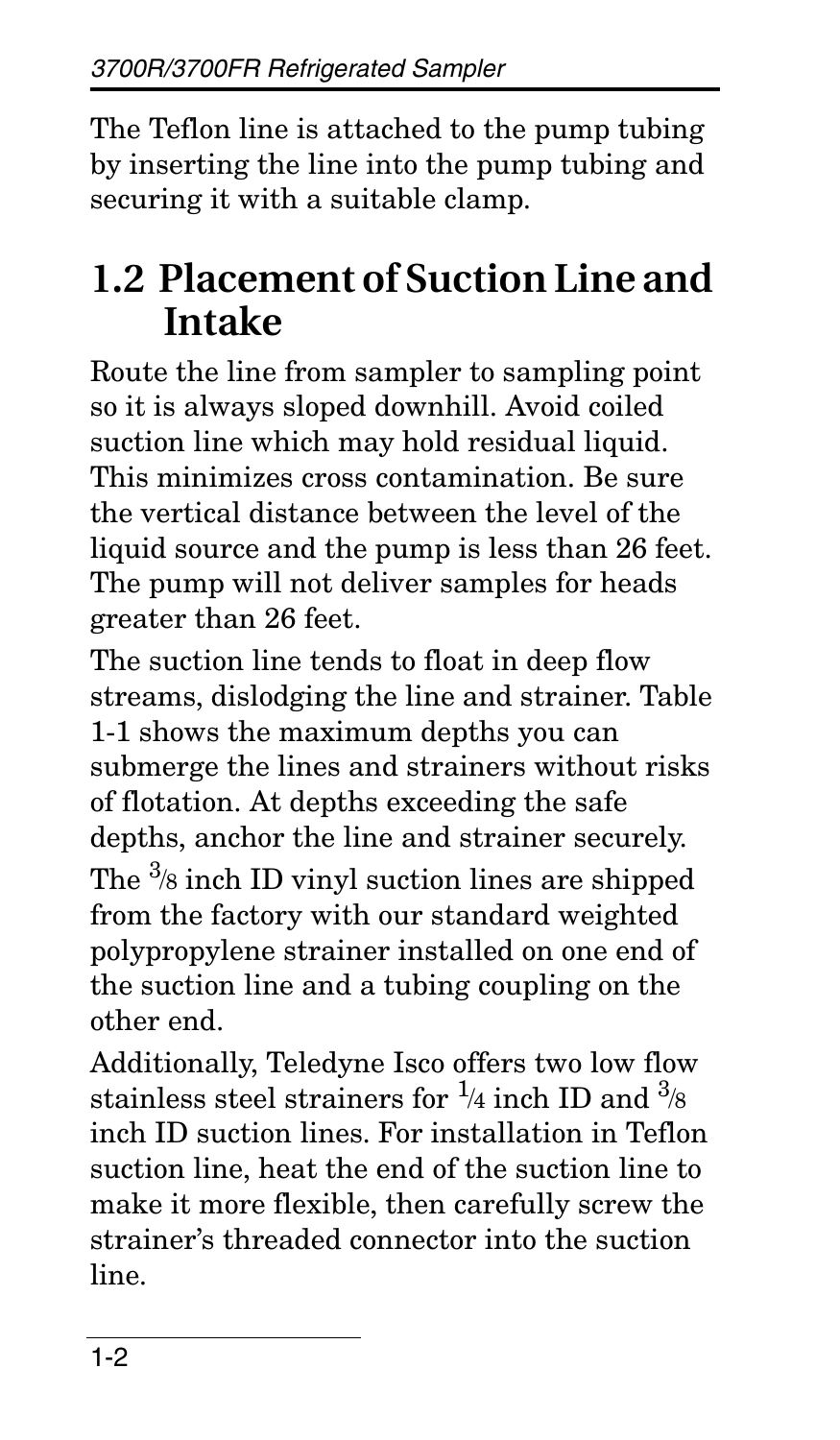The Teflon line is attached to the pump tubing by inserting the line into the pump tubing and securing it with a suitable clamp.

## 1.2 Placement of Suction Line and Intake

Route the line from sampler to sampling point so it is always sloped downhill. Avoid coiled suction line which may hold residual liquid. This minimizes cross contamination. Be sure the vertical distance between the level of the liquid source and the pump is less than 26 feet. The pump will not deliver samples for heads greater than 26 feet.

The suction line tends to float in deep flow streams, dislodging the line and strainer. Table 1-1 shows the maximum depths you can submerge the lines and strainers without risks of flotation. At depths exceeding the safe depths, anchor the line and strainer securely.

The $^3/_8$ inch ID vinyl suction lines are shipped from the factory with our standard weighted polypropylene strainer installed on one end of the suction line and a tubing coupling on the other end.

Additionally, Teledyne Isco offers two low flow stainless steel strainers for $^1/_4$ inch ID and $^3/_8$ inch ID suction lines. For installation in Teflon suction line, heat the end of the suction line to make it more flexible, then carefully screw the strainer's threaded connector into the suction line.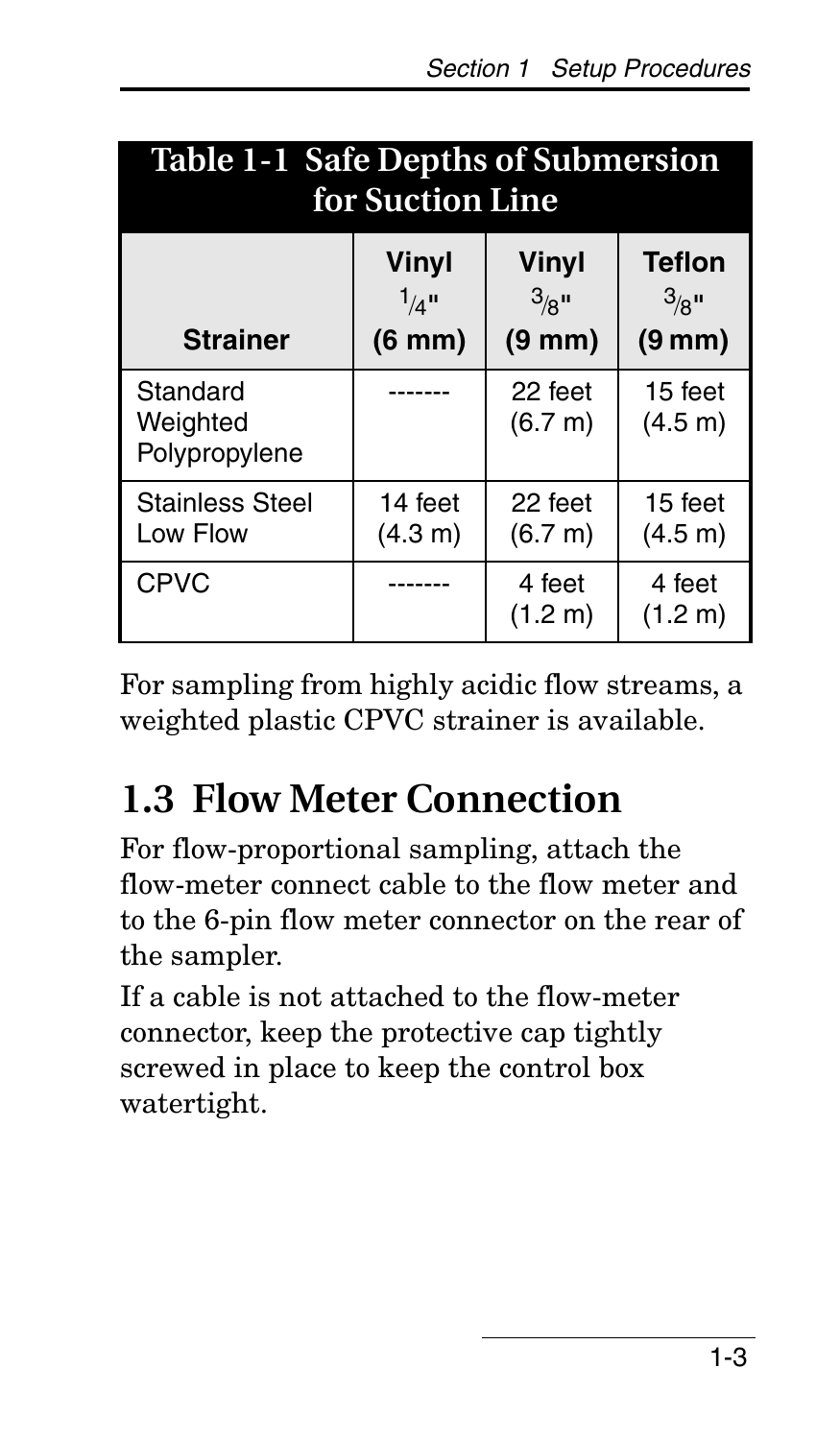**Table 1-1 Safe Depths of Submersion for Suction Line**

| Strainer | Vinyl 1/4" (6 mm) | Vinyl 3/8" (9 mm) | Teflon 3/8" (9 mm) |
|---|---|---|---|
| Standard Weighted Polypropylene | ------- | 22 feet (6.7 m) | 15 feet (4.5 m) |
| Stainless Steel Low Flow | 14 feet (4.3 m) | 22 feet (6.7 m) | 15 feet (4.5 m) |
| CPVC | ------- | 4 feet (1.2 m) | 4 feet (1.2 m) |

For sampling from highly acidic flow streams, a weighted plastic CPVC strainer is available.

## 1.3 Flow Meter Connection

For flow-proportional sampling, attach the flow-meter connect cable to the flow meter and to the 6-pin flow meter connector on the rear of the sampler.

If a cable is not attached to the flow-meter connector, keep the protective cap tightly screwed in place to keep the control box watertight.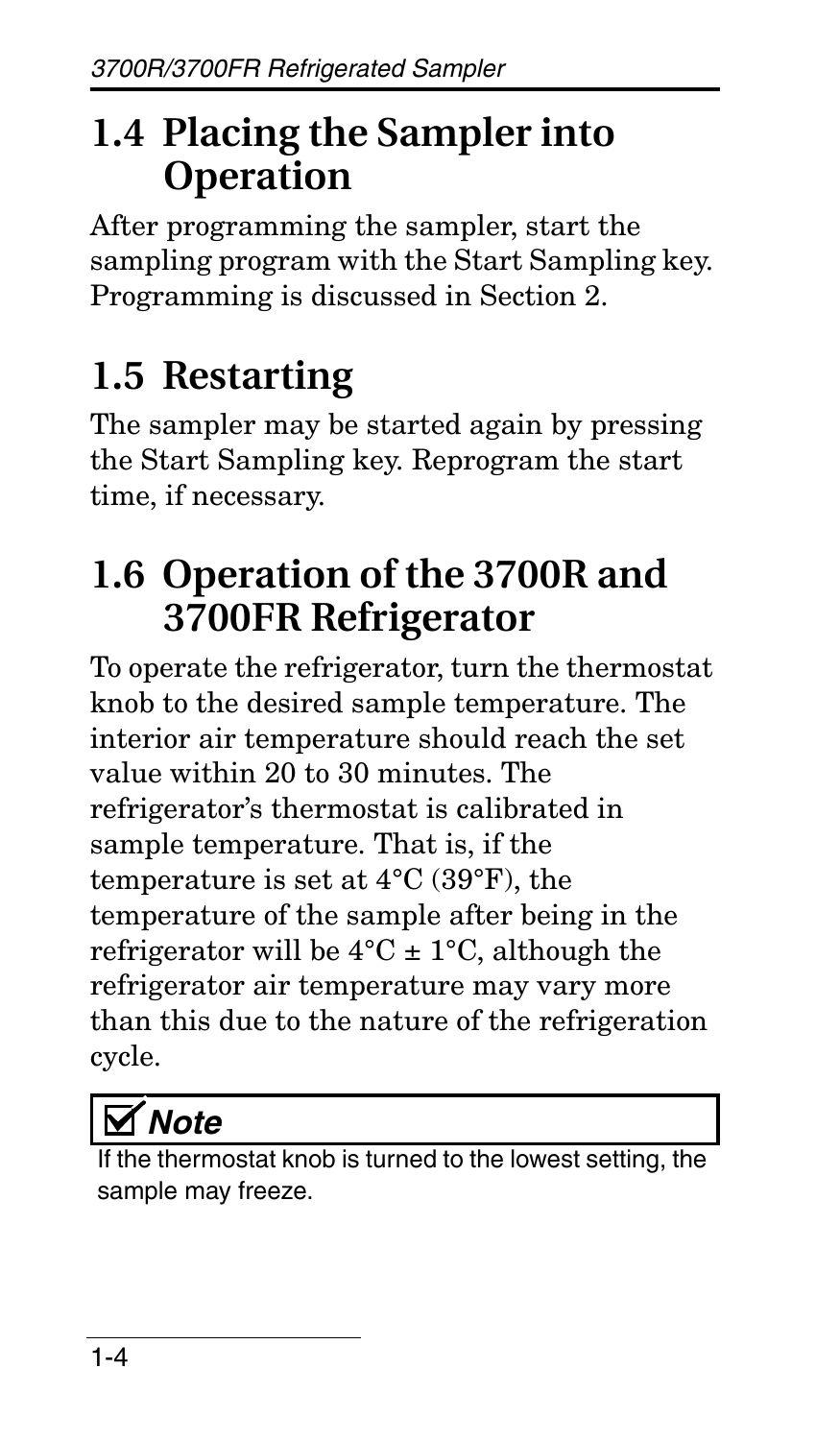## 1.4 Placing the Sampler into Operation

After programming the sampler, start the sampling program with the Start Sampling key. Programming is discussed in Section 2.

## 1.5 Restarting

The sampler may be started again by pressing the Start Sampling key. Reprogram the start time, if necessary.

## 1.6 Operation of the 3700R and 3700FR Refrigerator

To operate the refrigerator, turn the thermostat knob to the desired sample temperature. The interior air temperature should reach the set value within 20 to 30 minutes. The refrigerator's thermostat is calibrated in sample temperature. That is, if the temperature is set at 4°C (39°F), the temperature of the sample after being in the refrigerator will be 4°C ± 1°C, although the refrigerator air temperature may vary more than this due to the nature of the refrigeration cycle.

> ☑ ***Note***
>
> If the thermostat knob is turned to the lowest setting, the sample may freeze.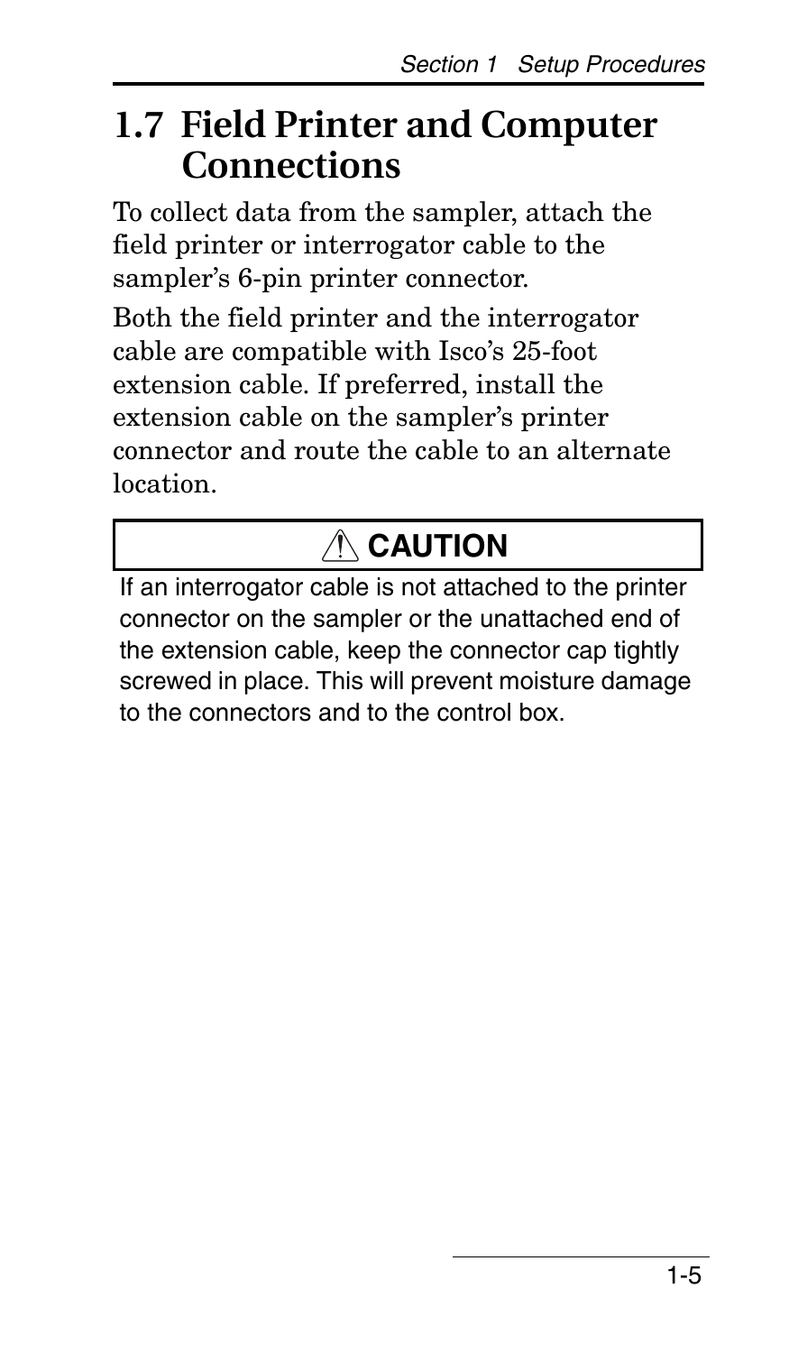## 1.7 Field Printer and Computer Connections

To collect data from the sampler, attach the field printer or interrogator cable to the sampler's 6-pin printer connector.

Both the field printer and the interrogator cable are compatible with Isco's 25-foot extension cable. If preferred, install the extension cable on the sampler's printer connector and route the cable to an alternate location.

> **⚠ CAUTION**
>
> If an interrogator cable is not attached to the printer connector on the sampler or the unattached end of the extension cable, keep the connector cap tightly screwed in place. This will prevent moisture damage to the connectors and to the control box.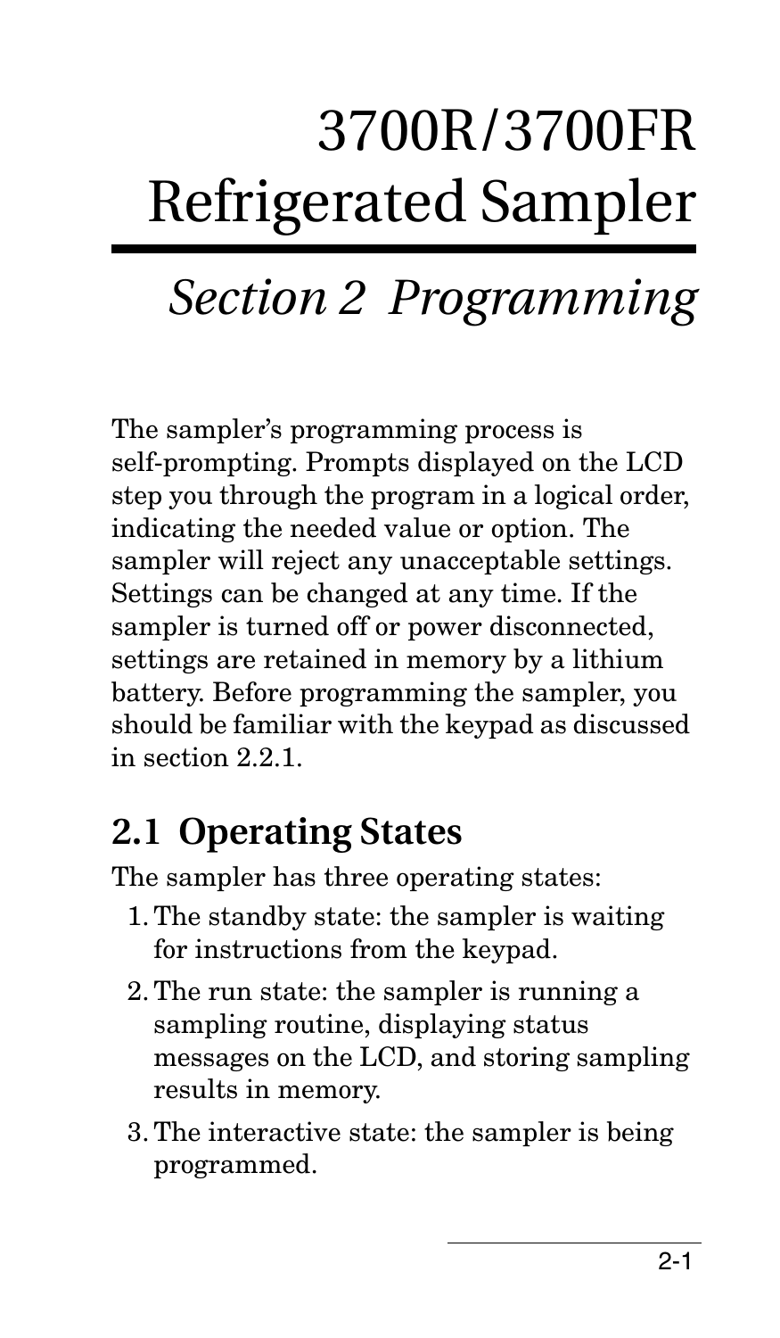# 3700R/3700FR Refrigerated Sampler

## *Section 2 Programming*

The sampler's programming process is self-prompting. Prompts displayed on the LCD step you through the program in a logical order, indicating the needed value or option. The sampler will reject any unacceptable settings. Settings can be changed at any time. If the sampler is turned off or power disconnected, settings are retained in memory by a lithium battery. Before programming the sampler, you should be familiar with the keypad as discussed in section 2.2.1.

## 2.1 Operating States

The sampler has three operating states:

1. The standby state: the sampler is waiting for instructions from the keypad.
2. The run state: the sampler is running a sampling routine, displaying status messages on the LCD, and storing sampling results in memory.
3. The interactive state: the sampler is being programmed.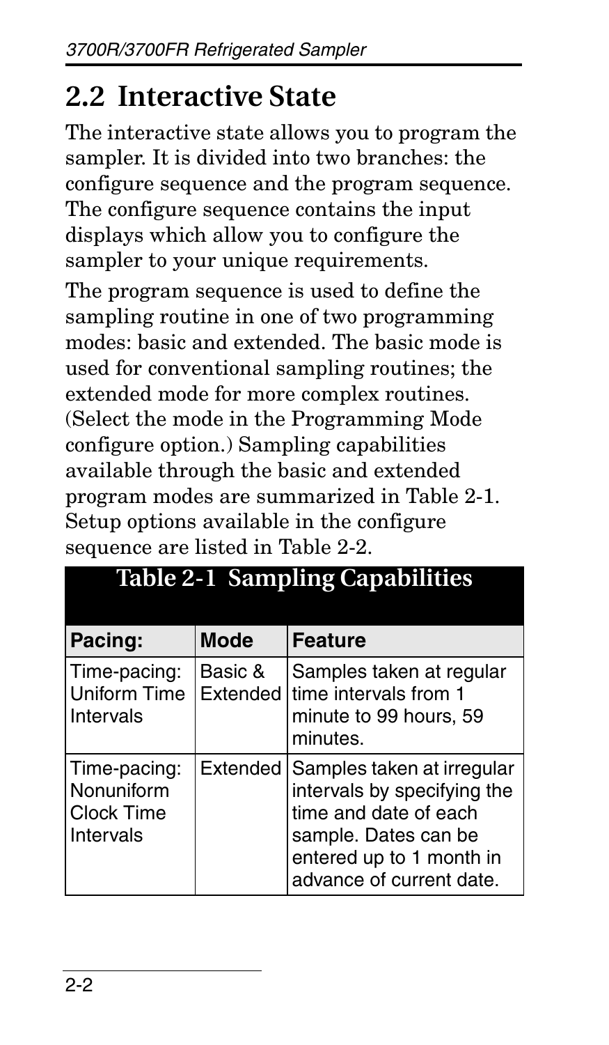## 2.2 Interactive State

The interactive state allows you to program the sampler. It is divided into two branches: the configure sequence and the program sequence. The configure sequence contains the input displays which allow you to configure the sampler to your unique requirements.

The program sequence is used to define the sampling routine in one of two programming modes: basic and extended. The basic mode is used for conventional sampling routines; the extended mode for more complex routines. (Select the mode in the Programming Mode configure option.) Sampling capabilities available through the basic and extended program modes are summarized in Table 2-1. Setup options available in the configure sequence are listed in Table 2-2.

**Table 2-1 Sampling Capabilities**

| Pacing: | Mode | Feature |
|---|---|---|
| Time-pacing: Uniform Time Intervals | Basic & Extended | Samples taken at regular time intervals from 1 minute to 99 hours, 59 minutes. |
| Time-pacing: Nonuniform Clock Time Intervals | Extended | Samples taken at irregular intervals by specifying the time and date of each sample. Dates can be entered up to 1 month in advance of current date. |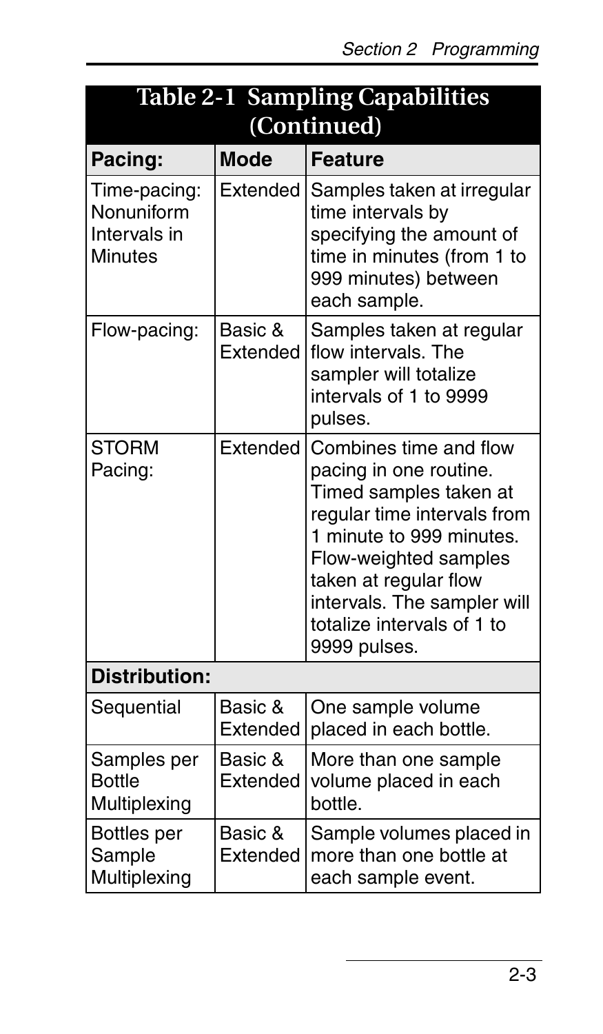**Table 2-1 Sampling Capabilities (Continued)**

| Pacing: | Mode | Feature |
|---|---|---|
| Time-pacing: Nonuniform Intervals in Minutes | Extended | Samples taken at irregular time intervals by specifying the amount of time in minutes (from 1 to 999 minutes) between each sample. |
| Flow-pacing: | Basic & Extended | Samples taken at regular flow intervals. The sampler will totalize intervals of 1 to 9999 pulses. |
| STORM Pacing: | Extended | Combines time and flow pacing in one routine. Timed samples taken at regular time intervals from 1 minute to 999 minutes. Flow-weighted samples taken at regular flow intervals. The sampler will totalize intervals of 1 to 9999 pulses. |
| **Distribution:** | | |
| Sequential | Basic & Extended | One sample volume placed in each bottle. |
| Samples per Bottle Multiplexing | Basic & Extended | More than one sample volume placed in each bottle. |
| Bottles per Sample Multiplexing | Basic & Extended | Sample volumes placed in more than one bottle at each sample event. |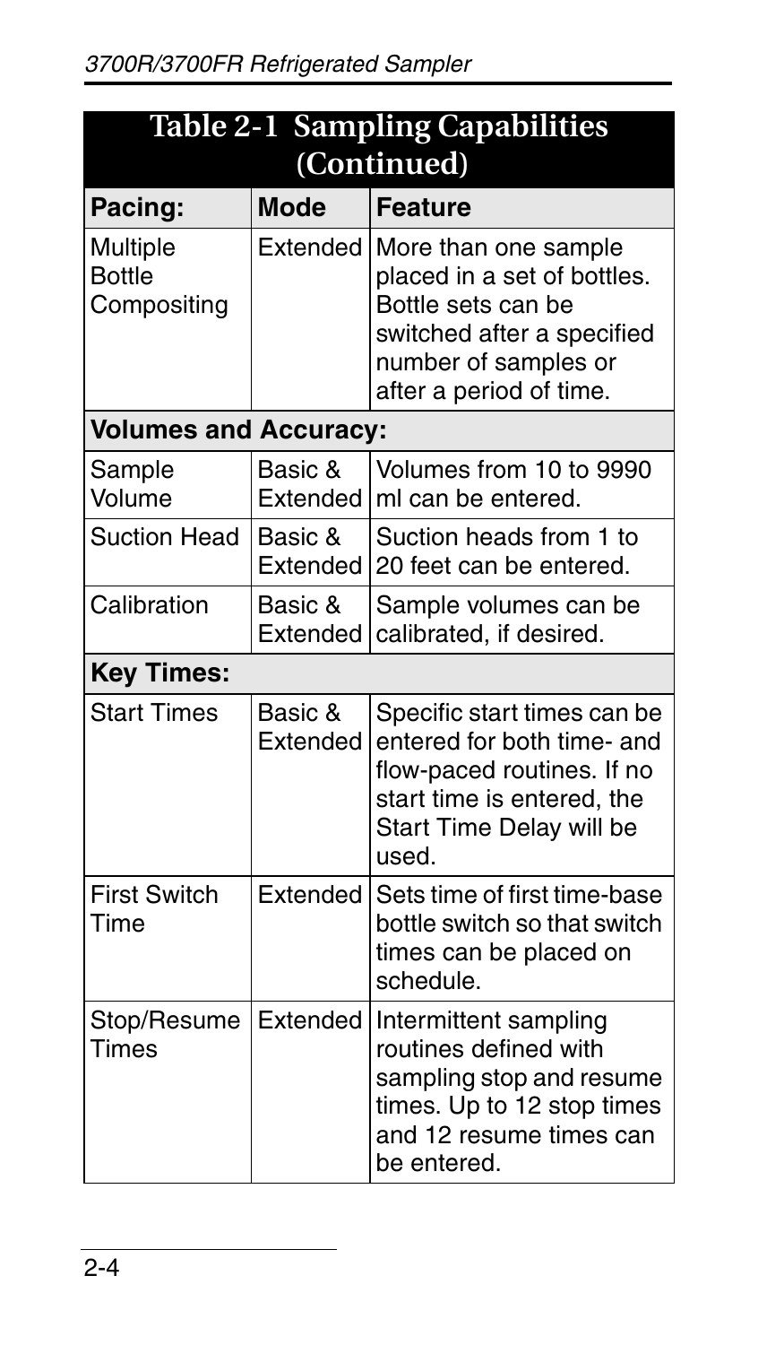| Table 2-1 Sampling Capabilities (Continued) | | |
|---|---|---|
| **Pacing:** | **Mode** | **Feature** |
| Multiple Bottle Compositing | Extended | More than one sample placed in a set of bottles. Bottle sets can be switched after a specified number of samples or after a period of time. |
| **Volumes and Accuracy:** | | |
| Sample Volume | Basic & Extended | Volumes from 10 to 9990 ml can be entered. |
| Suction Head | Basic & Extended | Suction heads from 1 to 20 feet can be entered. |
| Calibration | Basic & Extended | Sample volumes can be calibrated, if desired. |
| **Key Times:** | | |
| Start Times | Basic & Extended | Specific start times can be entered for both time- and flow-paced routines. If no start time is entered, the Start Time Delay will be used. |
| First Switch Time | Extended | Sets time of first time-base bottle switch so that switch times can be placed on schedule. |
| Stop/Resume Times | Extended | Intermittent sampling routines defined with sampling stop and resume times. Up to 12 stop times and 12 resume times can be entered. |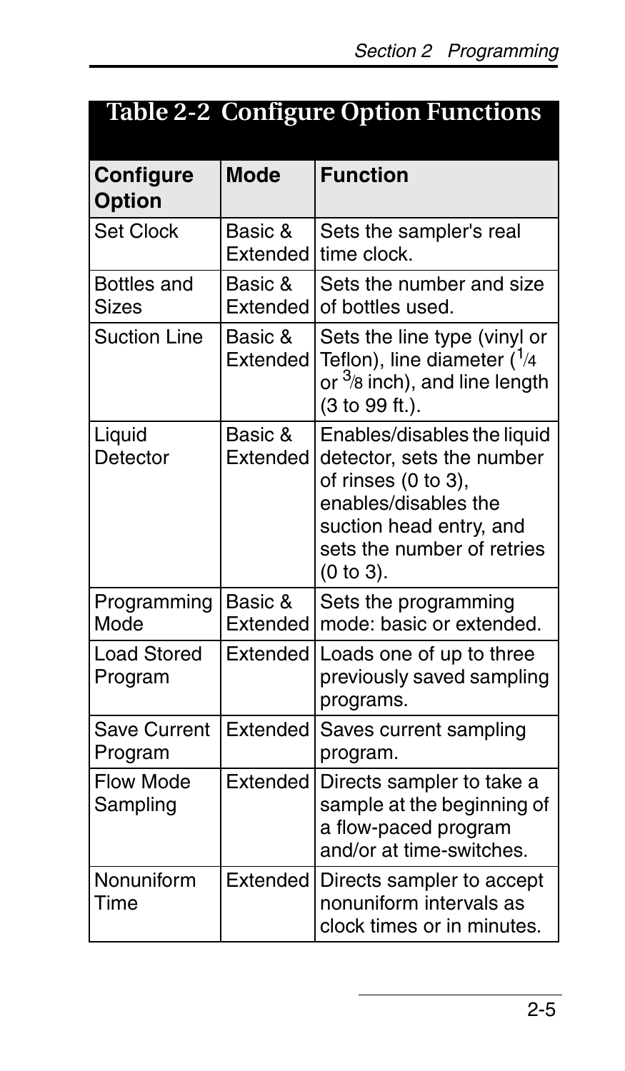## Table 2-2 Configure Option Functions

| Configure Option | Mode | Function |
|---|---|---|
| Set Clock | Basic & Extended | Sets the sampler's real time clock. |
| Bottles and Sizes | Basic & Extended | Sets the number and size of bottles used. |
| Suction Line | Basic & Extended | Sets the line type (vinyl or Teflon), line diameter ($^{1}/_{4}$ or $^{3}/_{8}$ inch), and line length (3 to 99 ft.). |
| Liquid Detector | Basic & Extended | Enables/disables the liquid detector, sets the number of rinses (0 to 3), enables/disables the suction head entry, and sets the number of retries (0 to 3). |
| Programming Mode | Basic & Extended | Sets the programming mode: basic or extended. |
| Load Stored Program | Extended | Loads one of up to three previously saved sampling programs. |
| Save Current Program | Extended | Saves current sampling program. |
| Flow Mode Sampling | Extended | Directs sampler to take a sample at the beginning of a flow-paced program and/or at time-switches. |
| Nonuniform Time | Extended | Directs sampler to accept nonuniform intervals as clock times or in minutes. |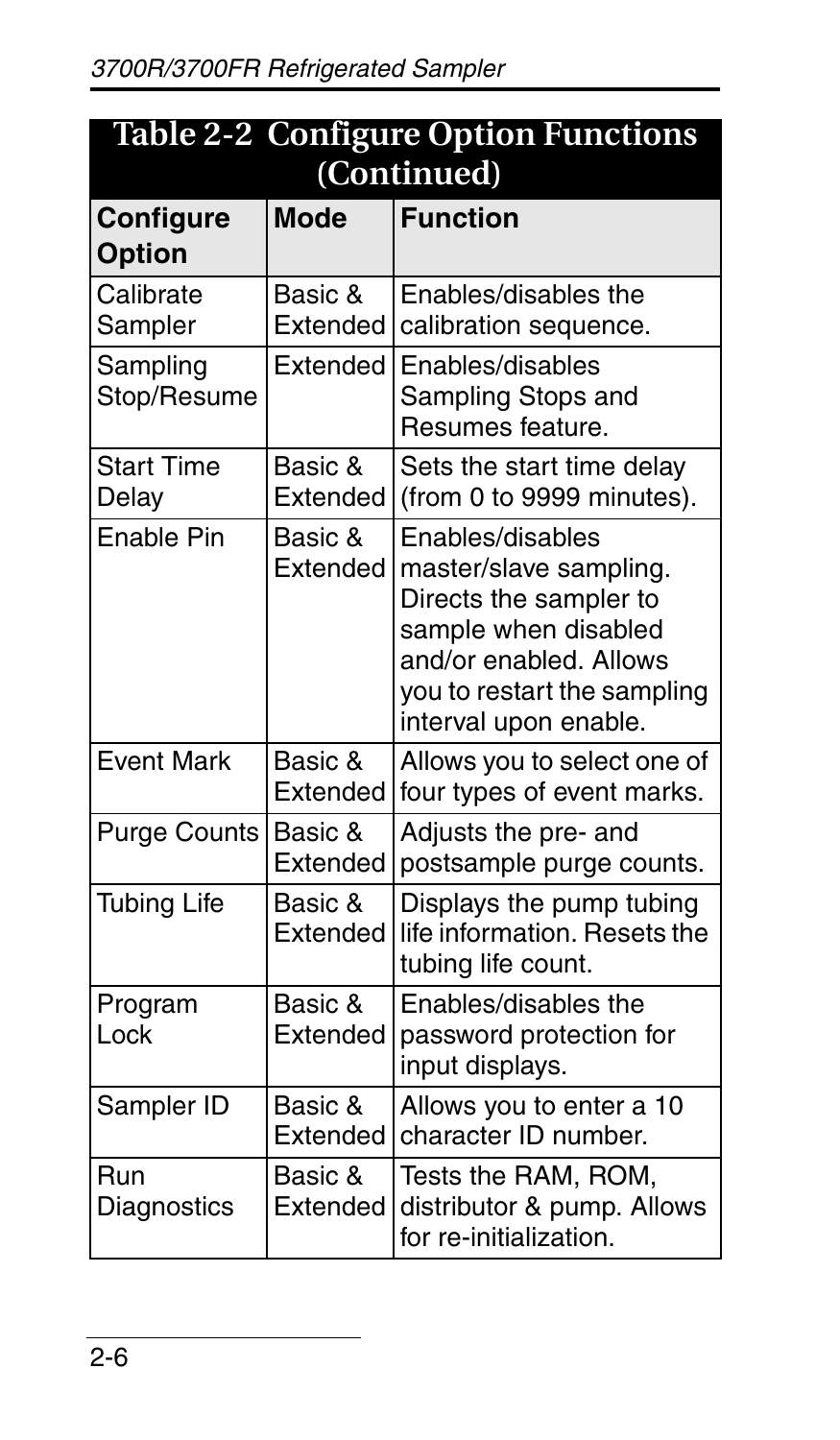## Table 2-2 Configure Option Functions (Continued)

| Configure Option | Mode | Function |
|---|---|---|
| Calibrate Sampler | Basic & Extended | Enables/disables the calibration sequence. |
| Sampling Stop/Resume | Extended | Enables/disables Sampling Stops and Resumes feature. |
| Start Time Delay | Basic & Extended | Sets the start time delay (from 0 to 9999 minutes). |
| Enable Pin | Basic & Extended | Enables/disables master/slave sampling. Directs the sampler to sample when disabled and/or enabled. Allows you to restart the sampling interval upon enable. |
| Event Mark | Basic & Extended | Allows you to select one of four types of event marks. |
| Purge Counts | Basic & Extended | Adjusts the pre- and postsample purge counts. |
| Tubing Life | Basic & Extended | Displays the pump tubing life information. Resets the tubing life count. |
| Program Lock | Basic & Extended | Enables/disables the password protection for input displays. |
| Sampler ID | Basic & Extended | Allows you to enter a 10 character ID number. |
| Run Diagnostics | Basic & Extended | Tests the RAM, ROM, distributor & pump. Allows for re-initialization. |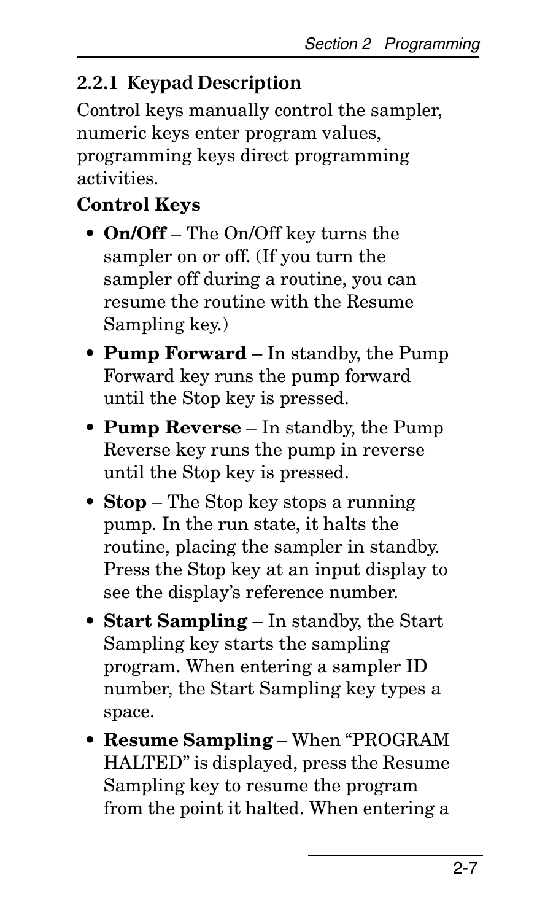### 2.2.1 Keypad Description

Control keys manually control the sampler, numeric keys enter program values, programming keys direct programming activities.

**Control Keys**

- **On/Off** – The On/Off key turns the sampler on or off. (If you turn the sampler off during a routine, you can resume the routine with the Resume Sampling key.)
- **Pump Forward** – In standby, the Pump Forward key runs the pump forward until the Stop key is pressed.
- **Pump Reverse** – In standby, the Pump Reverse key runs the pump in reverse until the Stop key is pressed.
- **Stop** – The Stop key stops a running pump. In the run state, it halts the routine, placing the sampler in standby. Press the Stop key at an input display to see the display's reference number.
- **Start Sampling** – In standby, the Start Sampling key starts the sampling program. When entering a sampler ID number, the Start Sampling key types a space.
- **Resume Sampling** – When "PROGRAM HALTED" is displayed, press the Resume Sampling key to resume the program from the point it halted. When entering a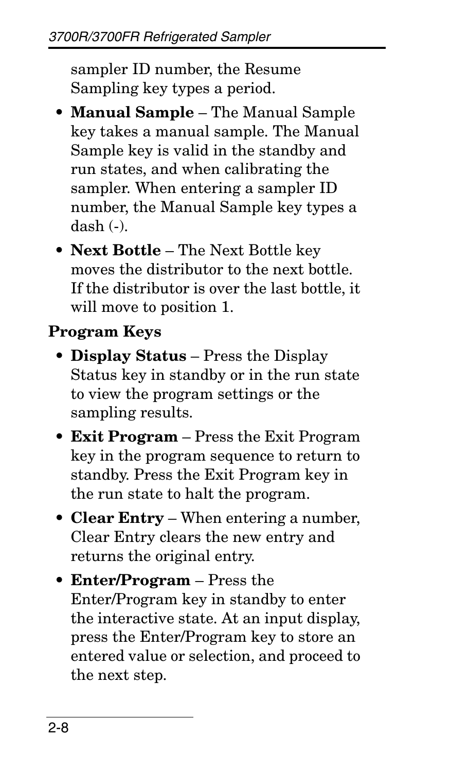sampler ID number, the Resume Sampling key types a period.

- **Manual Sample** – The Manual Sample key takes a manual sample. The Manual Sample key is valid in the standby and run states, and when calibrating the sampler. When entering a sampler ID number, the Manual Sample key types a dash (-).
- **Next Bottle** – The Next Bottle key moves the distributor to the next bottle. If the distributor is over the last bottle, it will move to position 1.

**Program Keys**

- **Display Status** – Press the Display Status key in standby or in the run state to view the program settings or the sampling results.
- **Exit Program** – Press the Exit Program key in the program sequence to return to standby. Press the Exit Program key in the run state to halt the program.
- **Clear Entry** – When entering a number, Clear Entry clears the new entry and returns the original entry.
- **Enter/Program** – Press the Enter/Program key in standby to enter the interactive state. At an input display, press the Enter/Program key to store an entered value or selection, and proceed to the next step.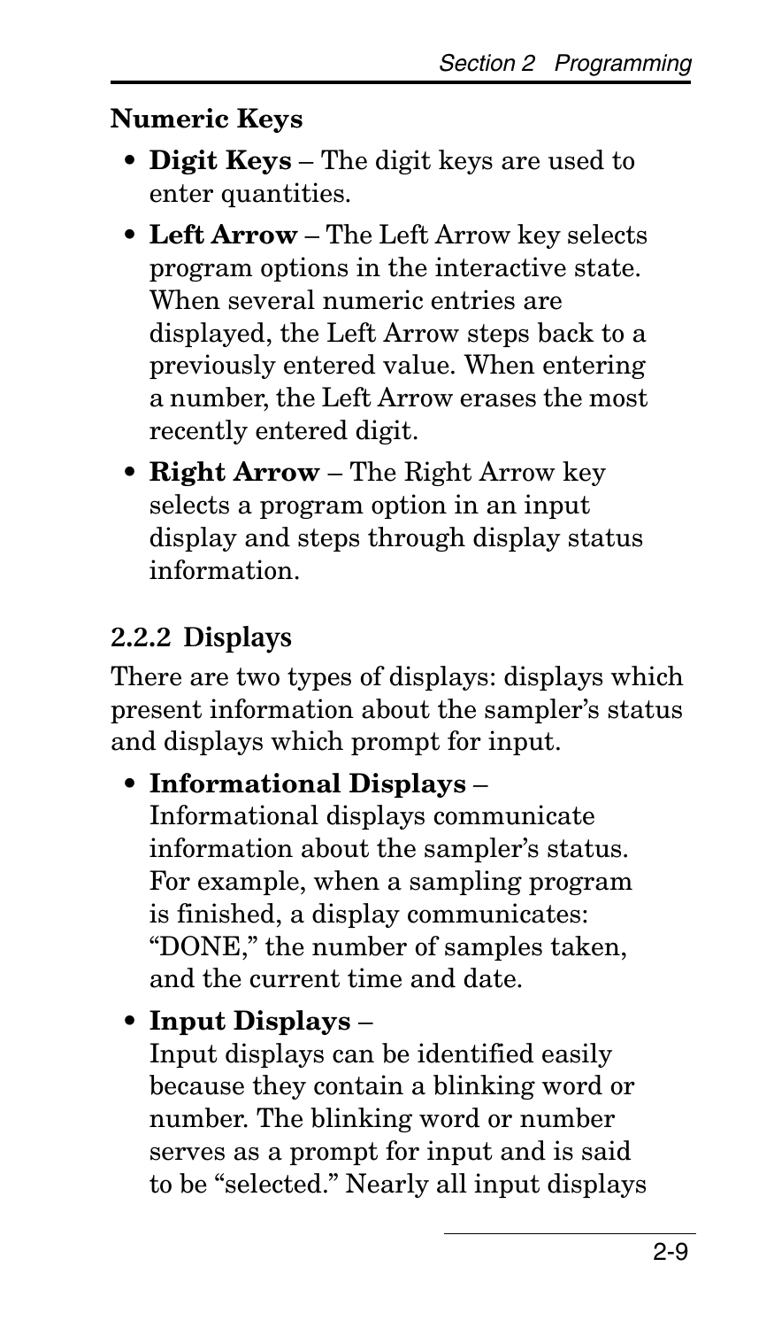**Numeric Keys**

- **Digit Keys** – The digit keys are used to enter quantities.
- **Left Arrow** – The Left Arrow key selects program options in the interactive state. When several numeric entries are displayed, the Left Arrow steps back to a previously entered value. When entering a number, the Left Arrow erases the most recently entered digit.
- **Right Arrow** – The Right Arrow key selects a program option in an input display and steps through display status information.

### 2.2.2 Displays

There are two types of displays: displays which present information about the sampler's status and displays which prompt for input.

- **Informational Displays** – Informational displays communicate information about the sampler's status. For example, when a sampling program is finished, a display communicates: "DONE," the number of samples taken, and the current time and date.
- **Input Displays** – Input displays can be identified easily because they contain a blinking word or number. The blinking word or number serves as a prompt for input and is said to be "selected." Nearly all input displays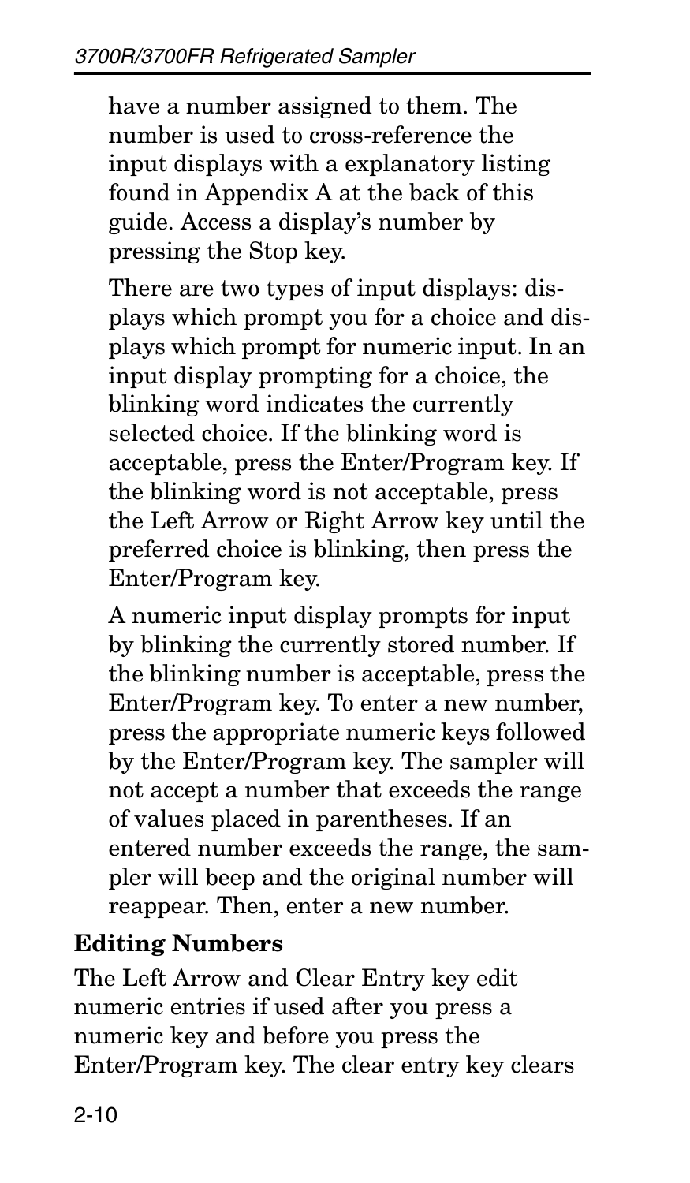have a number assigned to them. The number is used to cross-reference the input displays with a explanatory listing found in Appendix A at the back of this guide. Access a display's number by pressing the Stop key.

There are two types of input displays: displays which prompt you for a choice and displays which prompt for numeric input. In an input display prompting for a choice, the blinking word indicates the currently selected choice. If the blinking word is acceptable, press the Enter/Program key. If the blinking word is not acceptable, press the Left Arrow or Right Arrow key until the preferred choice is blinking, then press the Enter/Program key.

A numeric input display prompts for input by blinking the currently stored number. If the blinking number is acceptable, press the Enter/Program key. To enter a new number, press the appropriate numeric keys followed by the Enter/Program key. The sampler will not accept a number that exceeds the range of values placed in parentheses. If an entered number exceeds the range, the sampler will beep and the original number will reappear. Then, enter a new number.

**Editing Numbers**

The Left Arrow and Clear Entry key edit numeric entries if used after you press a numeric key and before you press the Enter/Program key. The clear entry key clears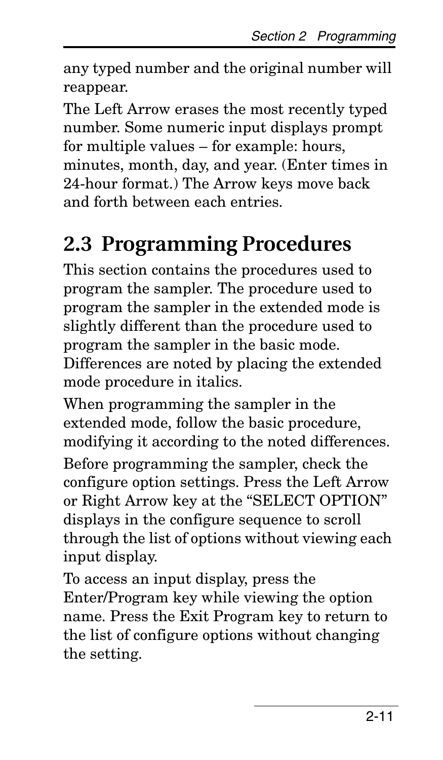any typed number and the original number will reappear.

The Left Arrow erases the most recently typed number. Some numeric input displays prompt for multiple values – for example: hours, minutes, month, day, and year. (Enter times in 24-hour format.) The Arrow keys move back and forth between each entries.

## 2.3 Programming Procedures

This section contains the procedures used to program the sampler. The procedure used to program the sampler in the extended mode is slightly different than the procedure used to program the sampler in the basic mode. Differences are noted by placing the extended mode procedure in italics.

When programming the sampler in the extended mode, follow the basic procedure, modifying it according to the noted differences.

Before programming the sampler, check the configure option settings. Press the Left Arrow or Right Arrow key at the "SELECT OPTION" displays in the configure sequence to scroll through the list of options without viewing each input display.

To access an input display, press the Enter/Program key while viewing the option name. Press the Exit Program key to return to the list of configure options without changing the setting.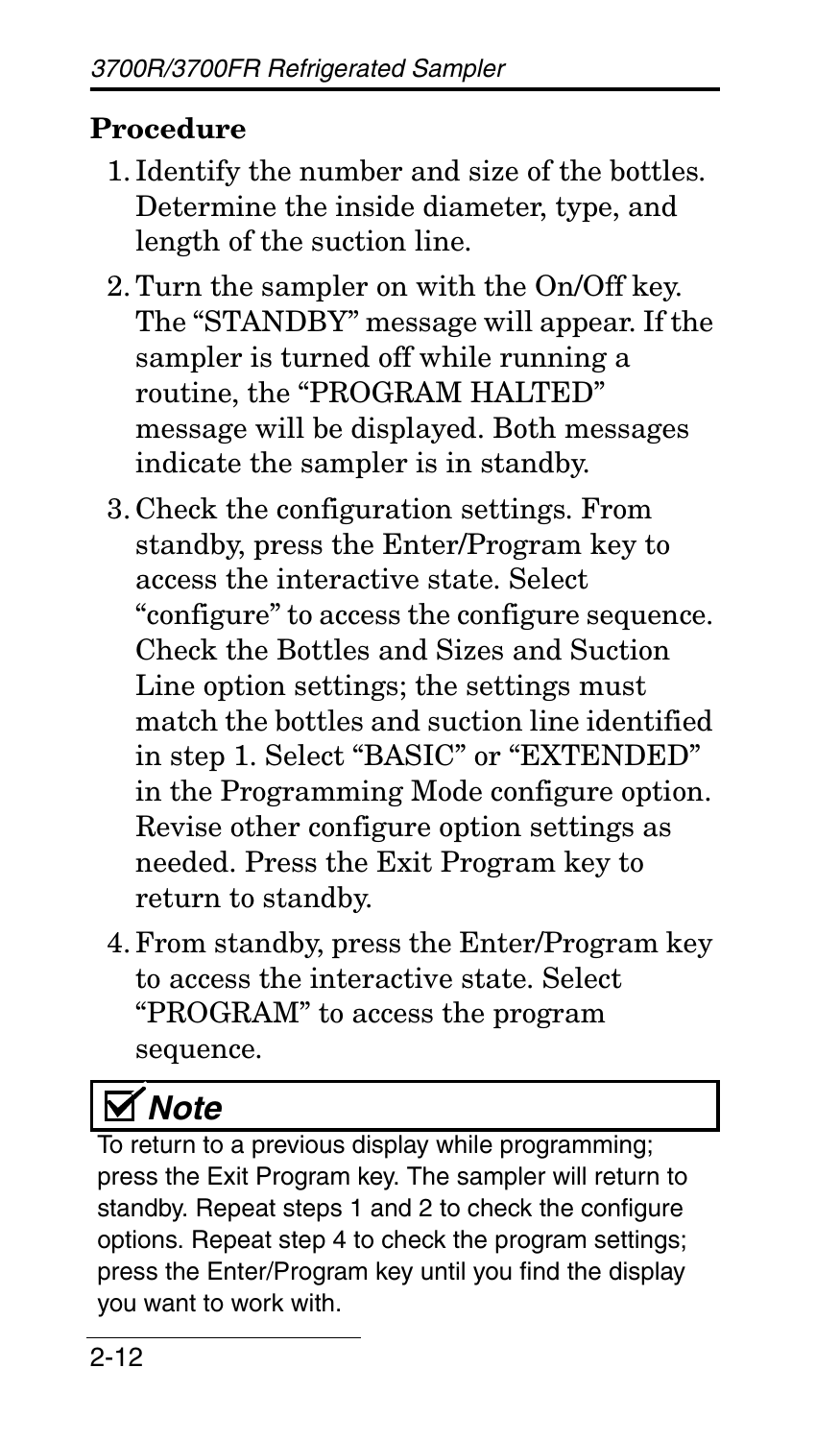### Procedure

1. Identify the number and size of the bottles. Determine the inside diameter, type, and length of the suction line.
2. Turn the sampler on with the On/Off key. The "STANDBY" message will appear. If the sampler is turned off while running a routine, the "PROGRAM HALTED" message will be displayed. Both messages indicate the sampler is in standby.
3. Check the configuration settings. From standby, press the Enter/Program key to access the interactive state. Select "configure" to access the configure sequence. Check the Bottles and Sizes and Suction Line option settings; the settings must match the bottles and suction line identified in step 1. Select "BASIC" or "EXTENDED" in the Programming Mode configure option. Revise other configure option settings as needed. Press the Exit Program key to return to standby.
4. From standby, press the Enter/Program key to access the interactive state. Select "PROGRAM" to access the program sequence.

> ☑ ***Note***
>
> To return to a previous display while programming; press the Exit Program key. The sampler will return to standby. Repeat steps 1 and 2 to check the configure options. Repeat step 4 to check the program settings; press the Enter/Program key until you find the display you want to work with.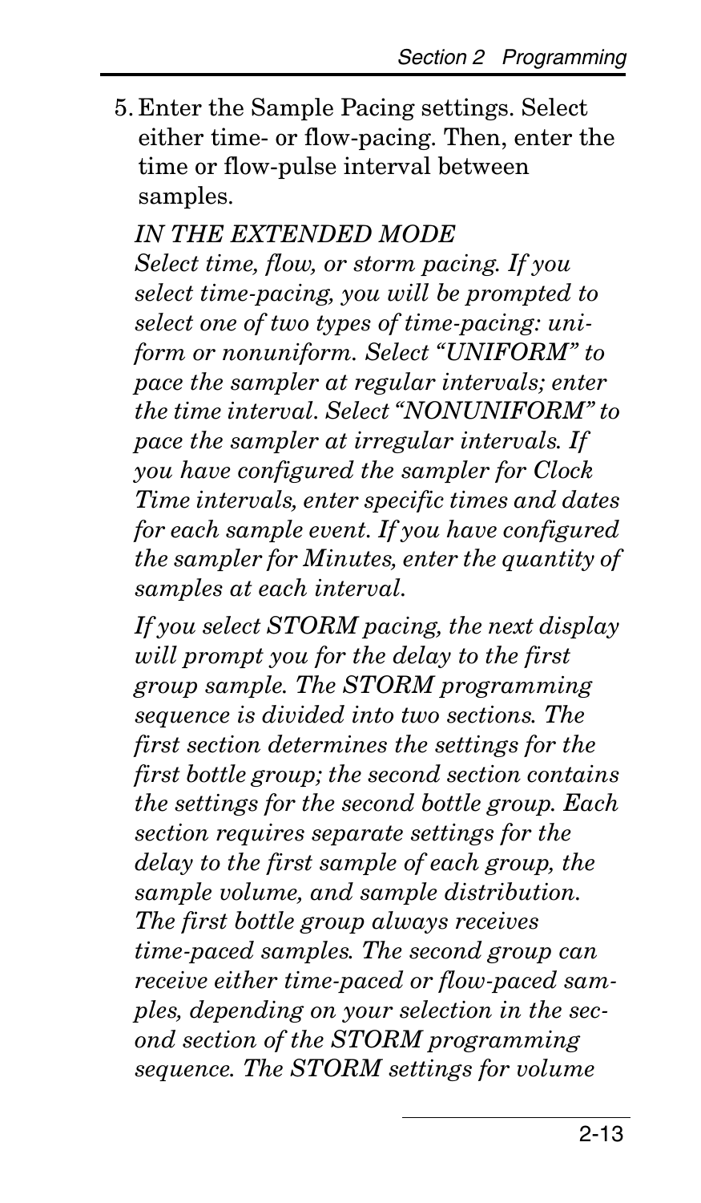5. Enter the Sample Pacing settings. Select either time- or flow-pacing. Then, enter the time or flow-pulse interval between samples.

   *IN THE EXTENDED MODE*
   *Select time, flow, or storm pacing. If you select time-pacing, you will be prompted to select one of two types of time-pacing: uniform or nonuniform. Select "UNIFORM" to pace the sampler at regular intervals; enter the time interval. Select "NONUNIFORM" to pace the sampler at irregular intervals. If you have configured the sampler for Clock Time intervals, enter specific times and dates for each sample event. If you have configured the sampler for Minutes, enter the quantity of samples at each interval.*

   *If you select STORM pacing, the next display will prompt you for the delay to the first group sample. The STORM programming sequence is divided into two sections. The first section determines the settings for the first bottle group; the second section contains the settings for the second bottle group. Each section requires separate settings for the delay to the first sample of each group, the sample volume, and sample distribution. The first bottle group always receives time-paced samples. The second group can receive either time-paced or flow-paced samples, depending on your selection in the second section of the STORM programming sequence. The STORM settings for volume*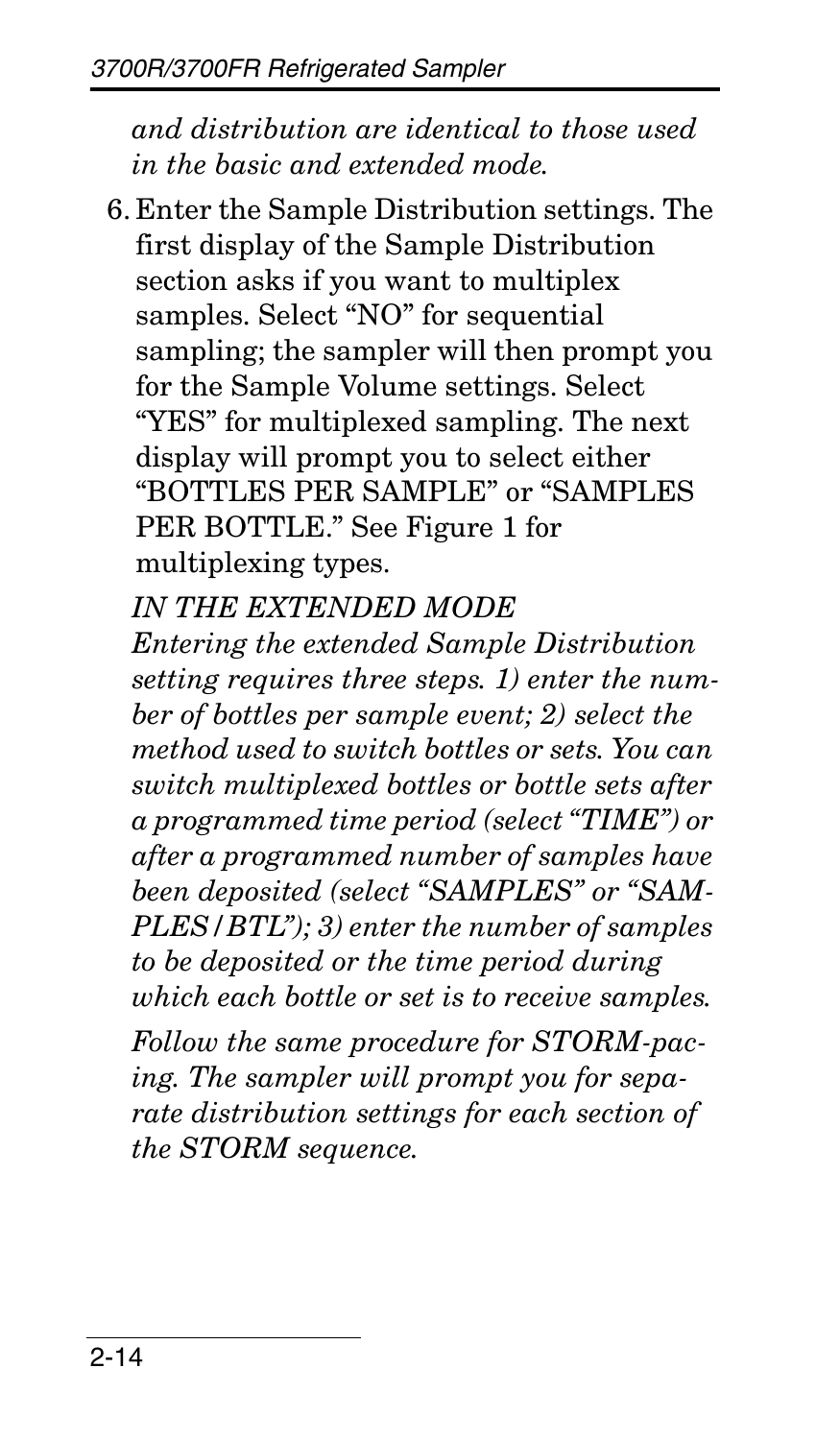*and distribution are identical to those used in the basic and extended mode.*

6. Enter the Sample Distribution settings. The first display of the Sample Distribution section asks if you want to multiplex samples. Select “NO” for sequential sampling; the sampler will then prompt you for the Sample Volume settings. Select “YES” for multiplexed sampling. The next display will prompt you to select either “BOTTLES PER SAMPLE” or “SAMPLES PER BOTTLE.” See Figure 1 for multiplexing types.

   *IN THE EXTENDED MODE*

   *Entering the extended Sample Distribution setting requires three steps. 1) enter the number of bottles per sample event; 2) select the method used to switch bottles or sets. You can switch multiplexed bottles or bottle sets after a programmed time period (select “TIME”) or after a programmed number of samples have been deposited (select “SAMPLES” or “SAMPLES/BTL”); 3) enter the number of samples to be deposited or the time period during which each bottle or set is to receive samples.*

   *Follow the same procedure for STORM-pacing. The sampler will prompt you for separate distribution settings for each section of the STORM sequence.*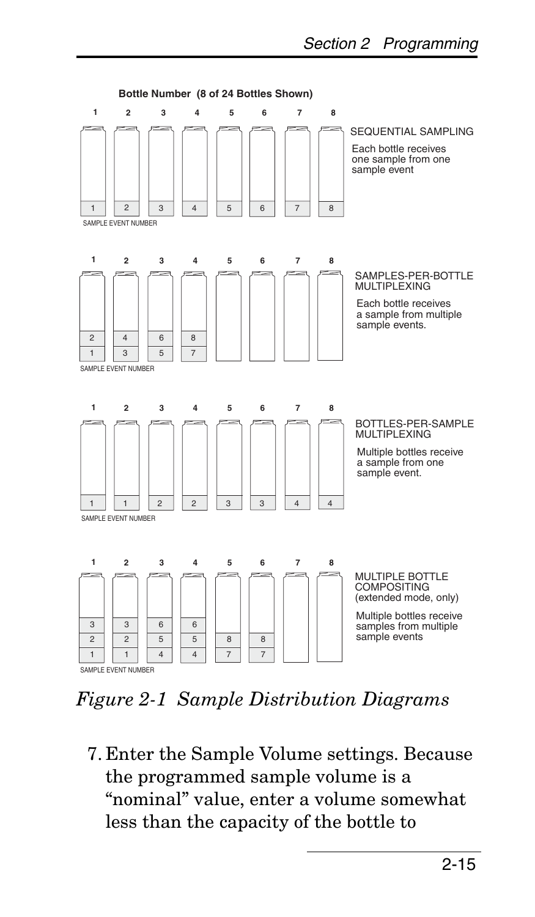**Bottle Number (8 of 24 Bottles Shown)**

SEQUENTIAL SAMPLING

Each bottle receives one sample from one sample event

| Bottle | 1 | 2 | 3 | 4 | 5 | 6 | 7 | 8 |
|---|---|---|---|---|---|---|---|---|
| Sample Event Number | 1 | 2 | 3 | 4 | 5 | 6 | 7 | 8 |

SAMPLES-PER-BOTTLE MULTIPLEXING

Each bottle receives a sample from multiple sample events.

| Bottle | 1 | 2 | 3 | 4 | 5 | 6 | 7 | 8 |
|---|---|---|---|---|---|---|---|---|
| Sample Event Number | 1, 2 | 3, 4 | 5, 6 | 7, 8 | | | | |

BOTTLES-PER-SAMPLE MULTIPLEXING

Multiple bottles receive a sample from one sample event.

| Bottle | 1 | 2 | 3 | 4 | 5 | 6 | 7 | 8 |
|---|---|---|---|---|---|---|---|---|
| Sample Event Number | 1 | 1 | 2 | 2 | 3 | 3 | 4 | 4 |

MULTIPLE BOTTLE COMPOSITING (extended mode, only)

Multiple bottles receive samples from multiple sample events

| Bottle | 1 | 2 | 3 | 4 | 5 | 6 | 7 | 8 |
|---|---|---|---|---|---|---|---|---|
| Sample Event Number | 1, 2, 3 | 1, 2, 3 | 4, 5, 6 | 4, 5, 6 | 7, 8 | 7, 8 | | |

*Figure 2-1 Sample Distribution Diagrams*

7. Enter the Sample Volume settings. Because the programmed sample volume is a "nominal" value, enter a volume somewhat less than the capacity of the bottle to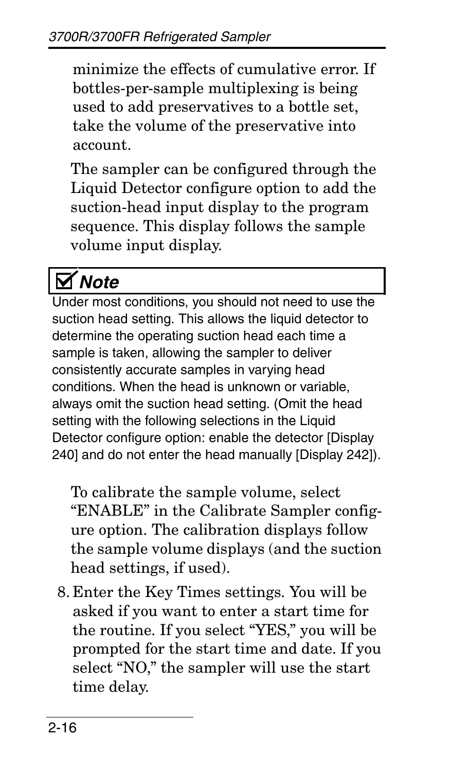minimize the effects of cumulative error. If bottles-per-sample multiplexing is being used to add preservatives to a bottle set, take the volume of the preservative into account.

The sampler can be configured through the Liquid Detector configure option to add the suction-head input display to the program sequence. This display follows the sample volume input display.

> ☑ **Note**
>
> Under most conditions, you should not need to use the suction head setting. This allows the liquid detector to determine the operating suction head each time a sample is taken, allowing the sampler to deliver consistently accurate samples in varying head conditions. When the head is unknown or variable, always omit the suction head setting. (Omit the head setting with the following selections in the Liquid Detector configure option: enable the detector [Display 240] and do not enter the head manually [Display 242]).

To calibrate the sample volume, select "ENABLE" in the Calibrate Sampler configure option. The calibration displays follow the sample volume displays (and the suction head settings, if used).

8. Enter the Key Times settings. You will be asked if you want to enter a start time for the routine. If you select "YES," you will be prompted for the start time and date. If you select "NO," the sampler will use the start time delay.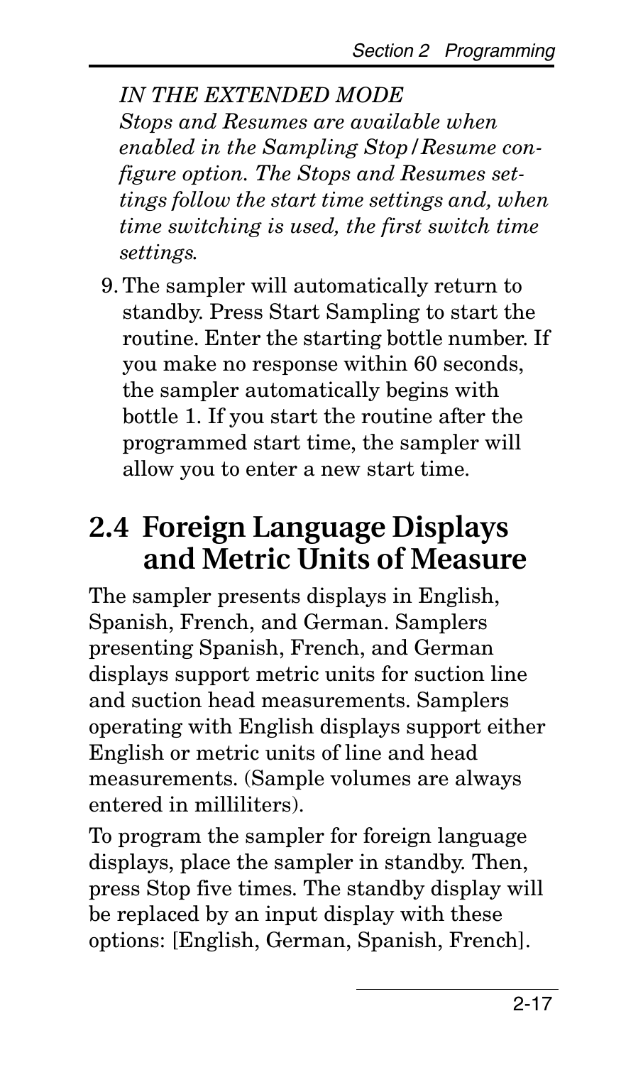*IN THE EXTENDED MODE*
*Stops and Resumes are available when enabled in the Sampling Stop/Resume configure option. The Stops and Resumes settings follow the start time settings and, when time switching is used, the first switch time settings.*

9. The sampler will automatically return to standby. Press Start Sampling to start the routine. Enter the starting bottle number. If you make no response within 60 seconds, the sampler automatically begins with bottle 1. If you start the routine after the programmed start time, the sampler will allow you to enter a new start time.

## 2.4 Foreign Language Displays and Metric Units of Measure

The sampler presents displays in English, Spanish, French, and German. Samplers presenting Spanish, French, and German displays support metric units for suction line and suction head measurements. Samplers operating with English displays support either English or metric units of line and head measurements. (Sample volumes are always entered in milliliters).

To program the sampler for foreign language displays, place the sampler in standby. Then, press Stop five times. The standby display will be replaced by an input display with these options: [English, German, Spanish, French].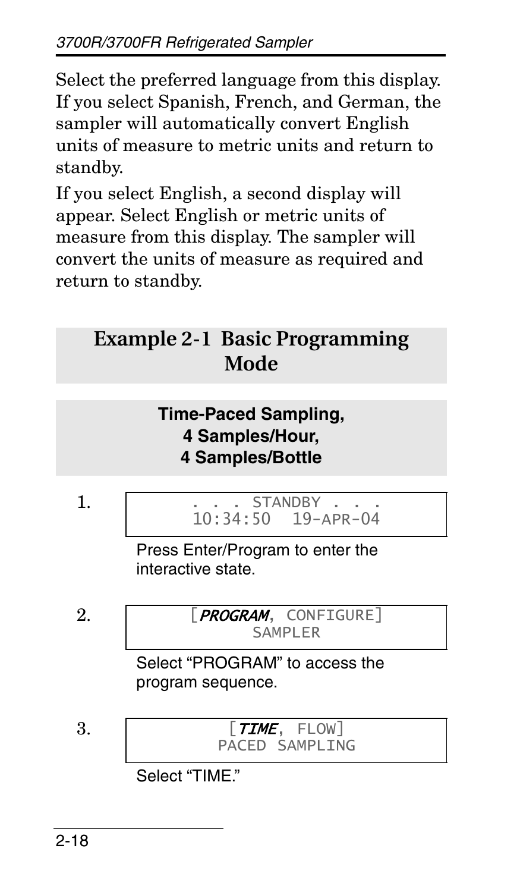Select the preferred language from this display. If you select Spanish, French, and German, the sampler will automatically convert English units of measure to metric units and return to standby.

If you select English, a second display will appear. Select English or metric units of measure from this display. The sampler will convert the units of measure as required and return to standby.

## Example 2-1 Basic Programming Mode

### Time-Paced Sampling, 4 Samples/Hour, 4 Samples/Bottle

1.

```
. . . STANDBY . . .
10:34:50  19-APR-04
```

Press Enter/Program to enter the interactive state.

2.

```
[PROGRAM, CONFIGURE]
SAMPLER
```

Select “PROGRAM” to access the program sequence.

3.

```
[TIME, FLOW]
PACED SAMPLING
```

Select “TIME.”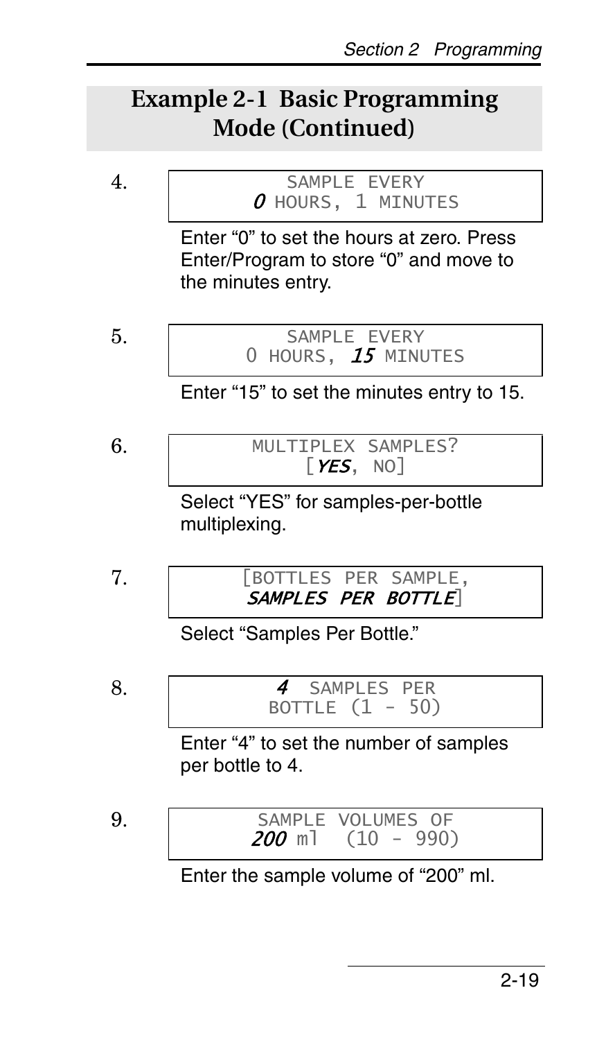## Example 2-1 Basic Programming Mode (Continued)

4.

```
SAMPLE EVERY
0 HOURS, 1 MINUTES
```

Enter “0” to set the hours at zero. Press Enter/Program to store “0” and move to the minutes entry.

5.

```
SAMPLE EVERY
0 HOURS, 15 MINUTES
```

Enter “15” to set the minutes entry to 15.

6.

```
MULTIPLEX SAMPLES?
[YES, NO]
```

Select “YES” for samples-per-bottle multiplexing.

7.

```
[BOTTLES PER SAMPLE,
SAMPLES PER BOTTLE]
```

Select “Samples Per Bottle.”

8.

```
4 SAMPLES PER
BOTTLE (1 - 50)
```

Enter “4” to set the number of samples per bottle to 4.

9.

```
SAMPLE VOLUMES OF
200 ml (10 - 990)
```

Enter the sample volume of “200” ml.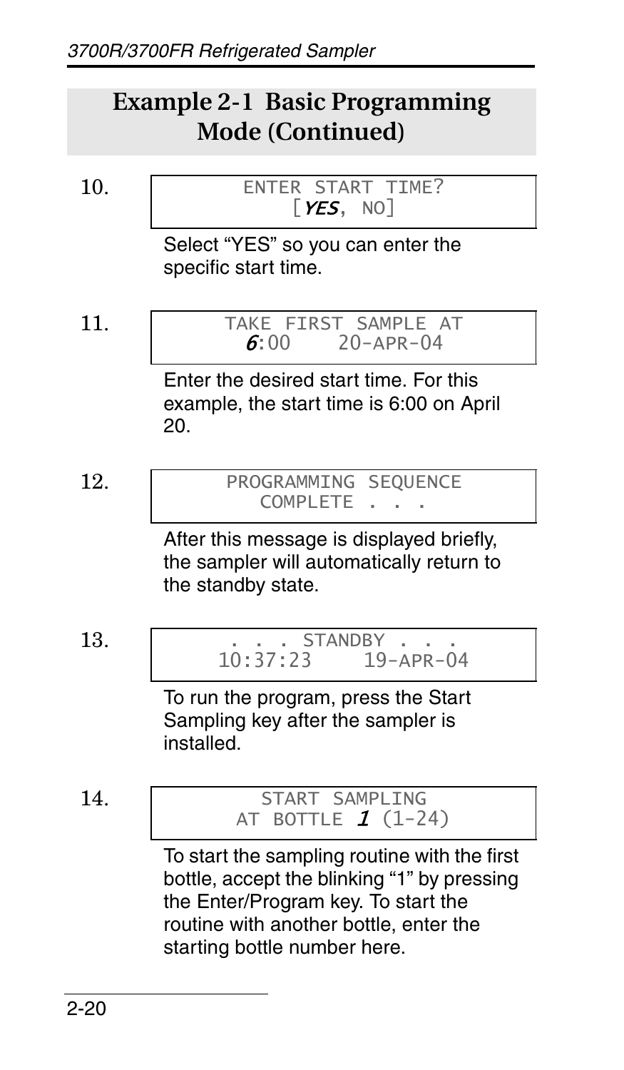## Example 2-1 Basic Programming Mode (Continued)

10.

```
ENTER START TIME?
[YES, NO]
```

Select “YES” so you can enter the specific start time.

11.

```
TAKE FIRST SAMPLE AT
6:00    20-APR-04
```

Enter the desired start time. For this example, the start time is 6:00 on April 20.

12.

```
PROGRAMMING SEQUENCE
COMPLETE . . .
```

After this message is displayed briefly, the sampler will automatically return to the standby state.

13.

```
. . . STANDBY . . .
10:37:23    19-APR-04
```

To run the program, press the Start Sampling key after the sampler is installed.

14.

```
START SAMPLING
AT BOTTLE 1 (1-24)
```

To start the sampling routine with the first bottle, accept the blinking “1” by pressing the Enter/Program key. To start the routine with another bottle, enter the starting bottle number here.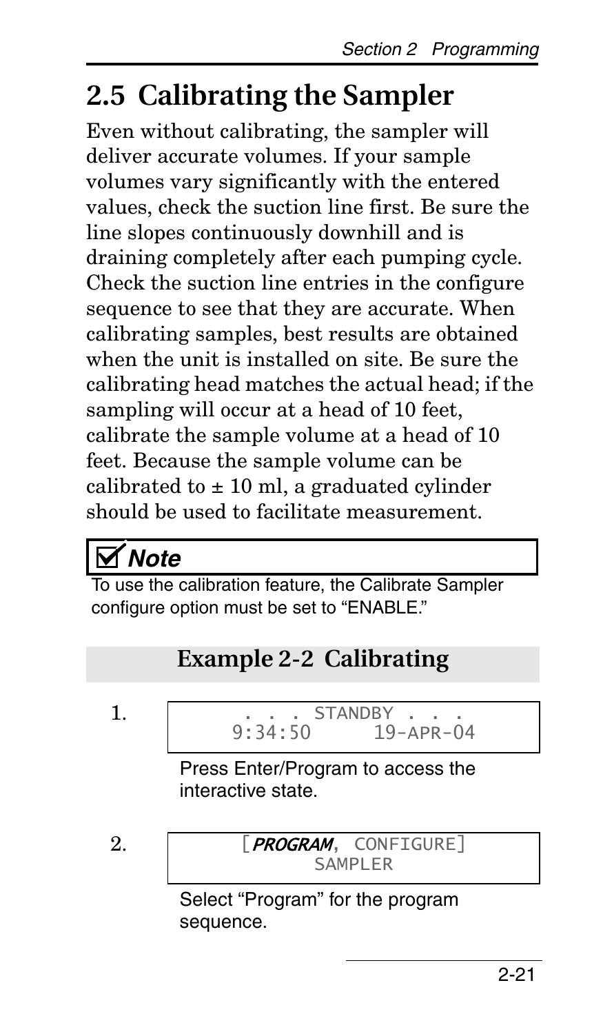## 2.5 Calibrating the Sampler

Even without calibrating, the sampler will deliver accurate volumes. If your sample volumes vary significantly with the entered values, check the suction line first. Be sure the line slopes continuously downhill and is draining completely after each pumping cycle. Check the suction line entries in the configure sequence to see that they are accurate. When calibrating samples, best results are obtained when the unit is installed on site. Be sure the calibrating head matches the actual head; if the sampling will occur at a head of 10 feet, calibrate the sample volume at a head of 10 feet. Because the sample volume can be calibrated to ± 10 ml, a graduated cylinder should be used to facilitate measurement.

> ☑ **Note**
>
> To use the calibration feature, the Calibrate Sampler configure option must be set to "ENABLE."

### Example 2-2 Calibrating

1.

```
. . . STANDBY . . .
9:34:50      19-APR-04
```

Press Enter/Program to access the interactive state.

2.

```
[PROGRAM, CONFIGURE]
       SAMPLER
```

Select "Program" for the program sequence.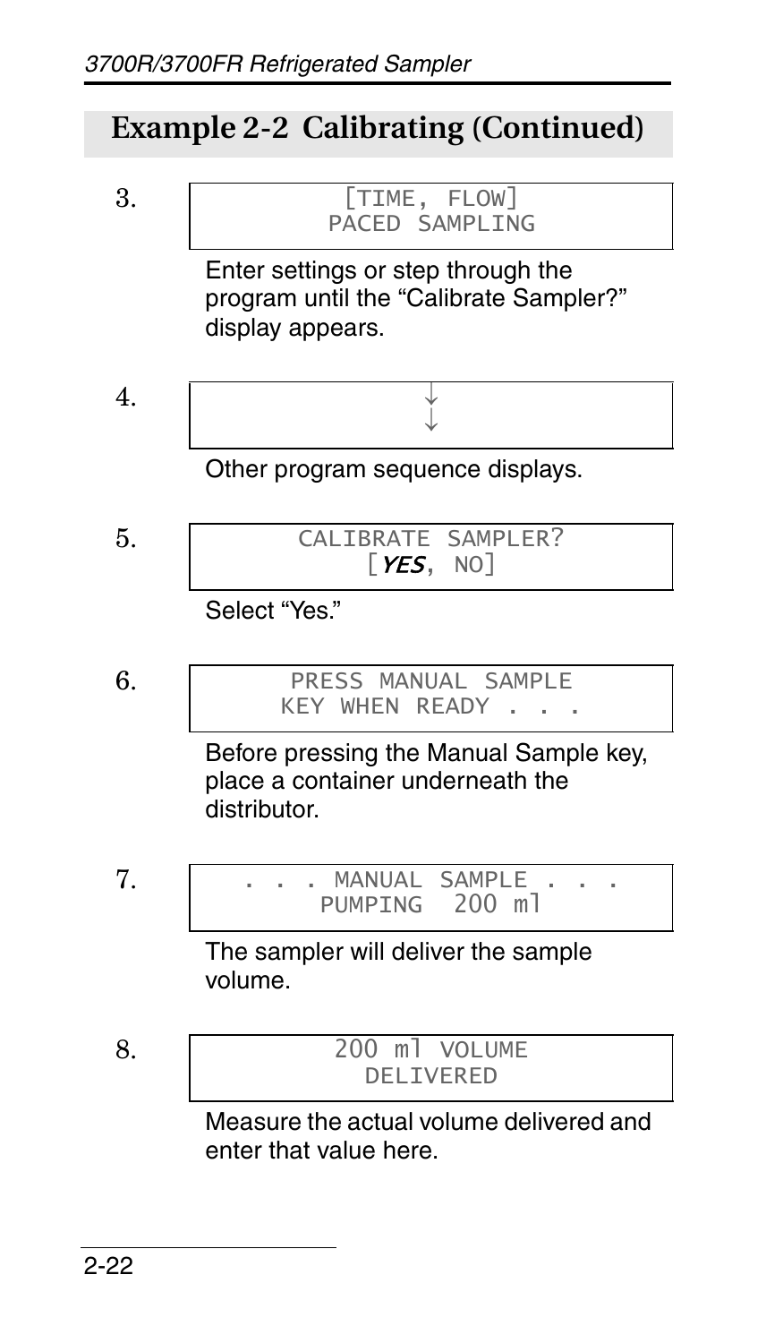## Example 2-2 Calibrating (Continued)

3.

```
[TIME, FLOW]
PACED SAMPLING
```

Enter settings or step through the program until the “Calibrate Sampler?” display appears.

4.

```
↓
↓
```

Other program sequence displays.

5.

```
CALIBRATE SAMPLER?
[YES, NO]
```

Select “Yes.”

6.

```
PRESS MANUAL SAMPLE
KEY WHEN READY . . .
```

Before pressing the Manual Sample key, place a container underneath the distributor.

7.

```
. . . MANUAL SAMPLE . . .
PUMPING 200 ml
```

The sampler will deliver the sample volume.

8.

```
200 ml VOLUME
DELIVERED
```

Measure the actual volume delivered and enter that value here.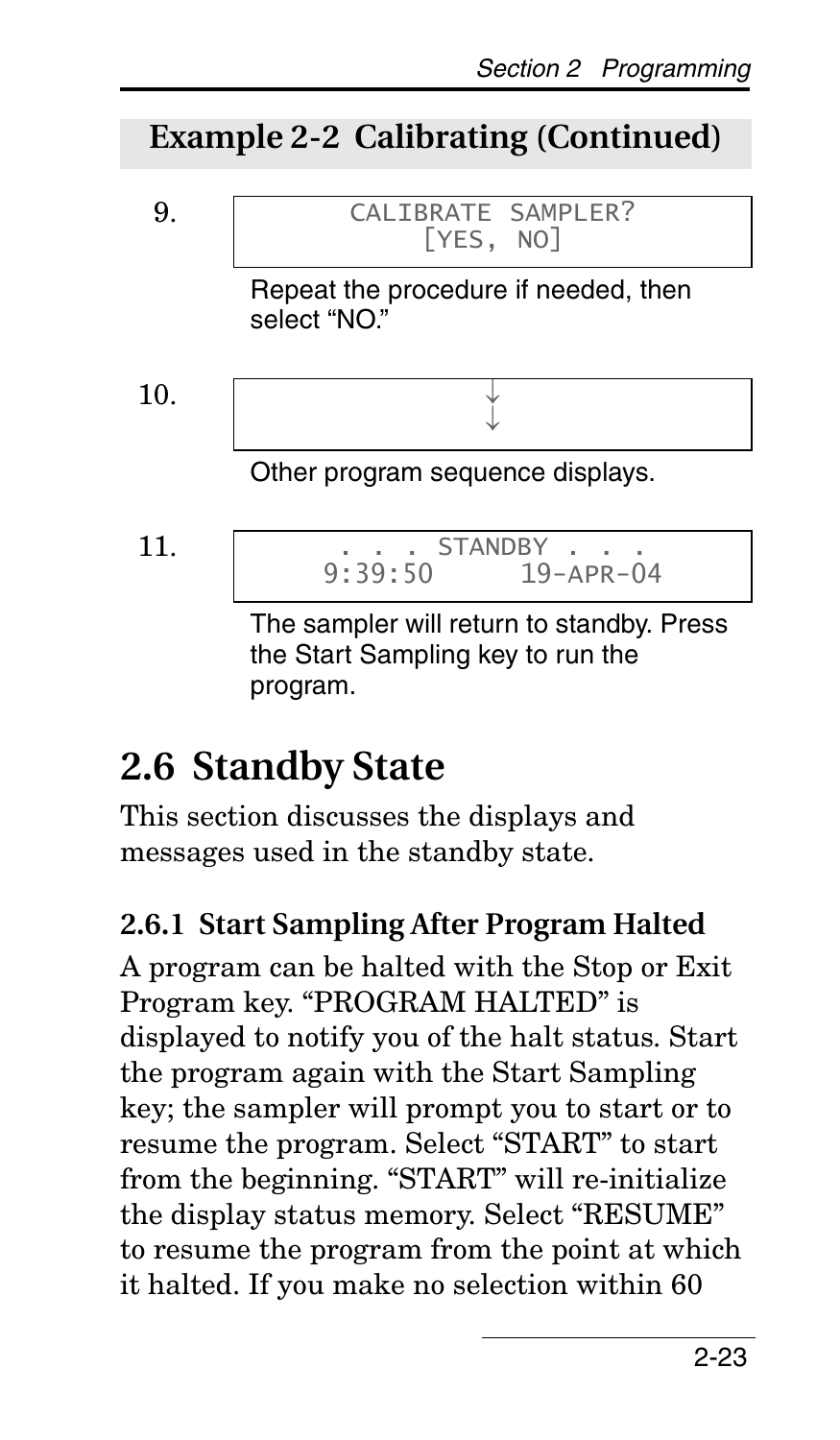## Example 2-2 Calibrating (Continued)

9.

```
CALIBRATE SAMPLER?
[YES, NO]
```

Repeat the procedure if needed, then select “NO.”

10.

```
↓
↓
```

Other program sequence displays.

11.

```
. . . STANDBY . . .
9:39:50      19-APR-04
```

The sampler will return to standby. Press the Start Sampling key to run the program.

# 2.6 Standby State

This section discusses the displays and messages used in the standby state.

### 2.6.1 Start Sampling After Program Halted

A program can be halted with the Stop or Exit Program key. “PROGRAM HALTED” is displayed to notify you of the halt status. Start the program again with the Start Sampling key; the sampler will prompt you to start or to resume the program. Select “START” to start from the beginning. “START” will re-initialize the display status memory. Select “RESUME” to resume the program from the point at which it halted. If you make no selection within 60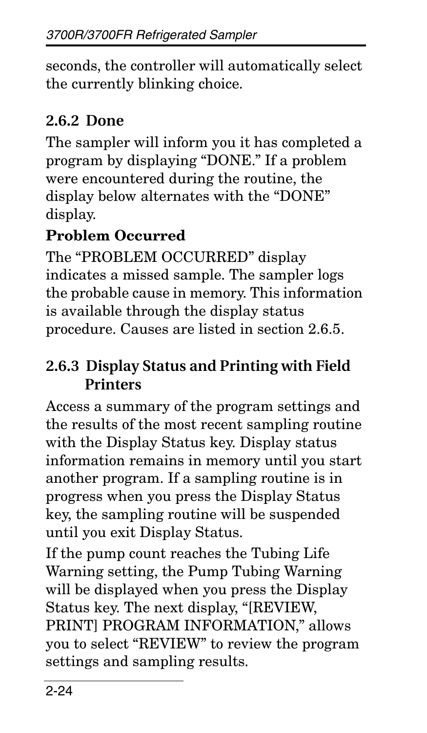seconds, the controller will automatically select the currently blinking choice.

### 2.6.2 Done

The sampler will inform you it has completed a program by displaying "DONE." If a problem were encountered during the routine, the display below alternates with the "DONE" display.

**Problem Occurred**

The "PROBLEM OCCURRED" display indicates a missed sample. The sampler logs the probable cause in memory. This information is available through the display status procedure. Causes are listed in section 2.6.5.

### 2.6.3 Display Status and Printing with Field Printers

Access a summary of the program settings and the results of the most recent sampling routine with the Display Status key. Display status information remains in memory until you start another program. If a sampling routine is in progress when you press the Display Status key, the sampling routine will be suspended until you exit Display Status.

If the pump count reaches the Tubing Life Warning setting, the Pump Tubing Warning will be displayed when you press the Display Status key. The next display, "[REVIEW, PRINT] PROGRAM INFORMATION," allows you to select "REVIEW" to review the program settings and sampling results.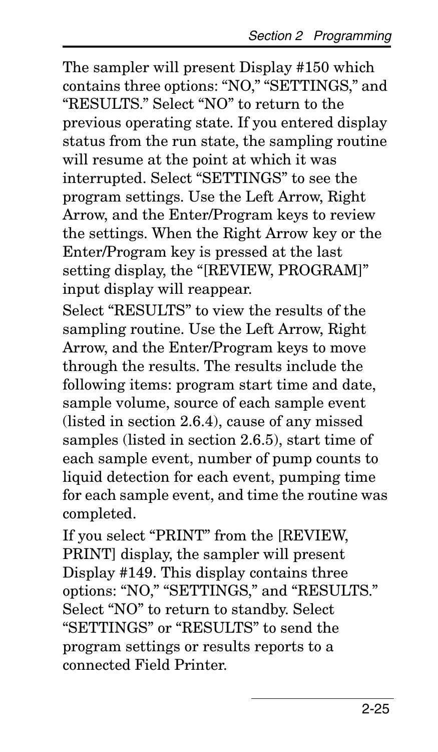The sampler will present Display #150 which contains three options: "NO," "SETTINGS," and "RESULTS." Select "NO" to return to the previous operating state. If you entered display status from the run state, the sampling routine will resume at the point at which it was interrupted. Select "SETTINGS" to see the program settings. Use the Left Arrow, Right Arrow, and the Enter/Program keys to review the settings. When the Right Arrow key or the Enter/Program key is pressed at the last setting display, the "[REVIEW, PROGRAM]" input display will reappear.

Select "RESULTS" to view the results of the sampling routine. Use the Left Arrow, Right Arrow, and the Enter/Program keys to move through the results. The results include the following items: program start time and date, sample volume, source of each sample event (listed in section 2.6.4), cause of any missed samples (listed in section 2.6.5), start time of each sample event, number of pump counts to liquid detection for each event, pumping time for each sample event, and time the routine was completed.

If you select "PRINT" from the [REVIEW, PRINT] display, the sampler will present Display #149. This display contains three options: "NO," "SETTINGS," and "RESULTS." Select "NO" to return to standby. Select "SETTINGS" or "RESULTS" to send the program settings or results reports to a connected Field Printer.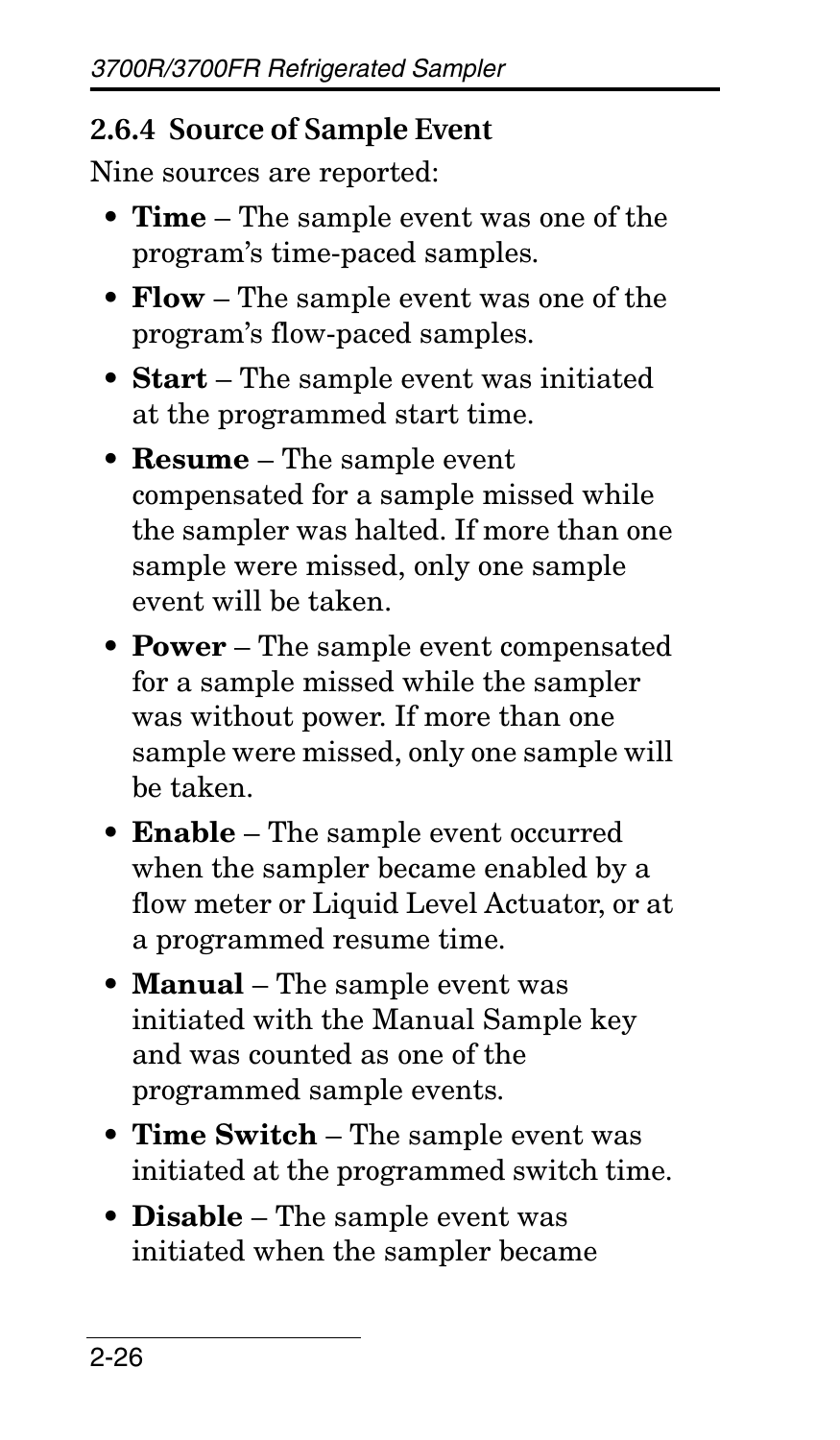### 2.6.4 Source of Sample Event

Nine sources are reported:

- **Time** – The sample event was one of the program's time-paced samples.
- **Flow** – The sample event was one of the program's flow-paced samples.
- **Start** – The sample event was initiated at the programmed start time.
- **Resume** – The sample event compensated for a sample missed while the sampler was halted. If more than one sample were missed, only one sample event will be taken.
- **Power** – The sample event compensated for a sample missed while the sampler was without power. If more than one sample were missed, only one sample will be taken.
- **Enable** – The sample event occurred when the sampler became enabled by a flow meter or Liquid Level Actuator, or at a programmed resume time.
- **Manual** – The sample event was initiated with the Manual Sample key and was counted as one of the programmed sample events.
- **Time Switch** – The sample event was initiated at the programmed switch time.
- **Disable** – The sample event was initiated when the sampler became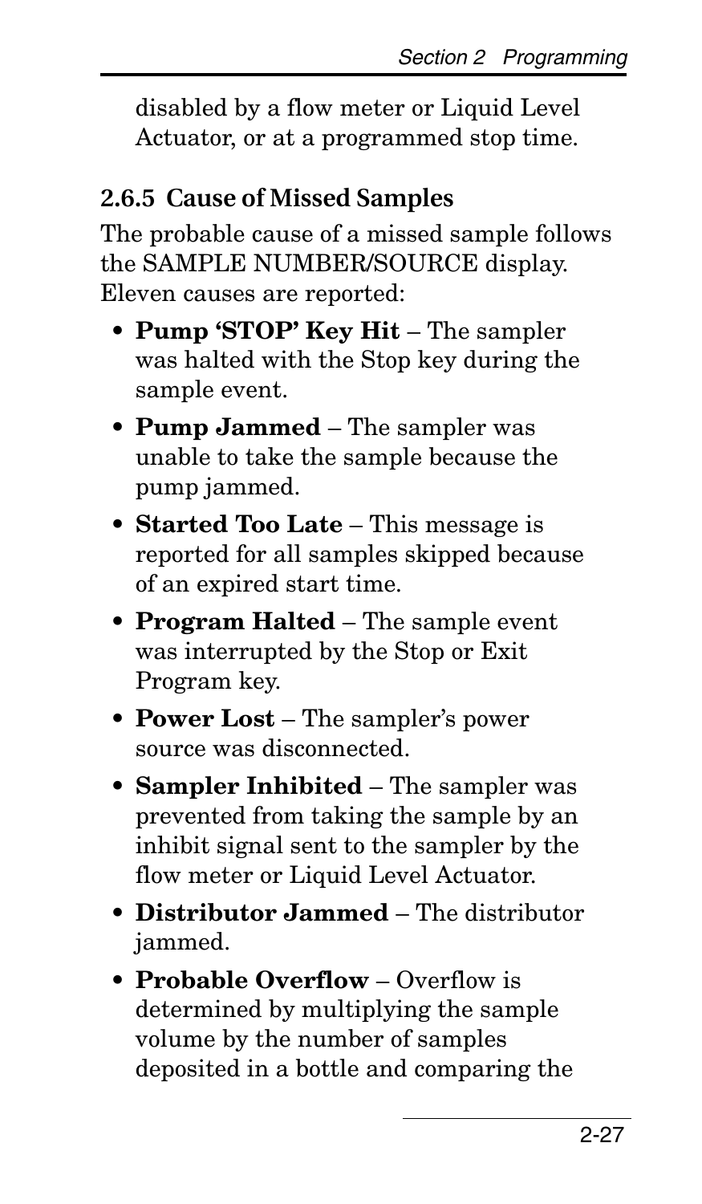disabled by a flow meter or Liquid Level Actuator, or at a programmed stop time.

### 2.6.5 Cause of Missed Samples

The probable cause of a missed sample follows the SAMPLE NUMBER/SOURCE display. Eleven causes are reported:

- **Pump 'STOP' Key Hit** – The sampler was halted with the Stop key during the sample event.
- **Pump Jammed** – The sampler was unable to take the sample because the pump jammed.
- **Started Too Late** – This message is reported for all samples skipped because of an expired start time.
- **Program Halted** – The sample event was interrupted by the Stop or Exit Program key.
- **Power Lost** – The sampler's power source was disconnected.
- **Sampler Inhibited** – The sampler was prevented from taking the sample by an inhibit signal sent to the sampler by the flow meter or Liquid Level Actuator.
- **Distributor Jammed** – The distributor jammed.
- **Probable Overflow** – Overflow is determined by multiplying the sample volume by the number of samples deposited in a bottle and comparing the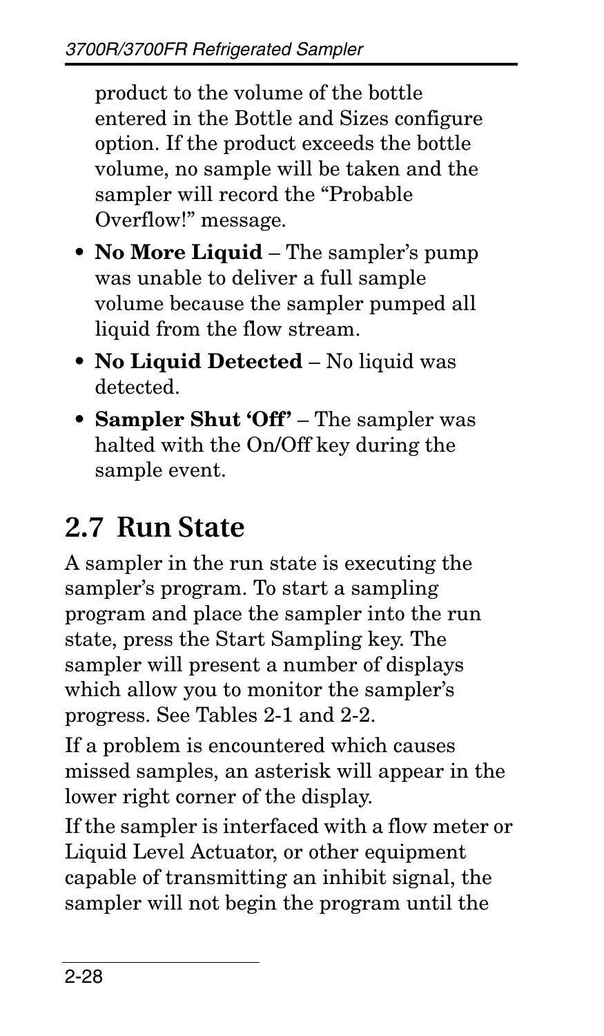product to the volume of the bottle entered in the Bottle and Sizes configure option. If the product exceeds the bottle volume, no sample will be taken and the sampler will record the "Probable Overflow!" message.

- **No More Liquid** – The sampler's pump was unable to deliver a full sample volume because the sampler pumped all liquid from the flow stream.
- **No Liquid Detected** – No liquid was detected.
- **Sampler Shut 'Off'** – The sampler was halted with the On/Off key during the sample event.

## 2.7 Run State

A sampler in the run state is executing the sampler's program. To start a sampling program and place the sampler into the run state, press the Start Sampling key. The sampler will present a number of displays which allow you to monitor the sampler's progress. See Tables 2-1 and 2-2.

If a problem is encountered which causes missed samples, an asterisk will appear in the lower right corner of the display.

If the sampler is interfaced with a flow meter or Liquid Level Actuator, or other equipment capable of transmitting an inhibit signal, the sampler will not begin the program until the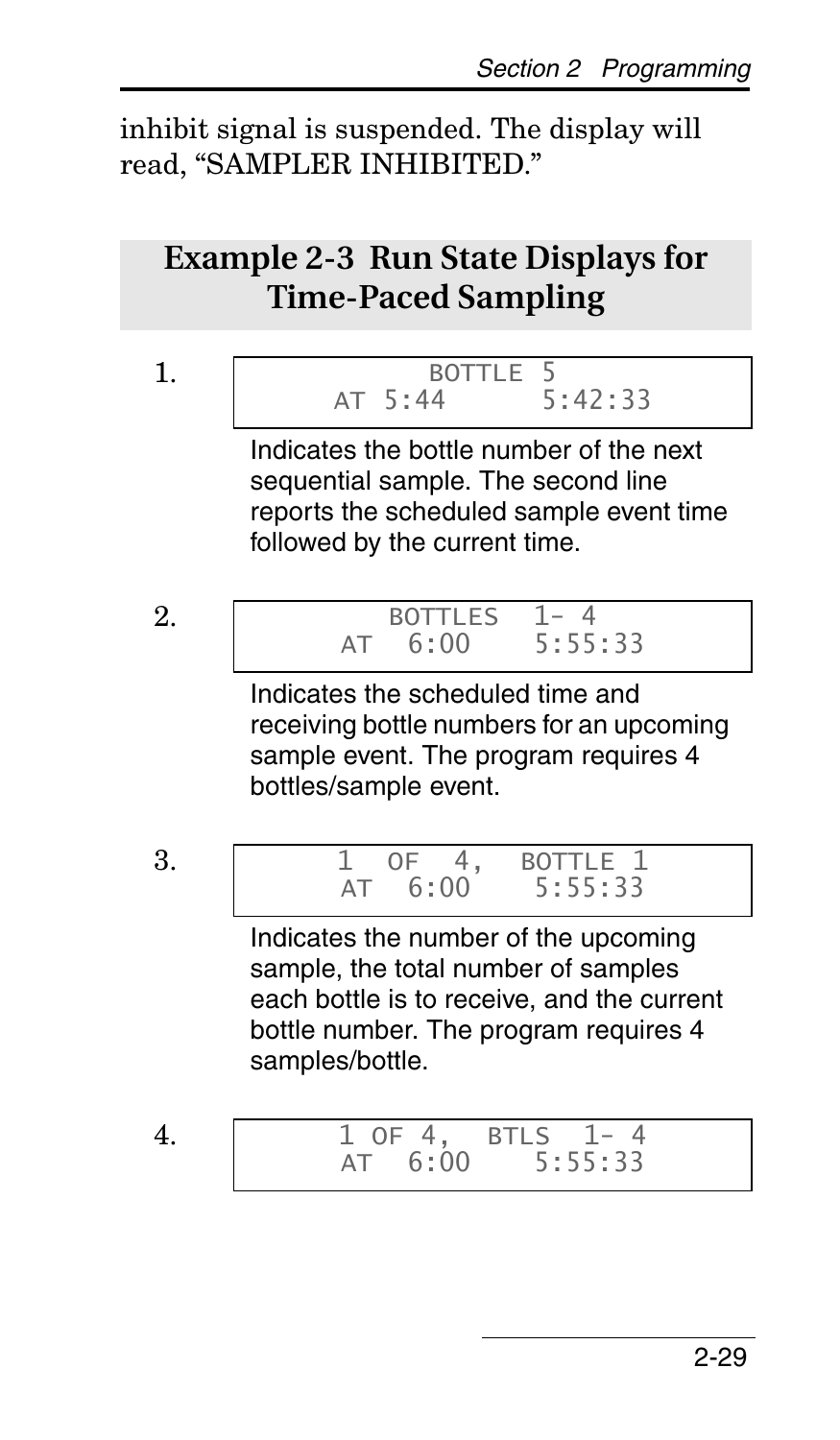inhibit signal is suspended. The display will read, "SAMPLER INHIBITED."

## Example 2-3 Run State Displays for Time-Paced Sampling

1.

```
         BOTTLE 5
AT 5:44        5:42:33
```

Indicates the bottle number of the next sequential sample. The second line reports the scheduled sample event time followed by the current time.

2.

```
       BOTTLES  1- 4
AT  6:00     5:55:33
```

Indicates the scheduled time and receiving bottle numbers for an upcoming sample event. The program requires 4 bottles/sample event.

3.

```
1  OF  4,  BOTTLE 1
AT  6:00    5:55:33
```

Indicates the number of the upcoming sample, the total number of samples each bottle is to receive, and the current bottle number. The program requires 4 samples/bottle.

4.

```
1 OF 4,  BTLS  1- 4
AT  6:00    5:55:33
```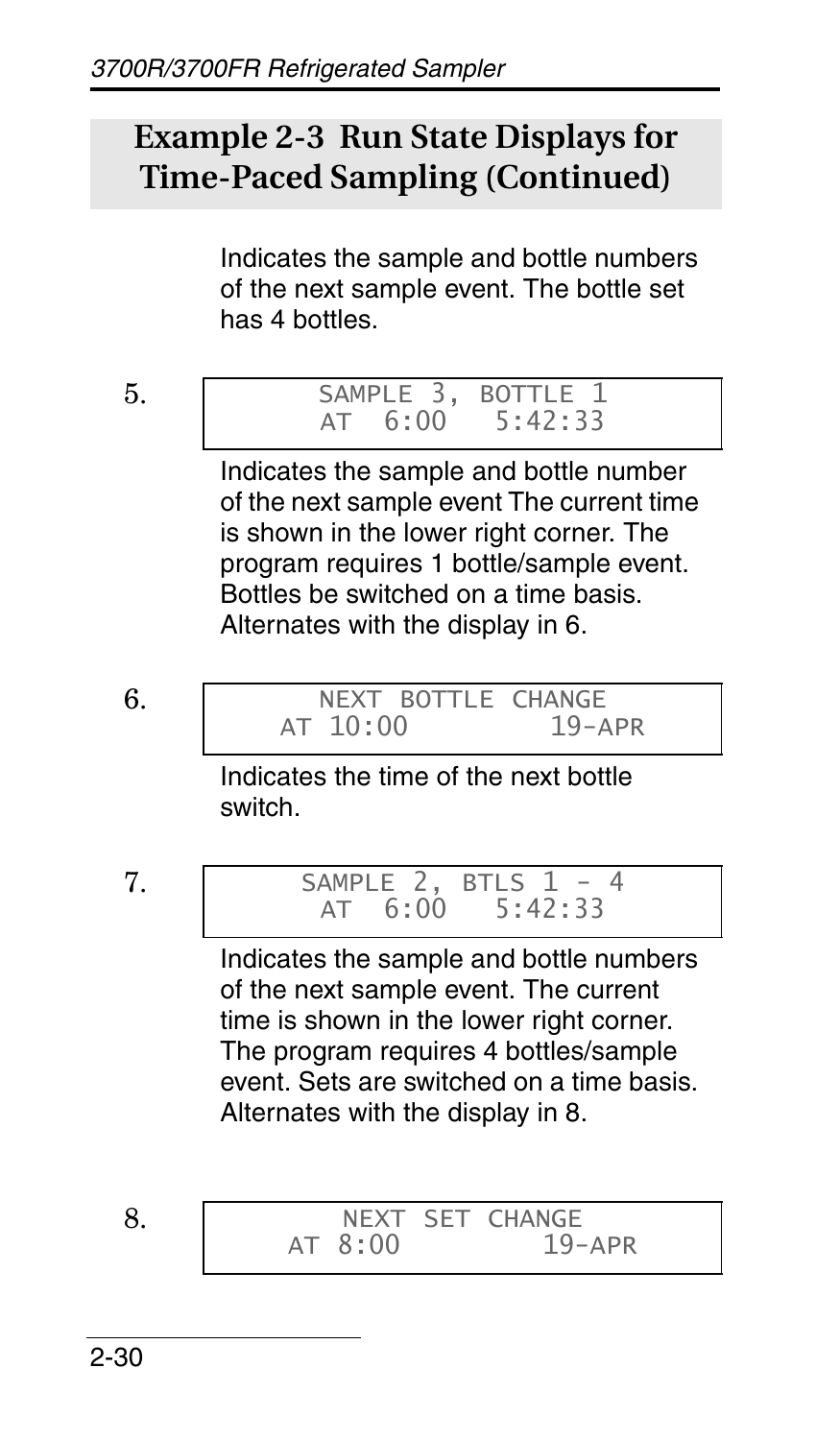## Example 2-3 Run State Displays for Time-Paced Sampling (Continued)

Indicates the sample and bottle numbers of the next sample event. The bottle set has 4 bottles.

5.

```
SAMPLE 3, BOTTLE 1
AT  6:00   5:42:33
```

Indicates the sample and bottle number of the next sample event The current time is shown in the lower right corner. The program requires 1 bottle/sample event. Bottles be switched on a time basis. Alternates with the display in 6.

6.

```
  NEXT BOTTLE CHANGE
AT 10:00          19-APR
```

Indicates the time of the next bottle switch.

7.

```
SAMPLE 2, BTLS 1 - 4
  AT  6:00   5:42:33
```

Indicates the sample and bottle numbers of the next sample event. The current time is shown in the lower right corner. The program requires 4 bottles/sample event. Sets are switched on a time basis. Alternates with the display in 8.

8.

```
    NEXT SET CHANGE
AT 8:00           19-APR
```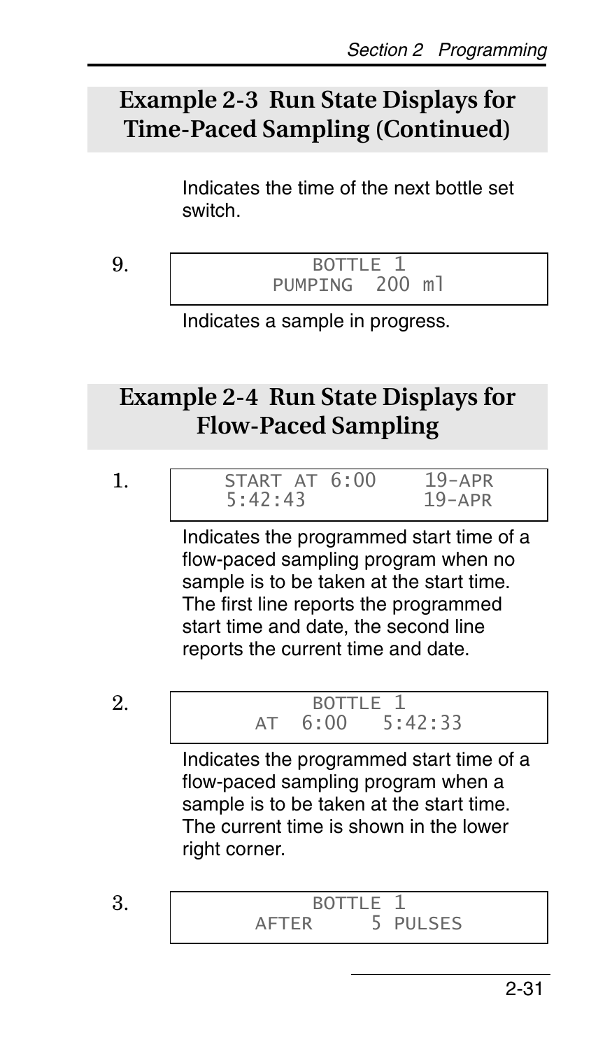## Example 2-3 Run State Displays for Time-Paced Sampling (Continued)

Indicates the time of the next bottle set switch.

9.

```
BOTTLE 1
PUMPING  200 ml
```

Indicates a sample in progress.

## Example 2-4 Run State Displays for Flow-Paced Sampling

1.

```
START AT 6:00      19-APR
5:42:43            19-APR
```

Indicates the programmed start time of a flow-paced sampling program when no sample is to be taken at the start time. The first line reports the programmed start time and date, the second line reports the current time and date.

2.

```
BOTTLE 1
AT  6:00   5:42:33
```

Indicates the programmed start time of a flow-paced sampling program when a sample is to be taken at the start time. The current time is shown in the lower right corner.

3.

```
BOTTLE 1
AFTER     5 PULSES
```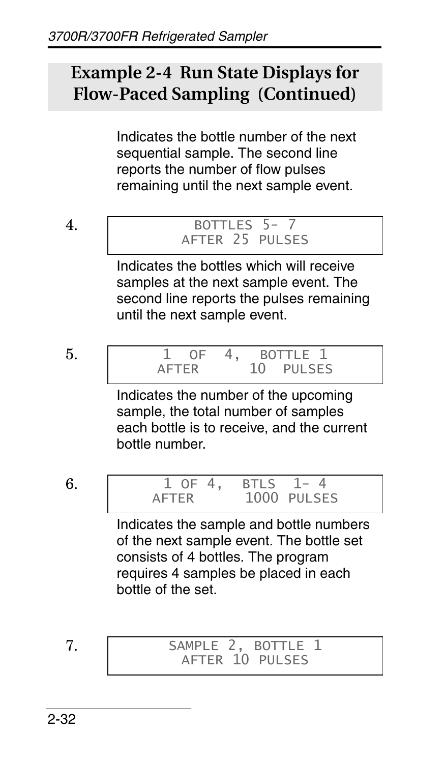## Example 2-4 Run State Displays for Flow-Paced Sampling (Continued)

Indicates the bottle number of the next sequential sample. The second line reports the number of flow pulses remaining until the next sample event.

4.

```
BOTTLES 5- 7
AFTER 25 PULSES
```

Indicates the bottles which will receive samples at the next sample event. The second line reports the pulses remaining until the next sample event.

5.

```
1  OF  4,  BOTTLE 1
AFTER       10  PULSES
```

Indicates the number of the upcoming sample, the total number of samples each bottle is to receive, and the current bottle number.

6.

```
1 OF 4,  BTLS  1- 4
AFTER       1000 PULSES
```

Indicates the sample and bottle numbers of the next sample event. The bottle set consists of 4 bottles. The program requires 4 samples be placed in each bottle of the set.

7.

```
SAMPLE 2, BOTTLE 1
AFTER 10 PULSES
```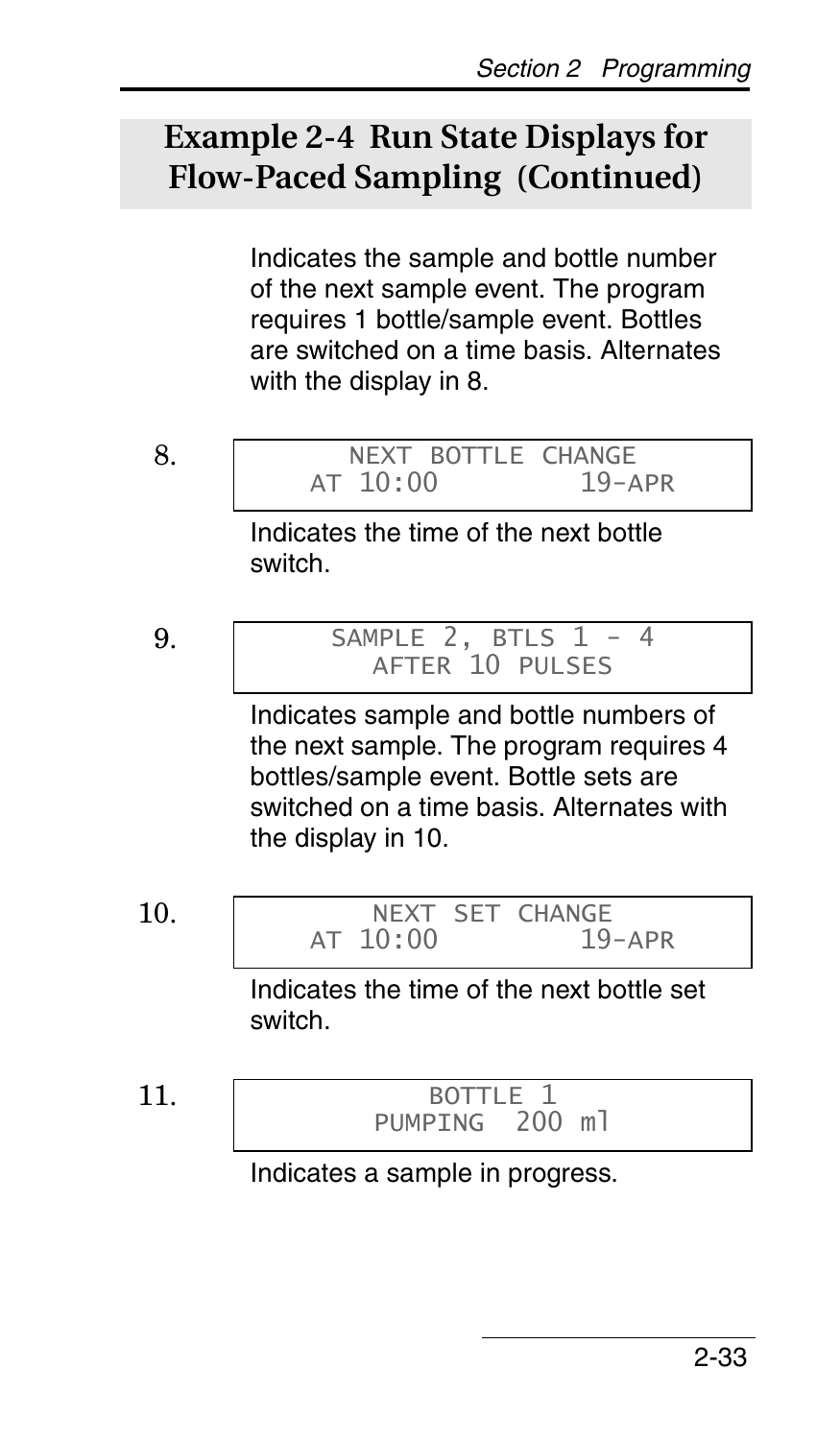## Example 2-4 Run State Displays for Flow-Paced Sampling (Continued)

Indicates the sample and bottle number of the next sample event. The program requires 1 bottle/sample event. Bottles are switched on a time basis. Alternates with the display in 8.

8.

```
NEXT BOTTLE CHANGE
AT 10:00          19-APR
```

Indicates the time of the next bottle switch.

9.

```
SAMPLE 2, BTLS 1 - 4
AFTER 10 PULSES
```

Indicates sample and bottle numbers of the next sample. The program requires 4 bottles/sample event. Bottle sets are switched on a time basis. Alternates with the display in 10.

10.

```
NEXT SET CHANGE
AT 10:00          19-APR
```

Indicates the time of the next bottle set switch.

11.

```
BOTTLE 1
PUMPING 200 ml
```

Indicates a sample in progress.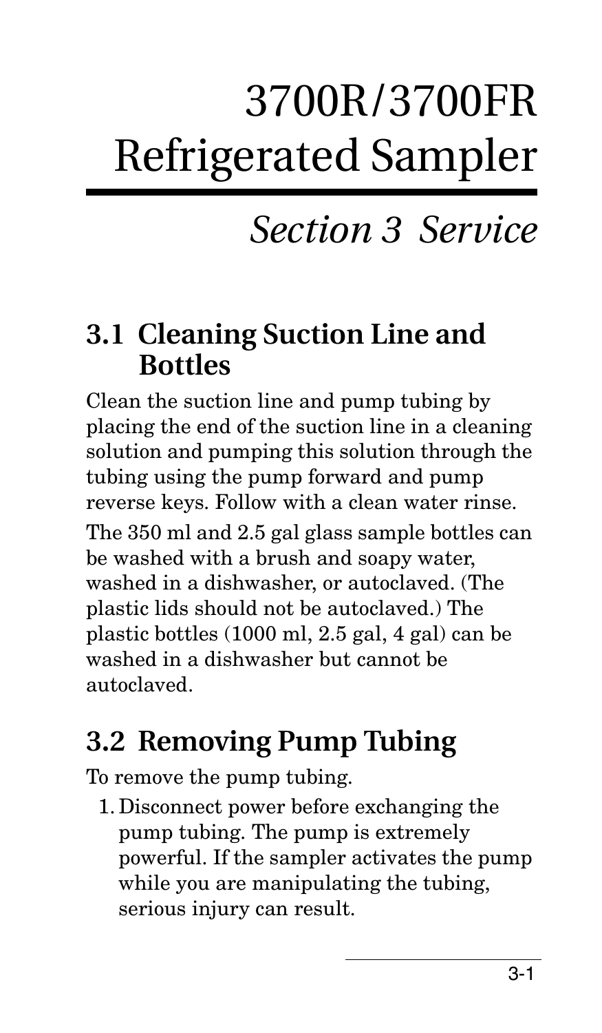# 3700R/3700FR Refrigerated Sampler

## *Section 3 Service*

## 3.1 Cleaning Suction Line and Bottles

Clean the suction line and pump tubing by placing the end of the suction line in a cleaning solution and pumping this solution through the tubing using the pump forward and pump reverse keys. Follow with a clean water rinse.

The 350 ml and 2.5 gal glass sample bottles can be washed with a brush and soapy water, washed in a dishwasher, or autoclaved. (The plastic lids should not be autoclaved.) The plastic bottles (1000 ml, 2.5 gal, 4 gal) can be washed in a dishwasher but cannot be autoclaved.

## 3.2 Removing Pump Tubing

To remove the pump tubing.

1. Disconnect power before exchanging the pump tubing. The pump is extremely powerful. If the sampler activates the pump while you are manipulating the tubing, serious injury can result.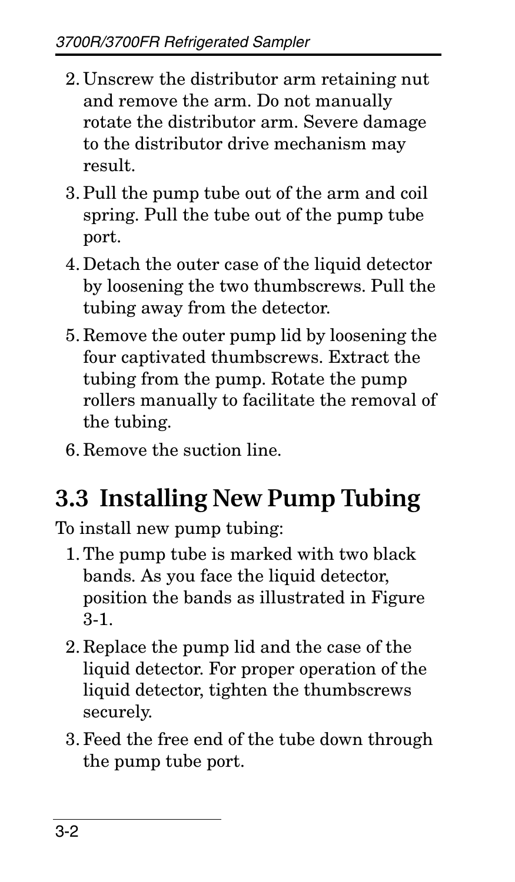2. Unscrew the distributor arm retaining nut and remove the arm. Do not manually rotate the distributor arm. Severe damage to the distributor drive mechanism may result.
3. Pull the pump tube out of the arm and coil spring. Pull the tube out of the pump tube port.
4. Detach the outer case of the liquid detector by loosening the two thumbscrews. Pull the tubing away from the detector.
5. Remove the outer pump lid by loosening the four captivated thumbscrews. Extract the tubing from the pump. Rotate the pump rollers manually to facilitate the removal of the tubing.
6. Remove the suction line.

## 3.3 Installing New Pump Tubing

To install new pump tubing:

1. The pump tube is marked with two black bands. As you face the liquid detector, position the bands as illustrated in Figure 3-1.
2. Replace the pump lid and the case of the liquid detector. For proper operation of the liquid detector, tighten the thumbscrews securely.
3. Feed the free end of the tube down through the pump tube port.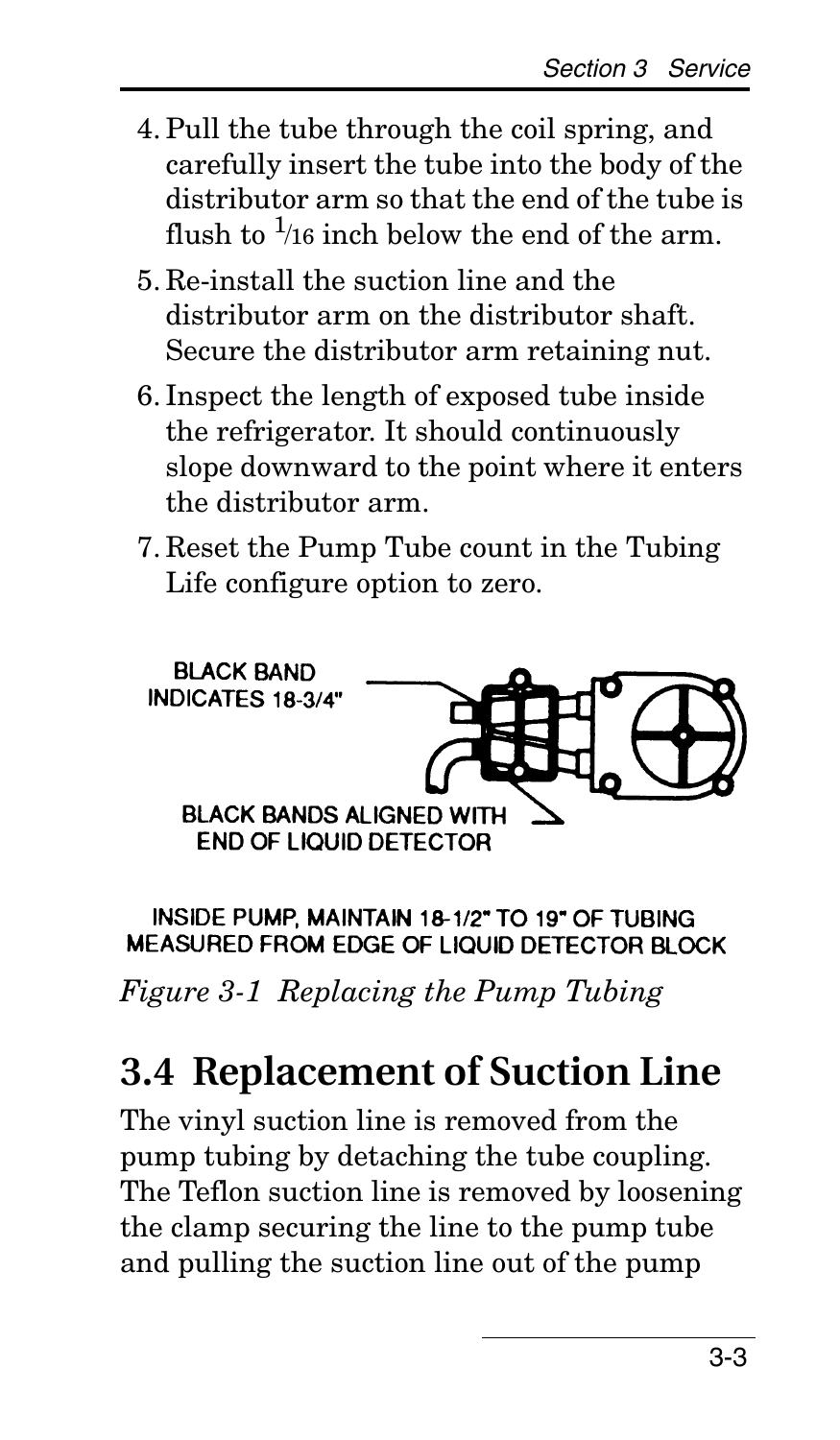4. Pull the tube through the coil spring, and carefully insert the tube into the body of the distributor arm so that the end of the tube is flush to 1/16 inch below the end of the arm.
5. Re-install the suction line and the distributor arm on the distributor shaft. Secure the distributor arm retaining nut.
6. Inspect the length of exposed tube inside the refrigerator. It should continuously slope downward to the point where it enters the distributor arm.
7. Reset the Pump Tube count in the Tubing Life configure option to zero.

BLACK BAND INDICATES 18-3/4"

BLACK BANDS ALIGNED WITH END OF LIQUID DETECTOR

INSIDE PUMP, MAINTAIN 18-1/2" TO 19" OF TUBING MEASURED FROM EDGE OF LIQUID DETECTOR BLOCK

*Figure 3-1 Replacing the Pump Tubing*

## 3.4 Replacement of Suction Line

The vinyl suction line is removed from the pump tubing by detaching the tube coupling. The Teflon suction line is removed by loosening the clamp securing the line to the pump tube and pulling the suction line out of the pump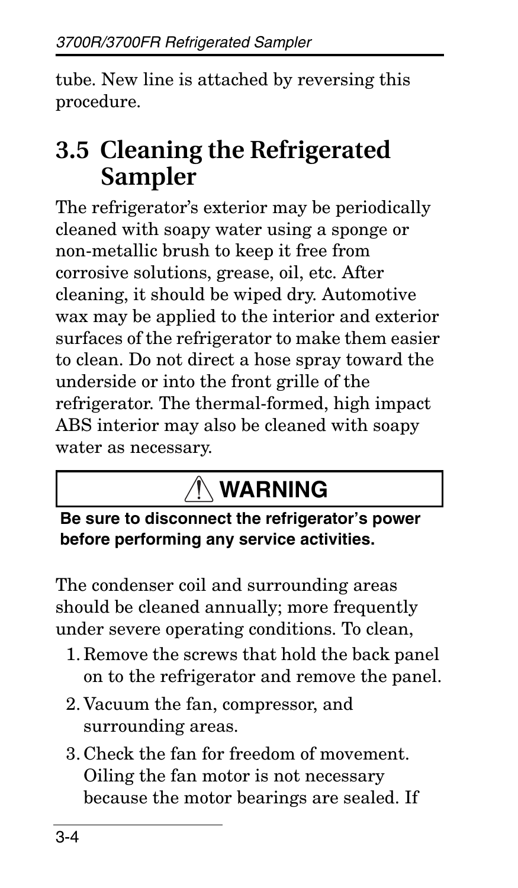tube. New line is attached by reversing this procedure.

## 3.5 Cleaning the Refrigerated Sampler

The refrigerator's exterior may be periodically cleaned with soapy water using a sponge or non-metallic brush to keep it free from corrosive solutions, grease, oil, etc. After cleaning, it should be wiped dry. Automotive wax may be applied to the interior and exterior surfaces of the refrigerator to make them easier to clean. Do not direct a hose spray toward the underside or into the front grille of the refrigerator. The thermal-formed, high impact ABS interior may also be cleaned with soapy water as necessary.

> **⚠ WARNING**
>
> **Be sure to disconnect the refrigerator's power before performing any service activities.**

The condenser coil and surrounding areas should be cleaned annually; more frequently under severe operating conditions. To clean,

1. Remove the screws that hold the back panel on to the refrigerator and remove the panel.
2. Vacuum the fan, compressor, and surrounding areas.
3. Check the fan for freedom of movement. Oiling the fan motor is not necessary because the motor bearings are sealed. If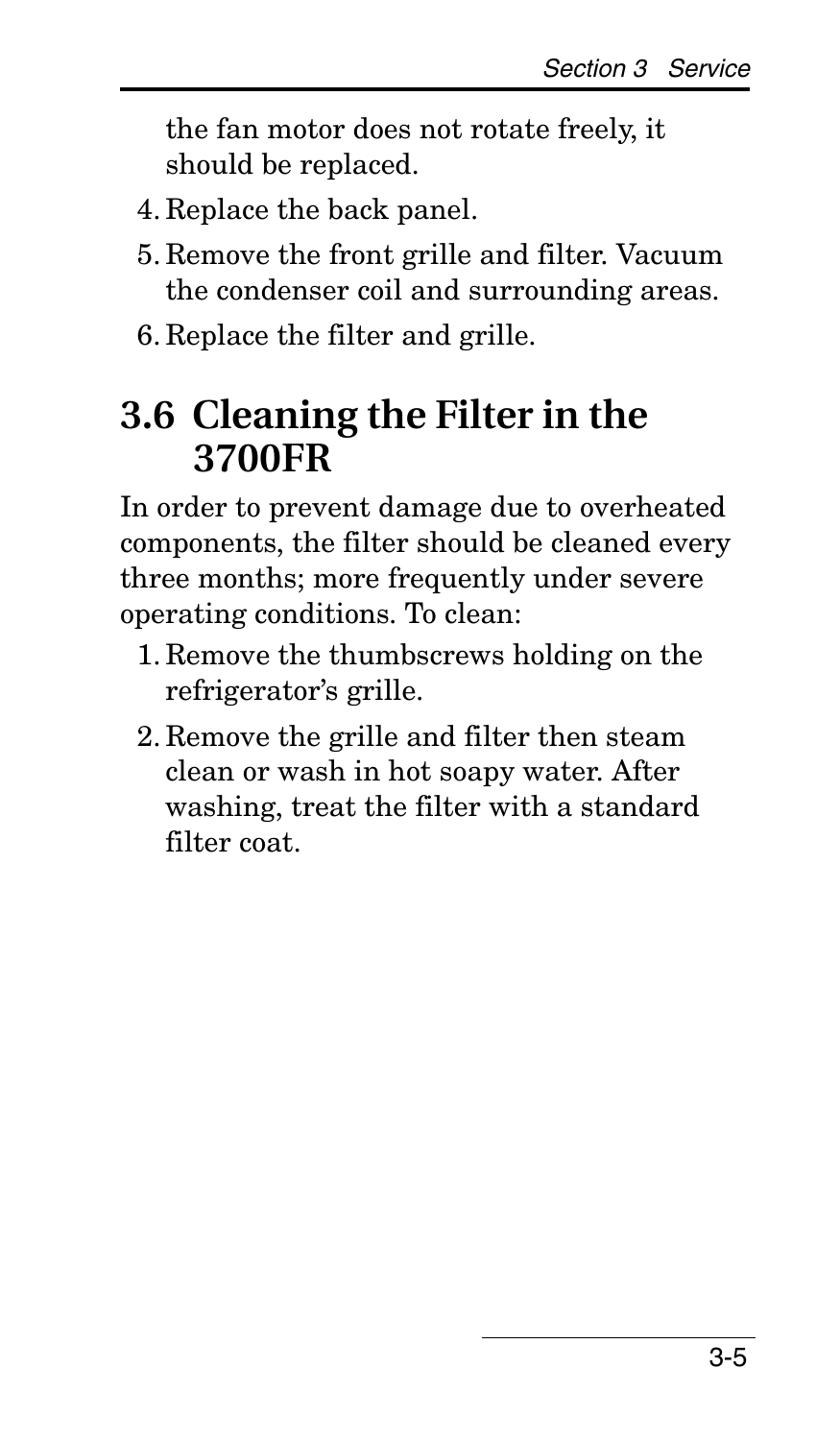the fan motor does not rotate freely, it should be replaced.

4. Replace the back panel.
5. Remove the front grille and filter. Vacuum the condenser coil and surrounding areas.
6. Replace the filter and grille.

## 3.6 Cleaning the Filter in the 3700FR

In order to prevent damage due to overheated components, the filter should be cleaned every three months; more frequently under severe operating conditions. To clean:

1. Remove the thumbscrews holding on the refrigerator's grille.
2. Remove the grille and filter then steam clean or wash in hot soapy water. After washing, treat the filter with a standard filter coat.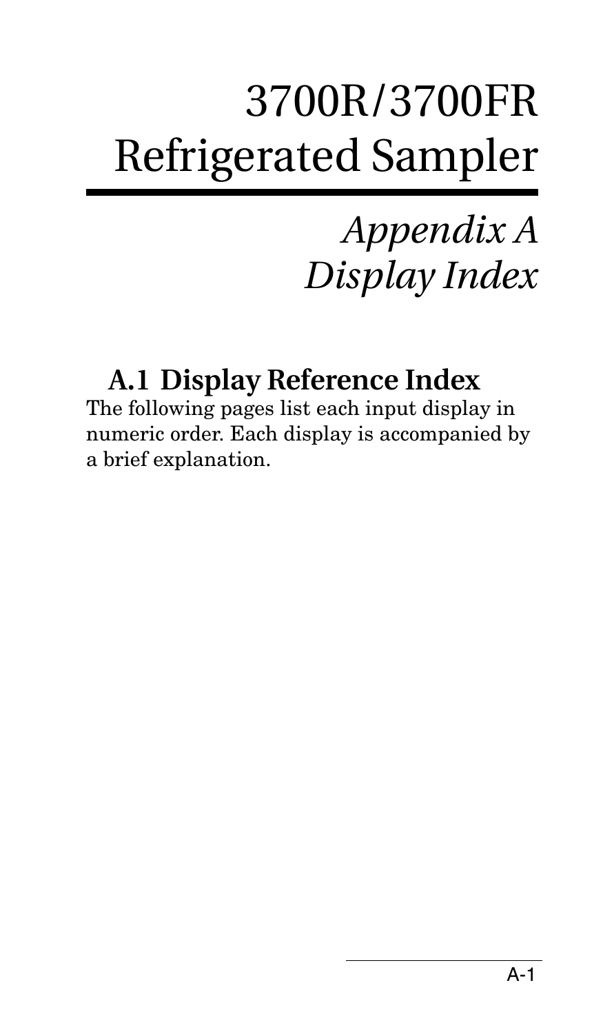# 3700R/3700FR Refrigerated Sampler

# *Appendix A Display Index*

## A.1 Display Reference Index

The following pages list each input display in numeric order. Each display is accompanied by a brief explanation.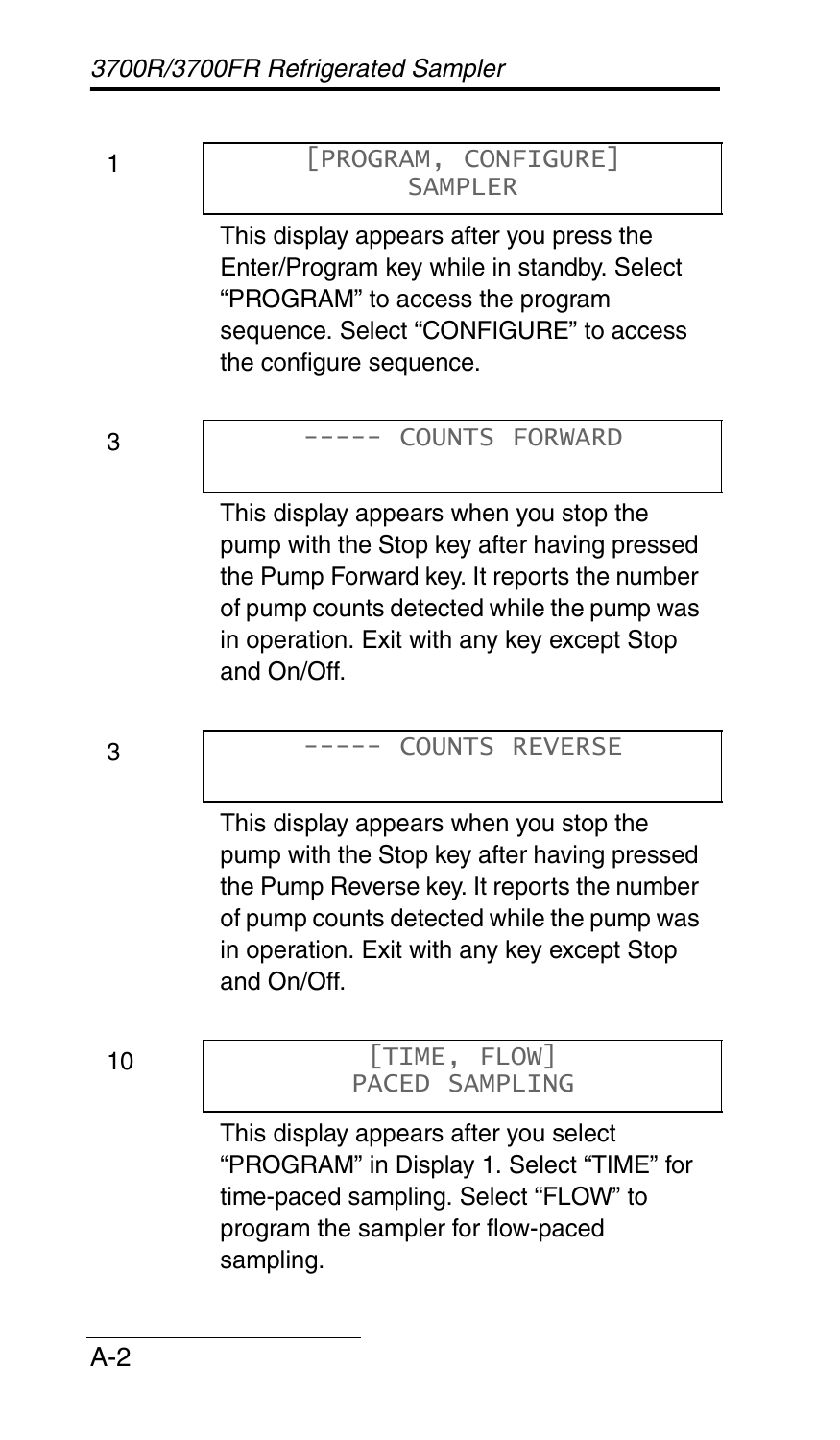1

```
[PROGRAM, CONFIGURE]
SAMPLER
```

This display appears after you press the Enter/Program key while in standby. Select "PROGRAM" to access the program sequence. Select "CONFIGURE" to access the configure sequence.

3

```
----- COUNTS FORWARD
```

This display appears when you stop the pump with the Stop key after having pressed the Pump Forward key. It reports the number of pump counts detected while the pump was in operation. Exit with any key except Stop and On/Off.

3

```
----- COUNTS REVERSE
```

This display appears when you stop the pump with the Stop key after having pressed the Pump Reverse key. It reports the number of pump counts detected while the pump was in operation. Exit with any key except Stop and On/Off.

10

```
[TIME, FLOW]
PACED SAMPLING
```

This display appears after you select "PROGRAM" in Display 1. Select "TIME" for time-paced sampling. Select "FLOW" to program the sampler for flow-paced sampling.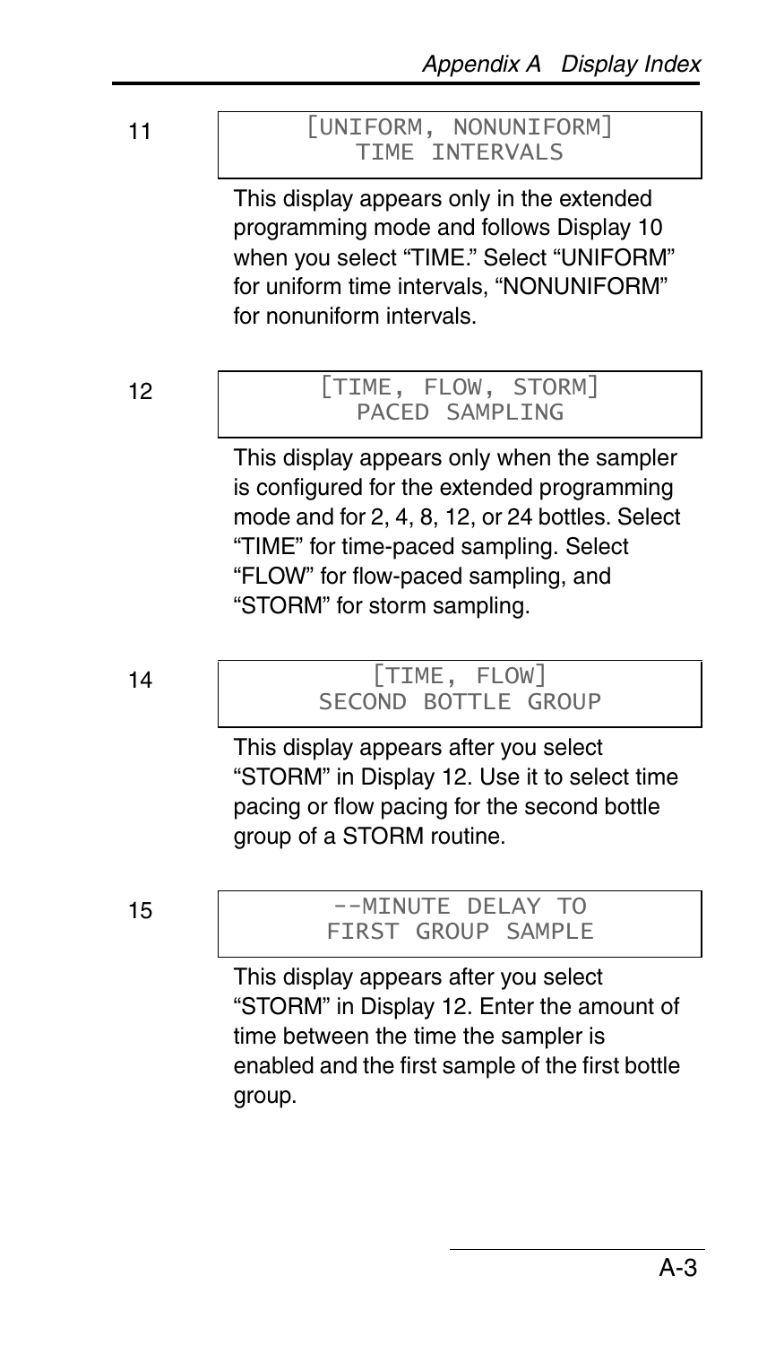11

```
[UNIFORM, NONUNIFORM]
   TIME INTERVALS
```

This display appears only in the extended programming mode and follows Display 10 when you select “TIME.” Select “UNIFORM” for uniform time intervals, “NONUNIFORM” for nonuniform intervals.

12

```
[TIME, FLOW, STORM]
  PACED SAMPLING
```

This display appears only when the sampler is configured for the extended programming mode and for 2, 4, 8, 12, or 24 bottles. Select “TIME” for time-paced sampling. Select “FLOW” for flow-paced sampling, and “STORM” for storm sampling.

14

```
    [TIME, FLOW]
SECOND BOTTLE GROUP
```

This display appears after you select “STORM” in Display 12. Use it to select time pacing or flow pacing for the second bottle group of a STORM routine.

15

```
--MINUTE DELAY TO
FIRST GROUP SAMPLE
```

This display appears after you select “STORM” in Display 12. Enter the amount of time between the time the sampler is enabled and the first sample of the first bottle group.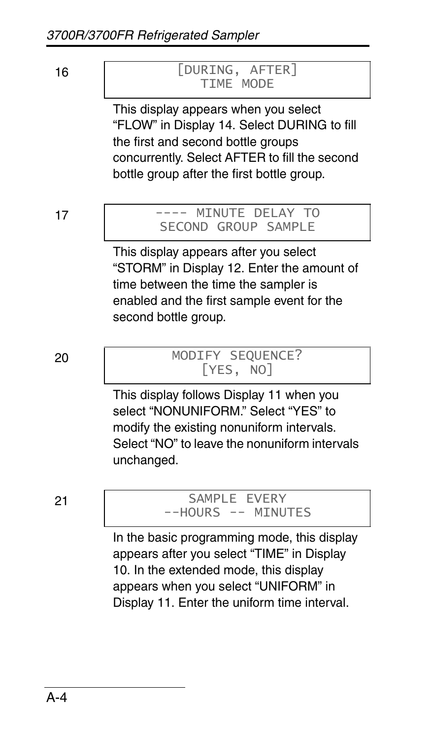16

```
[DURING, AFTER]
TIME MODE
```

This display appears when you select "FLOW" in Display 14. Select DURING to fill the first and second bottle groups concurrently. Select AFTER to fill the second bottle group after the first bottle group.

17

```
---- MINUTE DELAY TO
SECOND GROUP SAMPLE
```

This display appears after you select "STORM" in Display 12. Enter the amount of time between the time the sampler is enabled and the first sample event for the second bottle group.

20

```
MODIFY SEQUENCE?
[YES, NO]
```

This display follows Display 11 when you select "NONUNIFORM." Select "YES" to modify the existing nonuniform intervals. Select "NO" to leave the nonuniform intervals unchanged.

21

```
SAMPLE EVERY
--HOURS -- MINUTES
```

In the basic programming mode, this display appears after you select "TIME" in Display 10. In the extended mode, this display appears when you select "UNIFORM" in Display 11. Enter the uniform time interval.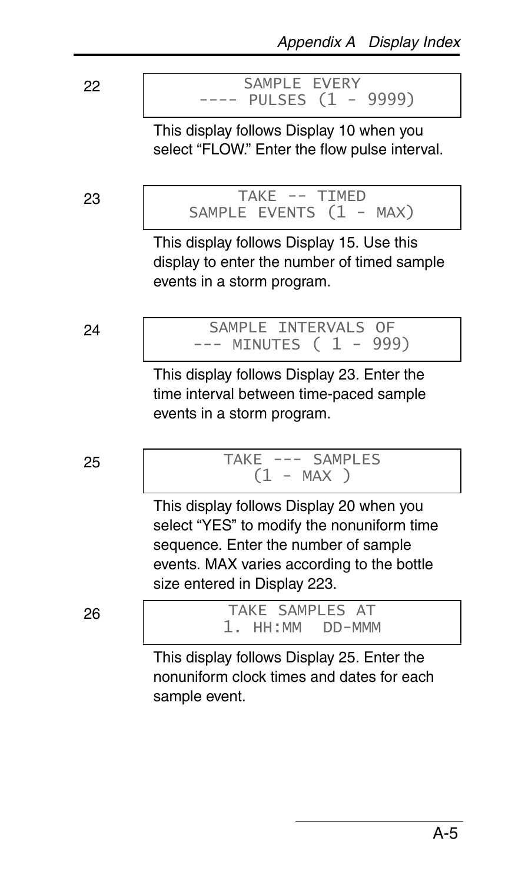22

```
SAMPLE EVERY
---- PULSES (1 - 9999)
```

This display follows Display 10 when you select “FLOW.” Enter the flow pulse interval.

23

```
TAKE -- TIMED
SAMPLE EVENTS (1 - MAX)
```

This display follows Display 15. Use this display to enter the number of timed sample events in a storm program.

24

```
SAMPLE INTERVALS OF
--- MINUTES ( 1 - 999)
```

This display follows Display 23. Enter the time interval between time-paced sample events in a storm program.

25

```
TAKE --- SAMPLES
(1 - MAX )
```

This display follows Display 20 when you select “YES” to modify the nonuniform time sequence. Enter the number of sample events. MAX varies according to the bottle size entered in Display 223.

26

```
TAKE SAMPLES AT
1. HH:MM  DD-MMM
```

This display follows Display 25. Enter the nonuniform clock times and dates for each sample event.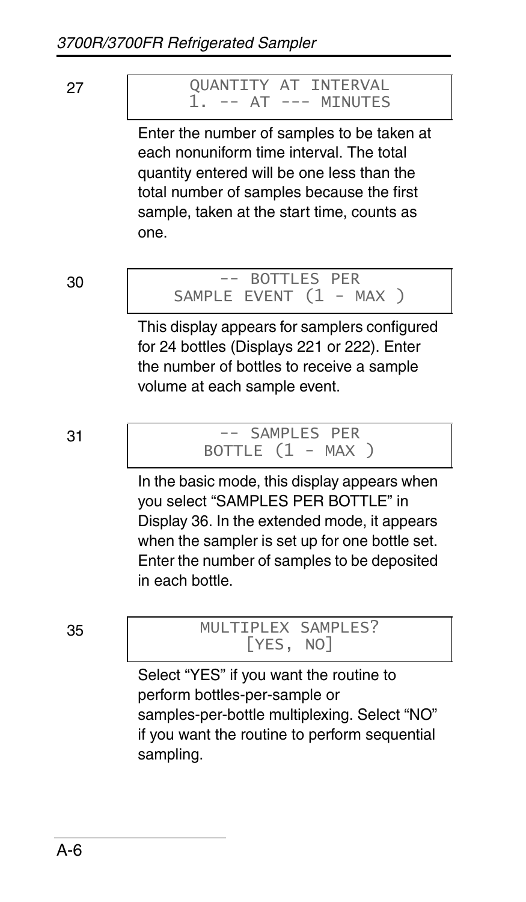27

```
QUANTITY AT INTERVAL
1. -- AT --- MINUTES
```

Enter the number of samples to be taken at each nonuniform time interval. The total quantity entered will be one less than the total number of samples because the first sample, taken at the start time, counts as one.

30

```
-- BOTTLES PER
SAMPLE EVENT (1 - MAX )
```

This display appears for samplers configured for 24 bottles (Displays 221 or 222). Enter the number of bottles to receive a sample volume at each sample event.

31

```
-- SAMPLES PER
BOTTLE (1 - MAX )
```

In the basic mode, this display appears when you select “SAMPLES PER BOTTLE” in Display 36. In the extended mode, it appears when the sampler is set up for one bottle set. Enter the number of samples to be deposited in each bottle.

35

```
MULTIPLEX SAMPLES?
[YES, NO]
```

Select “YES” if you want the routine to perform bottles-per-sample or samples-per-bottle multiplexing. Select “NO” if you want the routine to perform sequential sampling.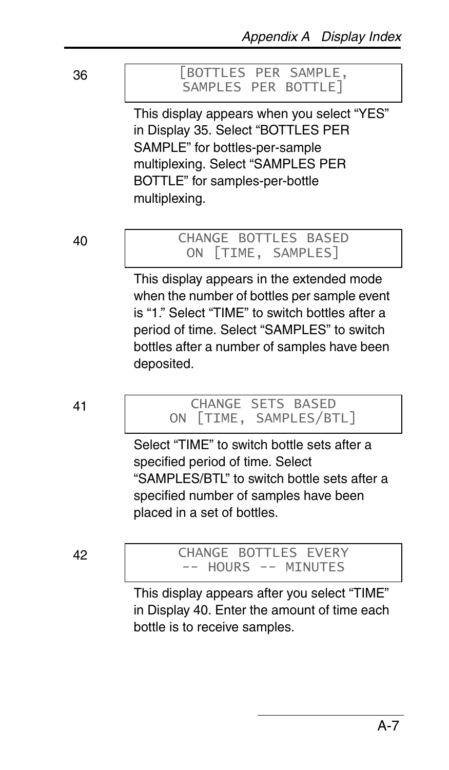36

```
[BOTTLES PER SAMPLE,
 SAMPLES PER BOTTLE]
```

This display appears when you select "YES" in Display 35. Select "BOTTLES PER SAMPLE" for bottles-per-sample multiplexing. Select "SAMPLES PER BOTTLE" for samples-per-bottle multiplexing.

40

```
CHANGE BOTTLES BASED
 ON [TIME, SAMPLES]
```

This display appears in the extended mode when the number of bottles per sample event is "1." Select "TIME" to switch bottles after a period of time. Select "SAMPLES" to switch bottles after a number of samples have been deposited.

41

```
  CHANGE SETS BASED
ON [TIME, SAMPLES/BTL]
```

Select "TIME" to switch bottle sets after a specified period of time. Select "SAMPLES/BTL" to switch bottle sets after a specified number of samples have been placed in a set of bottles.

42

```
CHANGE BOTTLES EVERY
 -- HOURS -- MINUTES
```

This display appears after you select "TIME" in Display 40. Enter the amount of time each bottle is to receive samples.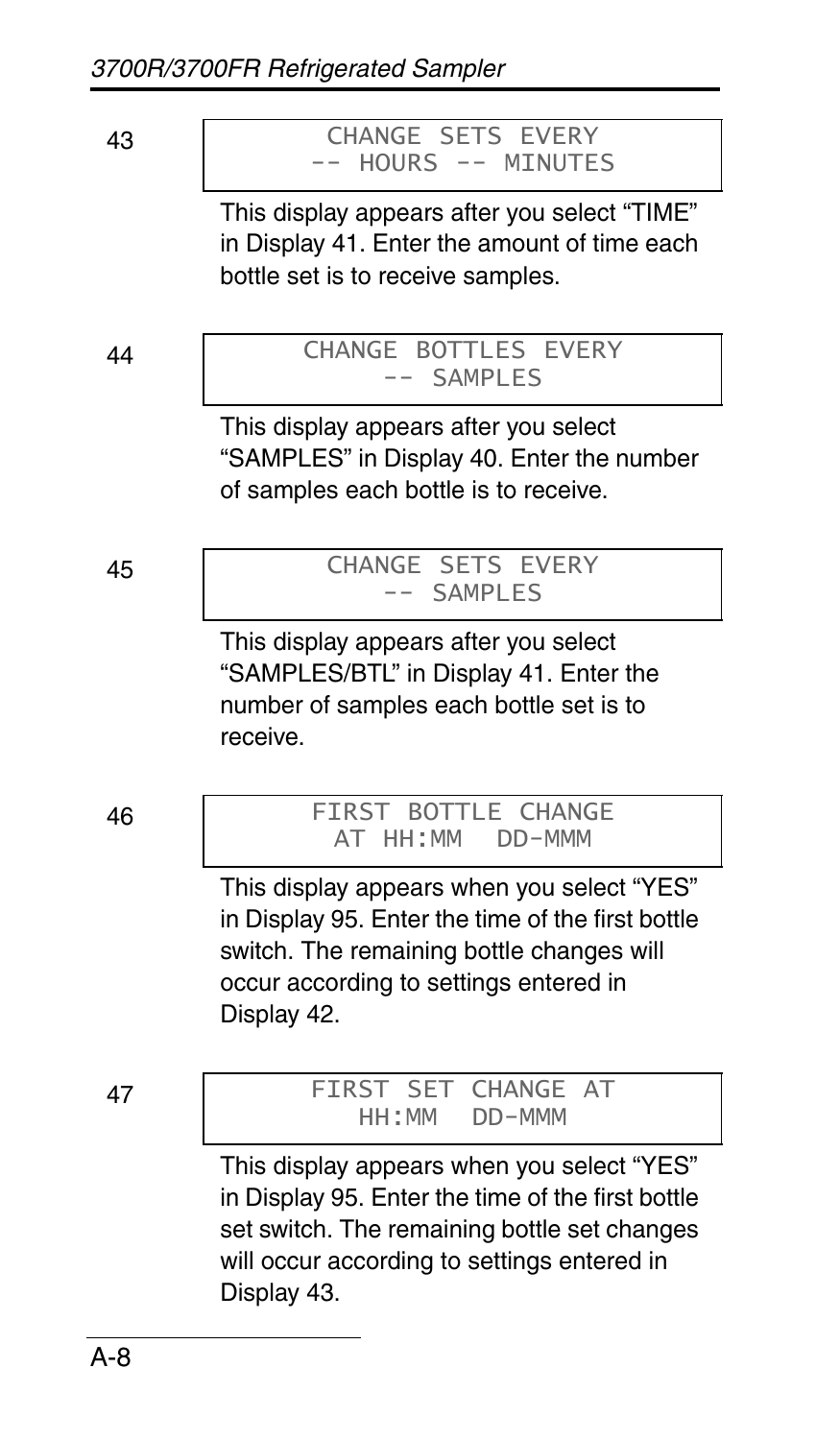43

```
CHANGE SETS EVERY
-- HOURS -- MINUTES
```

This display appears after you select “TIME” in Display 41. Enter the amount of time each bottle set is to receive samples.

44

```
CHANGE BOTTLES EVERY
-- SAMPLES
```

This display appears after you select “SAMPLES” in Display 40. Enter the number of samples each bottle is to receive.

45

```
CHANGE SETS EVERY
-- SAMPLES
```

This display appears after you select “SAMPLES/BTL” in Display 41. Enter the number of samples each bottle set is to receive.

46

```
FIRST BOTTLE CHANGE
AT HH:MM  DD-MMM
```

This display appears when you select “YES” in Display 95. Enter the time of the first bottle switch. The remaining bottle changes will occur according to settings entered in Display 42.

47

```
FIRST SET CHANGE AT
HH:MM  DD-MMM
```

This display appears when you select “YES” in Display 95. Enter the time of the first bottle set switch. The remaining bottle set changes will occur according to settings entered in Display 43.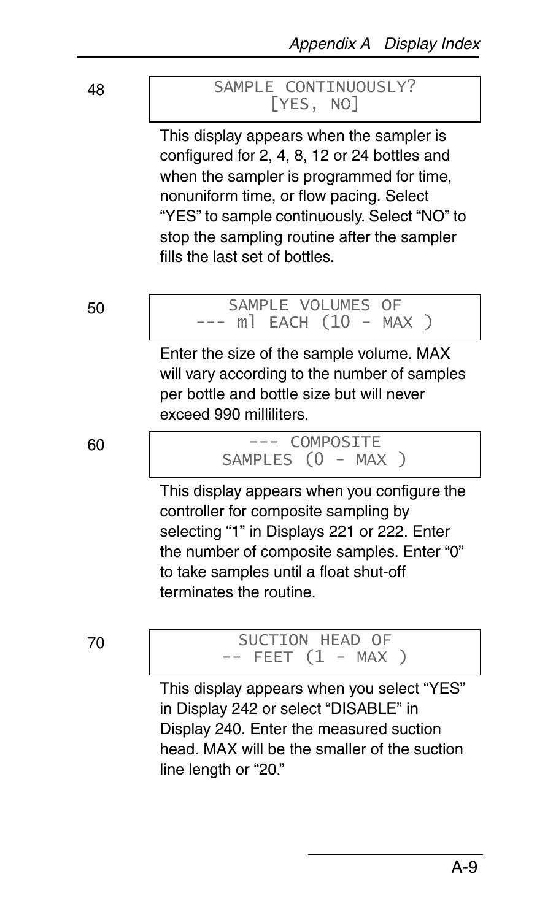48

```
SAMPLE CONTINUOUSLY?
[YES, NO]
```

This display appears when the sampler is configured for 2, 4, 8, 12 or 24 bottles and when the sampler is programmed for time, nonuniform time, or flow pacing. Select "YES" to sample continuously. Select "NO" to stop the sampling routine after the sampler fills the last set of bottles.

50

```
SAMPLE VOLUMES OF
--- ml EACH (10 - MAX )
```

Enter the size of the sample volume. MAX will vary according to the number of samples per bottle and bottle size but will never exceed 990 milliliters.

60

```
--- COMPOSITE
SAMPLES (0 - MAX )
```

This display appears when you configure the controller for composite sampling by selecting "1" in Displays 221 or 222. Enter the number of composite samples. Enter "0" to take samples until a float shut-off terminates the routine.

70

```
SUCTION HEAD OF
-- FEET (1 - MAX )
```

This display appears when you select "YES" in Display 242 or select "DISABLE" in Display 240. Enter the measured suction head. MAX will be the smaller of the suction line length or "20."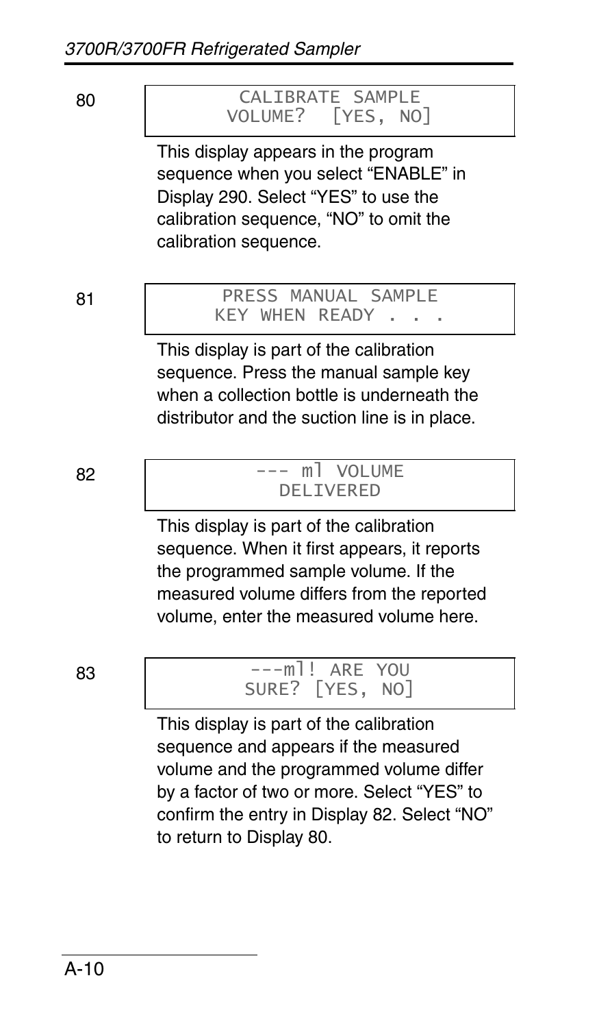80

```
CALIBRATE SAMPLE
VOLUME?  [YES, NO]
```

This display appears in the program sequence when you select “ENABLE” in Display 290. Select “YES” to use the calibration sequence, “NO” to omit the calibration sequence.

81

```
PRESS MANUAL SAMPLE
KEY WHEN READY . . .
```

This display is part of the calibration sequence. Press the manual sample key when a collection bottle is underneath the distributor and the suction line is in place.

82

```
--- ml VOLUME
DELIVERED
```

This display is part of the calibration sequence. When it first appears, it reports the programmed sample volume. If the measured volume differs from the reported volume, enter the measured volume here.

83

```
---ml! ARE YOU
SURE? [YES, NO]
```

This display is part of the calibration sequence and appears if the measured volume and the programmed volume differ by a factor of two or more. Select “YES” to confirm the entry in Display 82. Select “NO” to return to Display 80.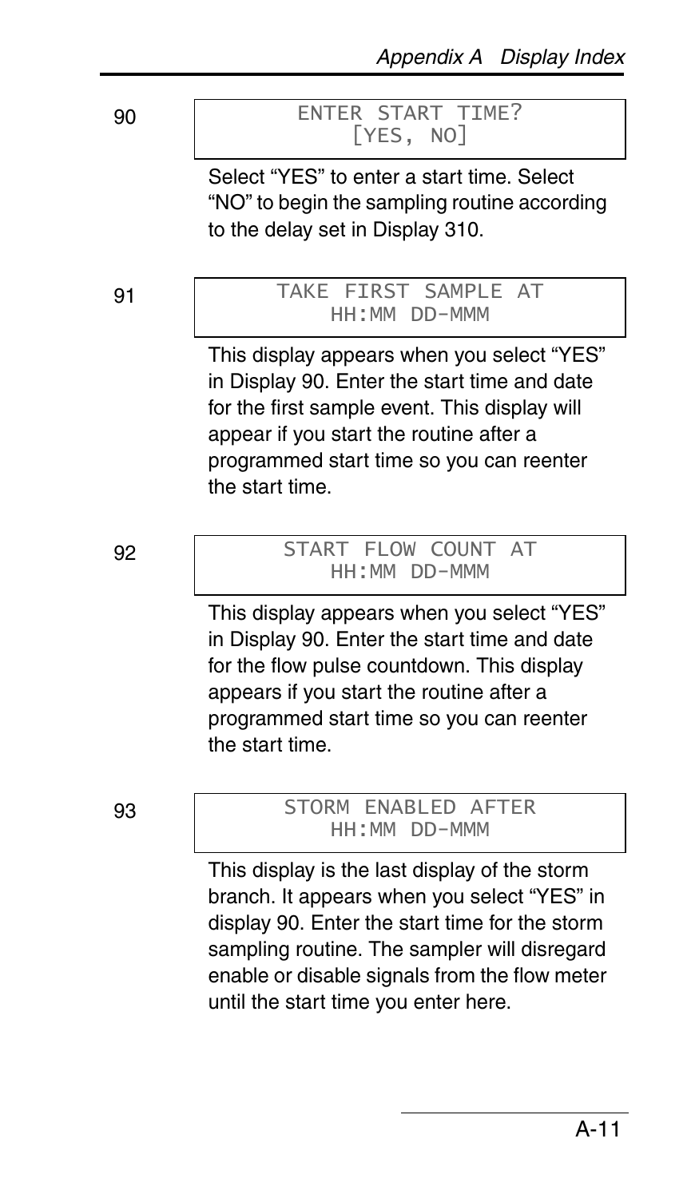90

```
ENTER START TIME?
[YES, NO]
```

Select “YES” to enter a start time. Select “NO” to begin the sampling routine according to the delay set in Display 310.

91

```
TAKE FIRST SAMPLE AT
HH:MM DD-MMM
```

This display appears when you select “YES” in Display 90. Enter the start time and date for the first sample event. This display will appear if you start the routine after a programmed start time so you can reenter the start time.

92

```
START FLOW COUNT AT
HH:MM DD-MMM
```

This display appears when you select “YES” in Display 90. Enter the start time and date for the flow pulse countdown. This display appears if you start the routine after a programmed start time so you can reenter the start time.

93

```
STORM ENABLED AFTER
HH:MM DD-MMM
```

This display is the last display of the storm branch. It appears when you select “YES” in display 90. Enter the start time for the storm sampling routine. The sampler will disregard enable or disable signals from the flow meter until the start time you enter here.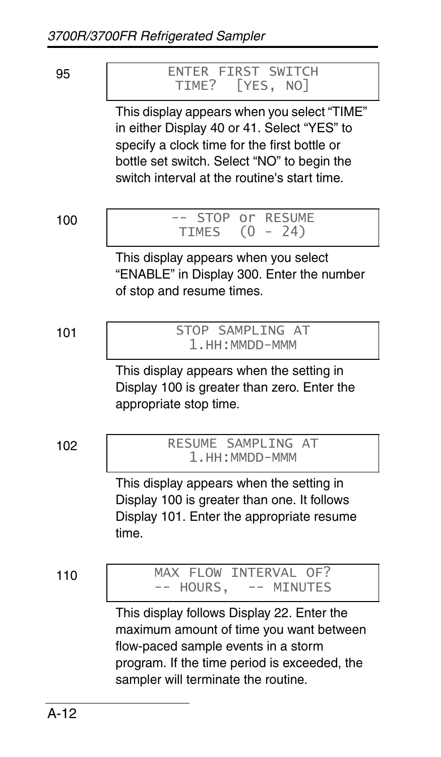95

```
ENTER FIRST SWITCH
 TIME?  [YES, NO]
```

This display appears when you select “TIME” in either Display 40 or 41. Select “YES” to specify a clock time for the first bottle or bottle set switch. Select “NO” to begin the switch interval at the routine's start time.

100

```
-- STOP or RESUME
 TIMES  (0 - 24)
```

This display appears when you select “ENABLE” in Display 300. Enter the number of stop and resume times.

101

```
STOP SAMPLING AT
 1.HH:MMDD-MMM
```

This display appears when the setting in Display 100 is greater than zero. Enter the appropriate stop time.

102

```
RESUME SAMPLING AT
 1.HH:MMDD-MMM
```

This display appears when the setting in Display 100 is greater than one. It follows Display 101. Enter the appropriate resume time.

110

```
MAX FLOW INTERVAL OF?
-- HOURS,  -- MINUTES
```

This display follows Display 22. Enter the maximum amount of time you want between flow-paced sample events in a storm program. If the time period is exceeded, the sampler will terminate the routine.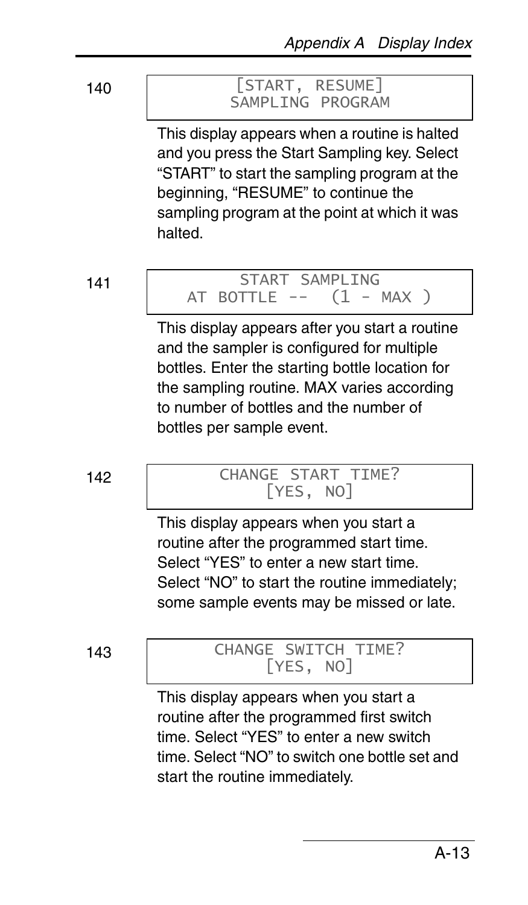140

```
[START, RESUME]
SAMPLING PROGRAM
```

This display appears when a routine is halted and you press the Start Sampling key. Select "START" to start the sampling program at the beginning, "RESUME" to continue the sampling program at the point at which it was halted.

141

```
START SAMPLING
AT BOTTLE --   (1 - MAX )
```

This display appears after you start a routine and the sampler is configured for multiple bottles. Enter the starting bottle location for the sampling routine. MAX varies according to number of bottles and the number of bottles per sample event.

142

```
CHANGE START TIME?
[YES, NO]
```

This display appears when you start a routine after the programmed start time. Select "YES" to enter a new start time. Select "NO" to start the routine immediately; some sample events may be missed or late.

143

```
CHANGE SWITCH TIME?
[YES, NO]
```

This display appears when you start a routine after the programmed first switch time. Select "YES" to enter a new switch time. Select "NO" to switch one bottle set and start the routine immediately.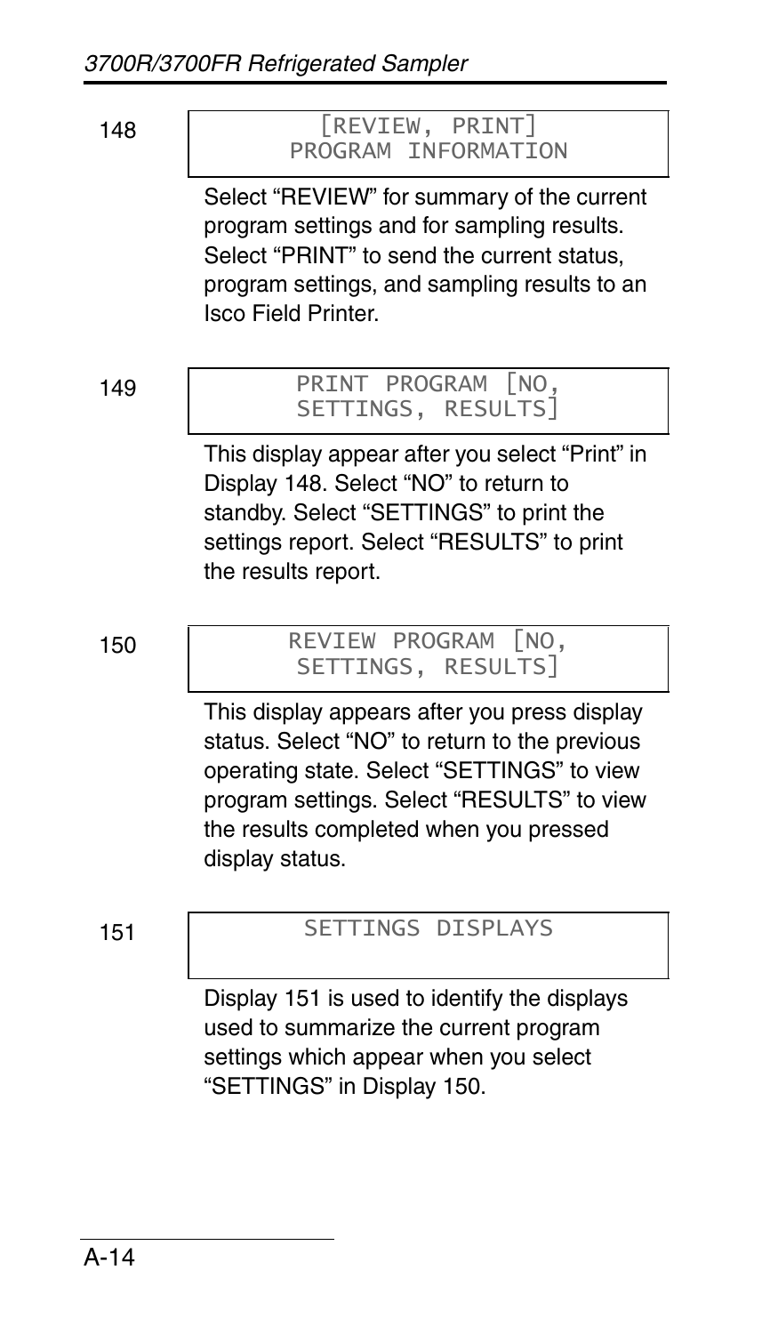148

```
      [REVIEW, PRINT]
    PROGRAM INFORMATION
```

Select “REVIEW” for summary of the current program settings and for sampling results. Select “PRINT” to send the current status, program settings, and sampling results to an Isco Field Printer.

149

```
    PRINT PROGRAM [NO,
    SETTINGS, RESULTS]
```

This display appear after you select “Print” in Display 148. Select “NO” to return to standby. Select “SETTINGS” to print the settings report. Select “RESULTS” to print the results report.

150

```
    REVIEW PROGRAM [NO,
    SETTINGS, RESULTS]
```

This display appears after you press display status. Select “NO” to return to the previous operating state. Select “SETTINGS” to view program settings. Select “RESULTS” to view the results completed when you pressed display status.

151

```
    SETTINGS DISPLAYS
```

Display 151 is used to identify the displays used to summarize the current program settings which appear when you select “SETTINGS” in Display 150.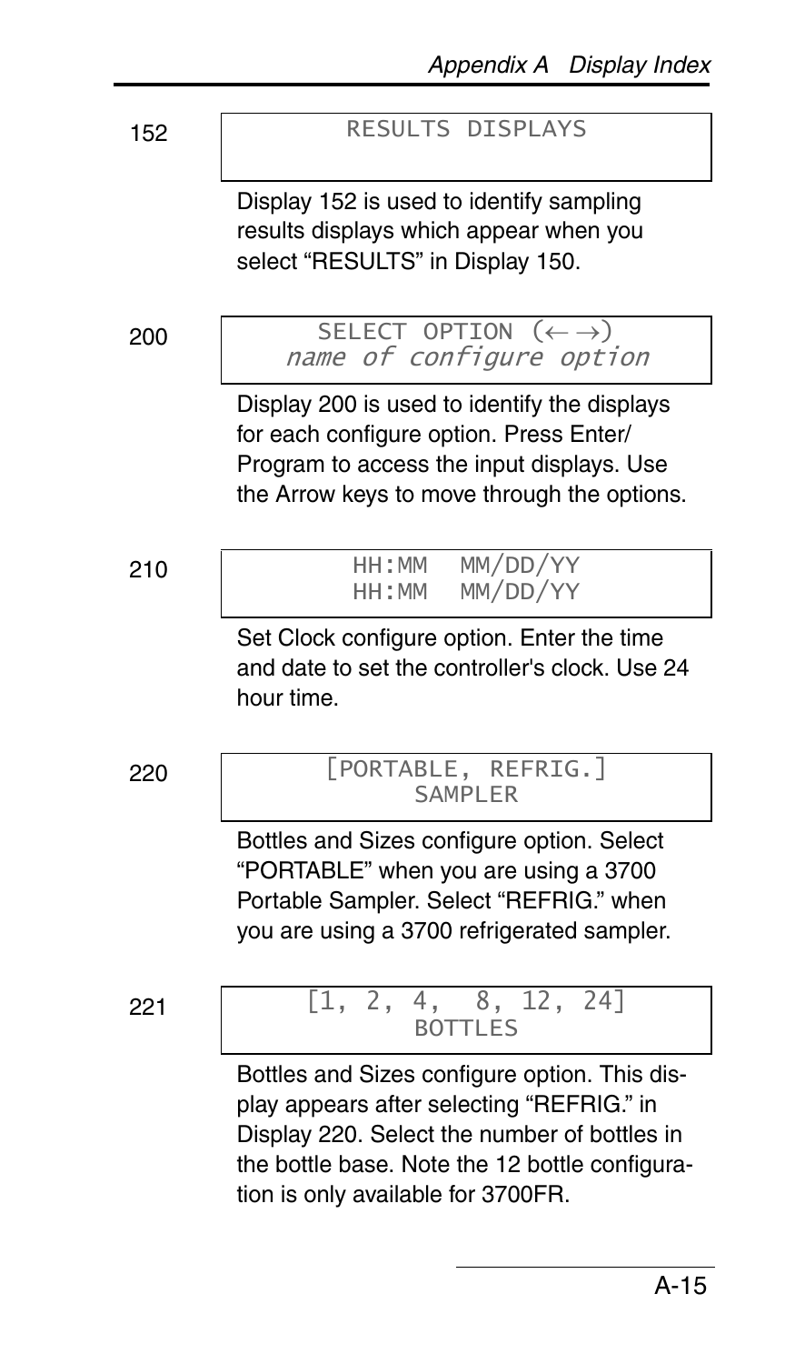152

```
RESULTS DISPLAYS
```

Display 152 is used to identify sampling results displays which appear when you select “RESULTS” in Display 150.

200

```
SELECT OPTION (← →)
name of configure option
```

Display 200 is used to identify the displays for each configure option. Press Enter/Program to access the input displays. Use the Arrow keys to move through the options.

210

```
HH:MM  MM/DD/YY
HH:MM  MM/DD/YY
```

Set Clock configure option. Enter the time and date to set the controller's clock. Use 24 hour time.

220

```
[PORTABLE, REFRIG.]
SAMPLER
```

Bottles and Sizes configure option. Select “PORTABLE” when you are using a 3700 Portable Sampler. Select “REFRIG.” when you are using a 3700 refrigerated sampler.

221

```
[1, 2, 4,  8, 12, 24]
BOTTLES
```

Bottles and Sizes configure option. This display appears after selecting “REFRIG.” in Display 220. Select the number of bottles in the bottle base. Note the 12 bottle configuration is only available for 3700FR.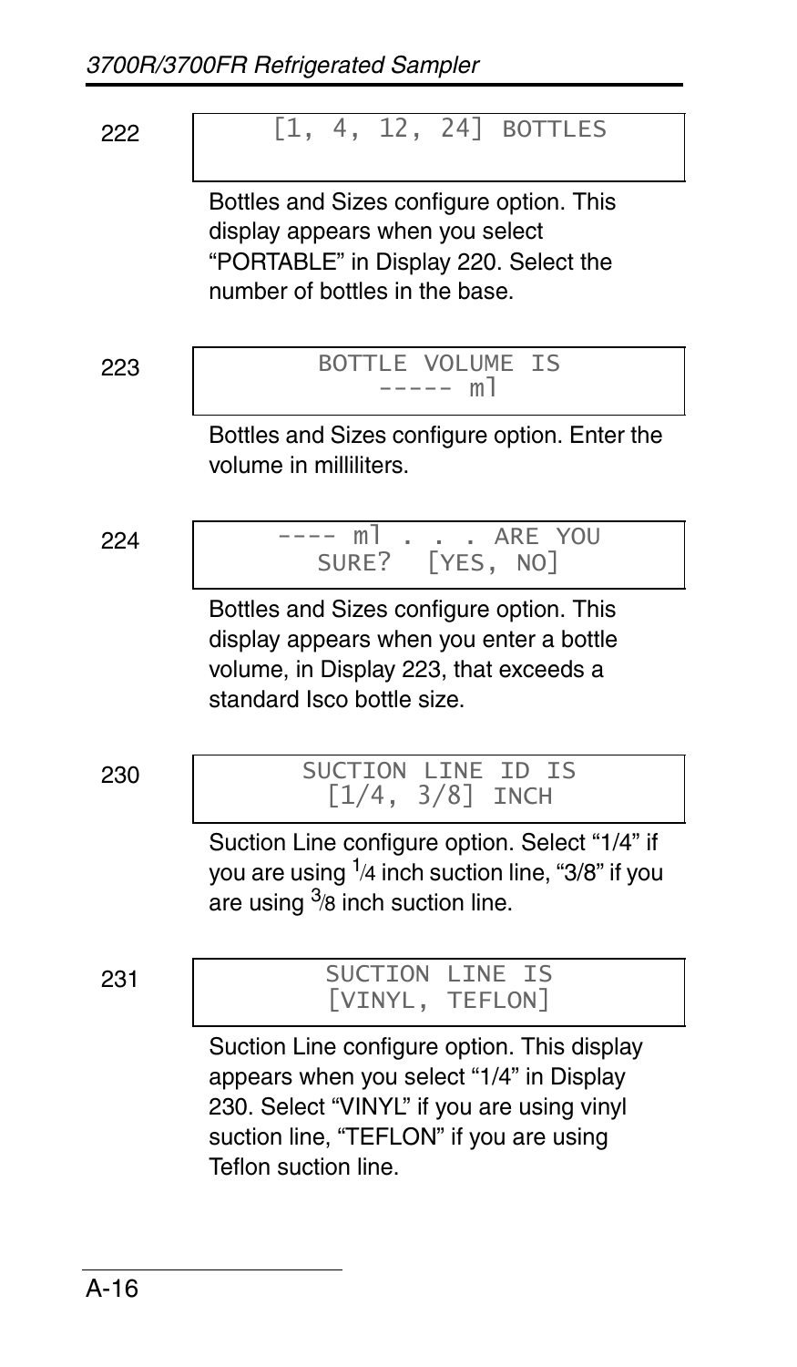222

```
[1, 4, 12, 24] BOTTLES
```

Bottles and Sizes configure option. This display appears when you select "PORTABLE" in Display 220. Select the number of bottles in the base.

223

```
BOTTLE VOLUME IS
----- ml
```

Bottles and Sizes configure option. Enter the volume in milliliters.

224

```
---- ml . . . ARE YOU
SURE?  [YES, NO]
```

Bottles and Sizes configure option. This display appears when you enter a bottle volume, in Display 223, that exceeds a standard Isco bottle size.

230

```
SUCTION LINE ID IS
[1/4, 3/8] INCH
```

Suction Line configure option. Select "1/4" if you are using 1/4 inch suction line, "3/8" if you are using 3/8 inch suction line.

231

```
SUCTION LINE IS
[VINYL, TEFLON]
```

Suction Line configure option. This display appears when you select "1/4" in Display 230. Select "VINYL" if you are using vinyl suction line, "TEFLON" if you are using Teflon suction line.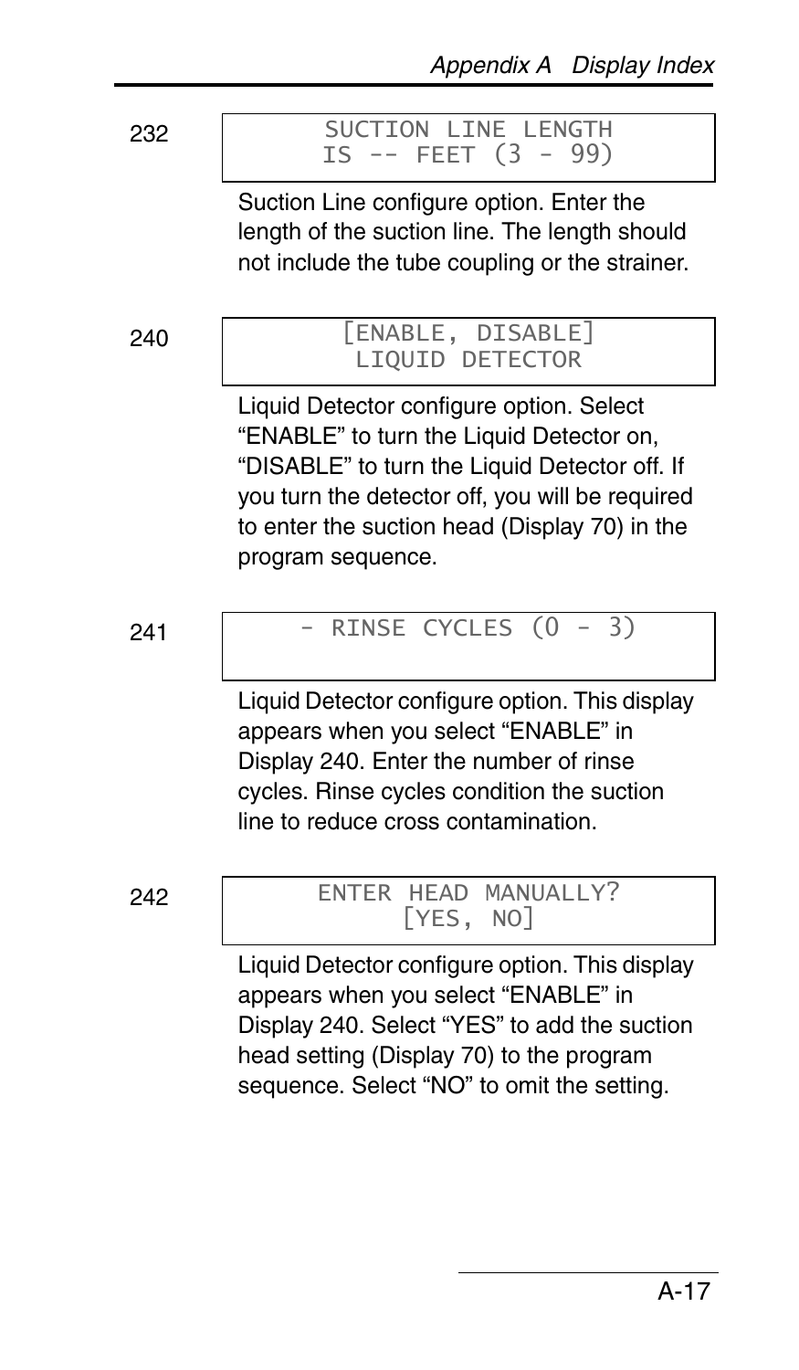232

```
SUCTION LINE LENGTH
IS -- FEET (3 - 99)
```

Suction Line configure option. Enter the length of the suction line. The length should not include the tube coupling or the strainer.

240

```
[ENABLE, DISABLE]
LIQUID DETECTOR
```

Liquid Detector configure option. Select "ENABLE" to turn the Liquid Detector on, "DISABLE" to turn the Liquid Detector off. If you turn the detector off, you will be required to enter the suction head (Display 70) in the program sequence.

241

```
- RINSE CYCLES (0 - 3)
```

Liquid Detector configure option. This display appears when you select "ENABLE" in Display 240. Enter the number of rinse cycles. Rinse cycles condition the suction line to reduce cross contamination.

242

```
ENTER HEAD MANUALLY?
[YES, NO]
```

Liquid Detector configure option. This display appears when you select "ENABLE" in Display 240. Select "YES" to add the suction head setting (Display 70) to the program sequence. Select "NO" to omit the setting.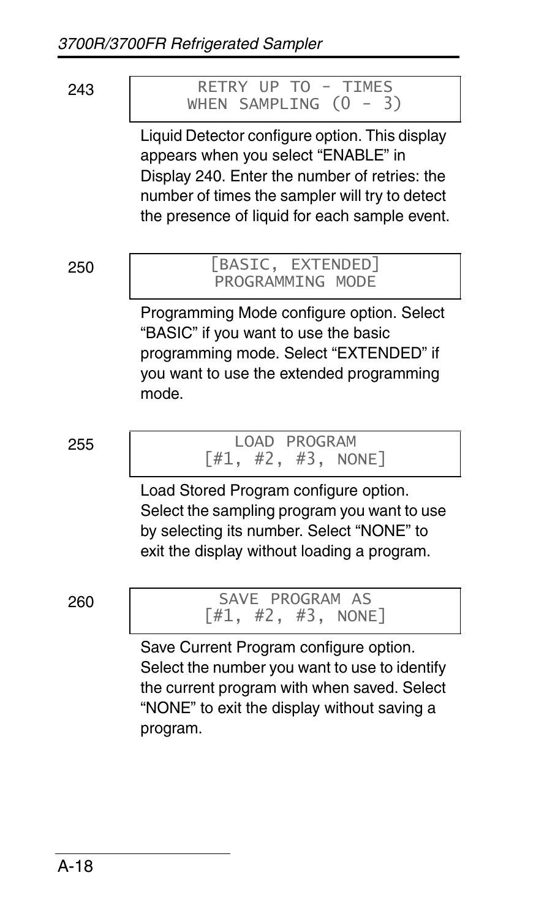243

```
RETRY UP TO - TIMES
WHEN SAMPLING (0 - 3)
```

Liquid Detector configure option. This display appears when you select “ENABLE” in Display 240. Enter the number of retries: the number of times the sampler will try to detect the presence of liquid for each sample event.

250

```
[BASIC, EXTENDED]
PROGRAMMING MODE
```

Programming Mode configure option. Select “BASIC” if you want to use the basic programming mode. Select “EXTENDED” if you want to use the extended programming mode.

255

```
LOAD PROGRAM
[#1, #2, #3, NONE]
```

Load Stored Program configure option. Select the sampling program you want to use by selecting its number. Select “NONE” to exit the display without loading a program.

260

```
SAVE PROGRAM AS
[#1, #2, #3, NONE]
```

Save Current Program configure option. Select the number you want to use to identify the current program with when saved. Select “NONE” to exit the display without saving a program.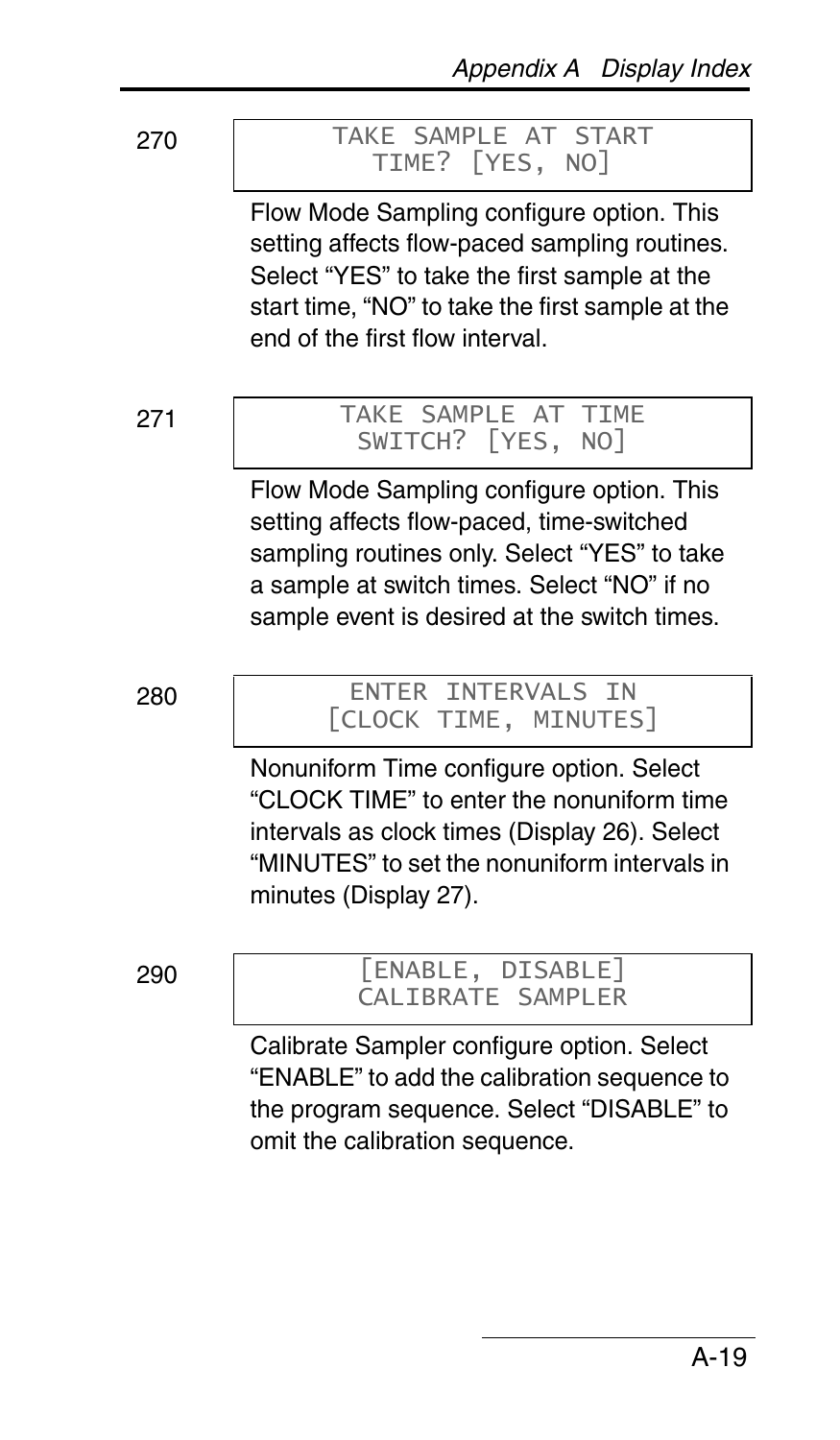270

```
TAKE SAMPLE AT START
TIME? [YES, NO]
```

Flow Mode Sampling configure option. This setting affects flow-paced sampling routines. Select "YES" to take the first sample at the start time, "NO" to take the first sample at the end of the first flow interval.

271

```
TAKE SAMPLE AT TIME
SWITCH? [YES, NO]
```

Flow Mode Sampling configure option. This setting affects flow-paced, time-switched sampling routines only. Select "YES" to take a sample at switch times. Select "NO" if no sample event is desired at the switch times.

280

```
ENTER INTERVALS IN
[CLOCK TIME, MINUTES]
```

Nonuniform Time configure option. Select "CLOCK TIME" to enter the nonuniform time intervals as clock times (Display 26). Select "MINUTES" to set the nonuniform intervals in minutes (Display 27).

290

```
[ENABLE, DISABLE]
CALIBRATE SAMPLER
```

Calibrate Sampler configure option. Select "ENABLE" to add the calibration sequence to the program sequence. Select "DISABLE" to omit the calibration sequence.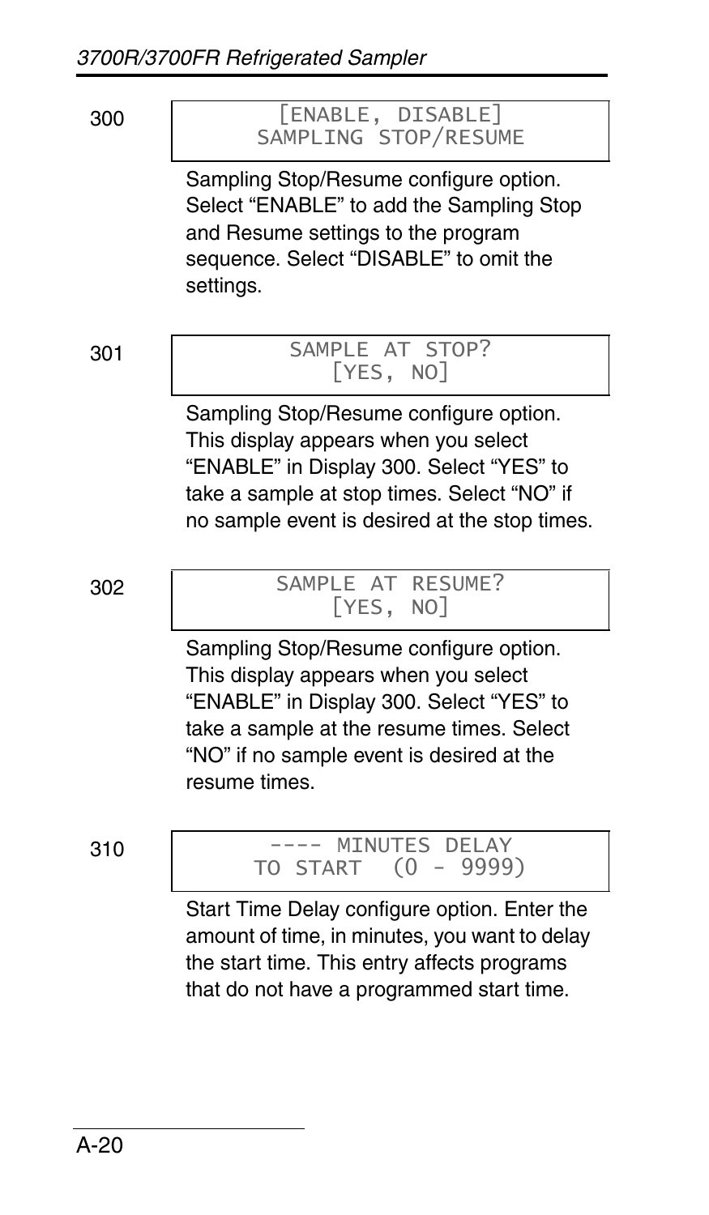300

```
[ENABLE, DISABLE]
SAMPLING STOP/RESUME
```

Sampling Stop/Resume configure option. Select “ENABLE” to add the Sampling Stop and Resume settings to the program sequence. Select “DISABLE” to omit the settings.

301

```
SAMPLE AT STOP?
[YES, NO]
```

Sampling Stop/Resume configure option. This display appears when you select “ENABLE” in Display 300. Select “YES” to take a sample at stop times. Select “NO” if no sample event is desired at the stop times.

302

```
SAMPLE AT RESUME?
[YES, NO]
```

Sampling Stop/Resume configure option. This display appears when you select “ENABLE” in Display 300. Select “YES” to take a sample at the resume times. Select “NO” if no sample event is desired at the resume times.

310

```
---- MINUTES DELAY
TO START (0 - 9999)
```

Start Time Delay configure option. Enter the amount of time, in minutes, you want to delay the start time. This entry affects programs that do not have a programmed start time.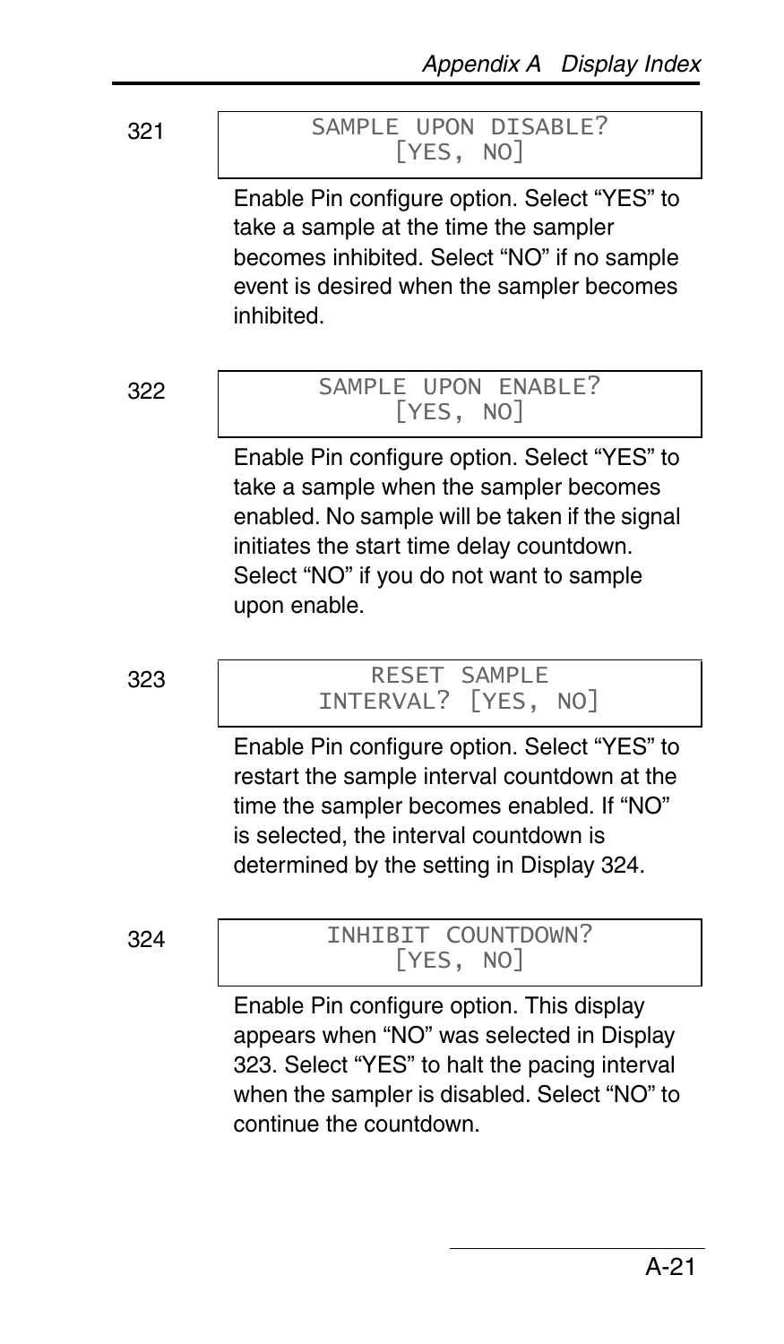321

```
SAMPLE UPON DISABLE?
[YES, NO]
```

Enable Pin configure option. Select “YES” to take a sample at the time the sampler becomes inhibited. Select “NO” if no sample event is desired when the sampler becomes inhibited.

322

```
SAMPLE UPON ENABLE?
[YES, NO]
```

Enable Pin configure option. Select “YES” to take a sample when the sampler becomes enabled. No sample will be taken if the signal initiates the start time delay countdown. Select “NO” if you do not want to sample upon enable.

323

```
RESET SAMPLE
INTERVAL? [YES, NO]
```

Enable Pin configure option. Select “YES” to restart the sample interval countdown at the time the sampler becomes enabled. If “NO” is selected, the interval countdown is determined by the setting in Display 324.

324

```
INHIBIT COUNTDOWN?
[YES, NO]
```

Enable Pin configure option. This display appears when “NO” was selected in Display 323. Select “YES” to halt the pacing interval when the sampler is disabled. Select “NO” to continue the countdown.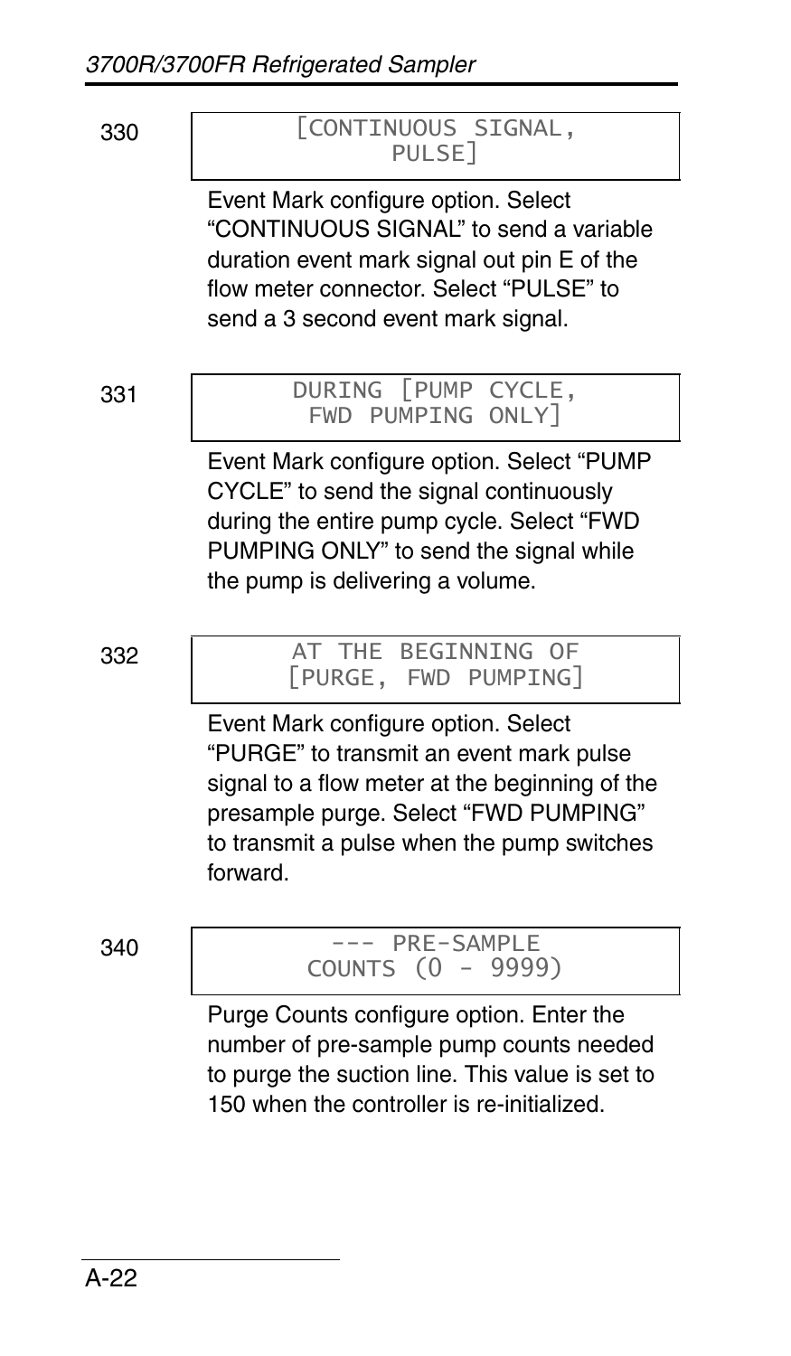330

```
[CONTINUOUS SIGNAL,
PULSE]
```

Event Mark configure option. Select "CONTINUOUS SIGNAL" to send a variable duration event mark signal out pin E of the flow meter connector. Select "PULSE" to send a 3 second event mark signal.

331

```
DURING [PUMP CYCLE,
FWD PUMPING ONLY]
```

Event Mark configure option. Select "PUMP CYCLE" to send the signal continuously during the entire pump cycle. Select "FWD PUMPING ONLY" to send the signal while the pump is delivering a volume.

332

```
AT THE BEGINNING OF
[PURGE, FWD PUMPING]
```

Event Mark configure option. Select "PURGE" to transmit an event mark pulse signal to a flow meter at the beginning of the presample purge. Select "FWD PUMPING" to transmit a pulse when the pump switches forward.

340

```
--- PRE-SAMPLE
COUNTS (0 - 9999)
```

Purge Counts configure option. Enter the number of pre-sample pump counts needed to purge the suction line. This value is set to 150 when the controller is re-initialized.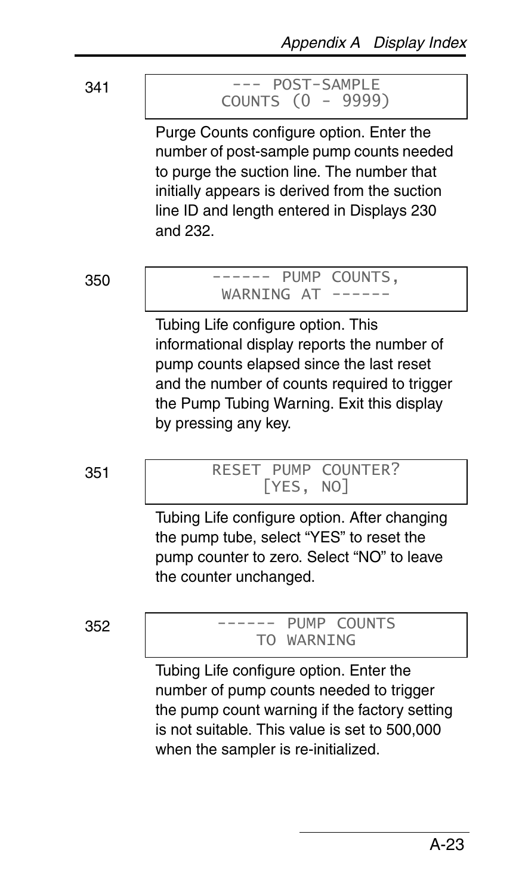341

```
--- POST-SAMPLE
COUNTS (0 - 9999)
```

Purge Counts configure option. Enter the number of post-sample pump counts needed to purge the suction line. The number that initially appears is derived from the suction line ID and length entered in Displays 230 and 232.

350

```
------ PUMP COUNTS,
WARNING AT ------
```

Tubing Life configure option. This informational display reports the number of pump counts elapsed since the last reset and the number of counts required to trigger the Pump Tubing Warning. Exit this display by pressing any key.

351

```
RESET PUMP COUNTER?
[YES, NO]
```

Tubing Life configure option. After changing the pump tube, select “YES” to reset the pump counter to zero. Select “NO” to leave the counter unchanged.

352

```
------ PUMP COUNTS
TO WARNING
```

Tubing Life configure option. Enter the number of pump counts needed to trigger the pump count warning if the factory setting is not suitable. This value is set to 500,000 when the sampler is re-initialized.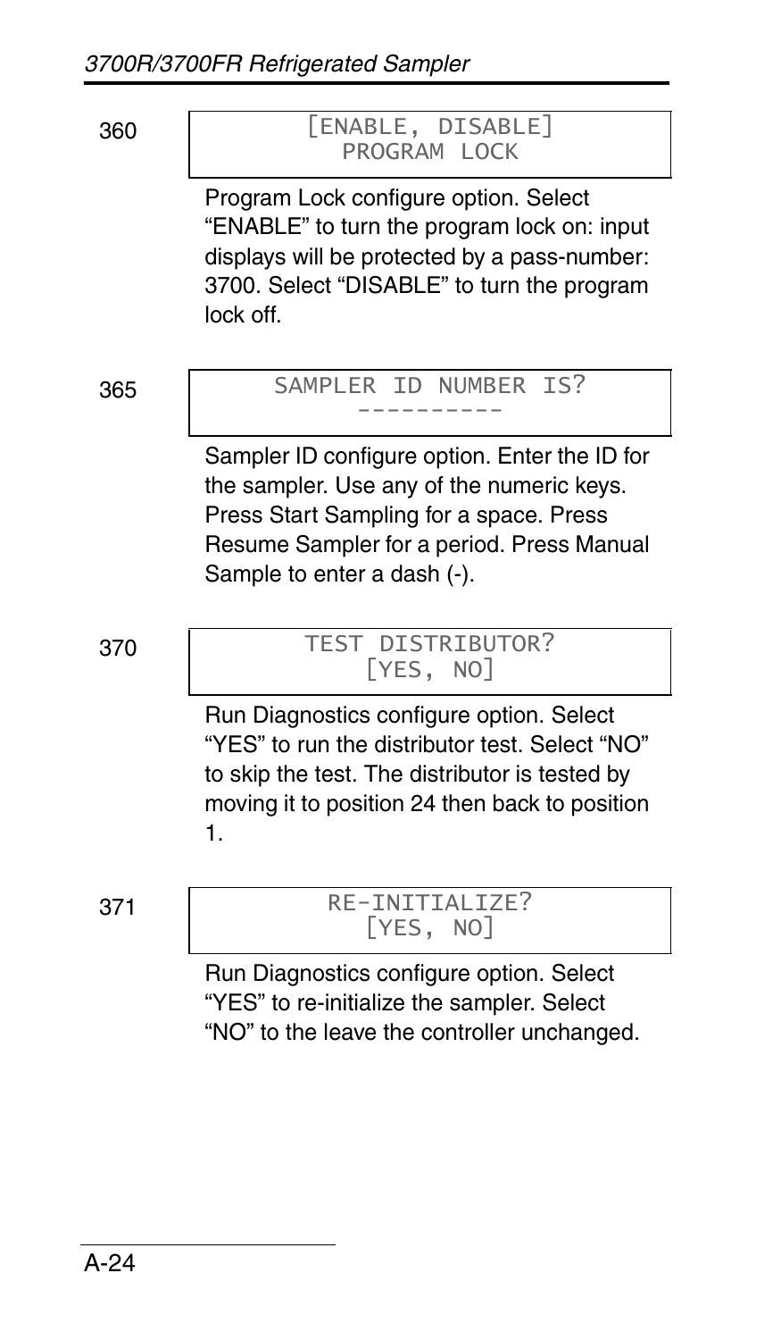360

```
[ENABLE, DISABLE]
PROGRAM LOCK
```

Program Lock configure option. Select "ENABLE" to turn the program lock on: input displays will be protected by a pass-number: 3700. Select "DISABLE" to turn the program lock off.

365

```
SAMPLER ID NUMBER IS?
----------
```

Sampler ID configure option. Enter the ID for the sampler. Use any of the numeric keys. Press Start Sampling for a space. Press Resume Sampler for a period. Press Manual Sample to enter a dash (-).

370

```
TEST DISTRIBUTOR?
[YES, NO]
```

Run Diagnostics configure option. Select "YES" to run the distributor test. Select "NO" to skip the test. The distributor is tested by moving it to position 24 then back to position 1.

371

```
RE-INITIALIZE?
[YES, NO]
```

Run Diagnostics configure option. Select "YES" to re-initialize the sampler. Select "NO" to the leave the controller unchanged.